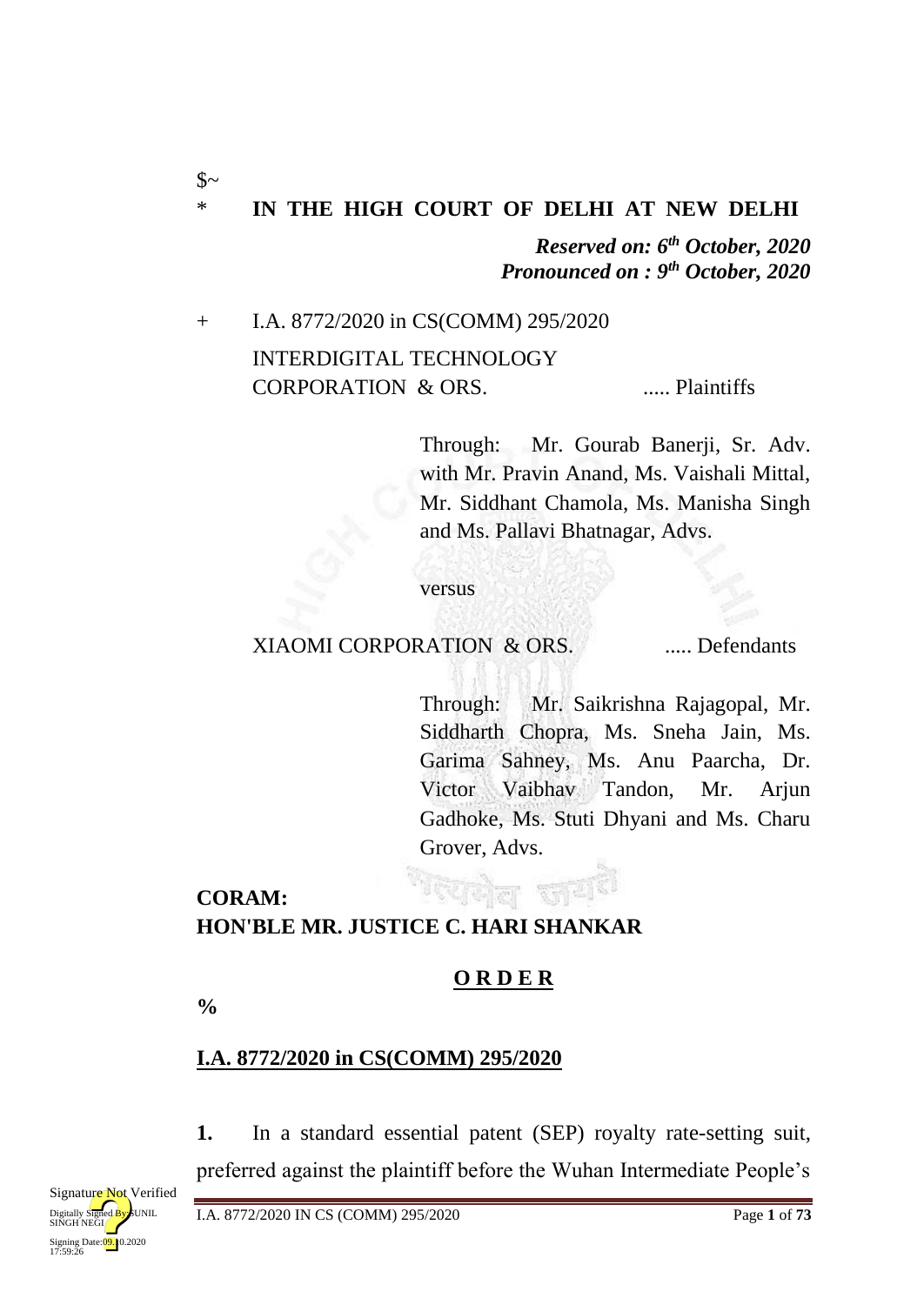$~

\* **IN THE HIGH COURT OF DELHI AT NEW DELHI**

*Reserved on: 6th October, 2020*
*Pronounced on : 9th October, 2020*

\+ I.A. 8772/2020 in CS(COMM) 295/2020

INTERDIGITAL TECHNOLOGY CORPORATION & ORS. ..... Plaintiffs

Through: Mr. Gourab Banerji, Sr. Adv. with Mr. Pravin Anand, Ms. Vaishali Mittal, Mr. Siddhant Chamola, Ms. Manisha Singh and Ms. Pallavi Bhatnagar, Advs.

versus

XIAOMI CORPORATION & ORS. ..... Defendants

Through: Mr. Saikrishna Rajagopal, Mr. Siddharth Chopra, Ms. Sneha Jain, Ms. Garima Sahney, Ms. Anu Paarcha, Dr. Victor Vaibhav Tandon, Mr. Arjun Gadhoke, Ms. Stuti Dhyani and Ms. Charu Grover, Advs.

**CORAM:**
**HON'BLE MR. JUSTICE C. HARI SHANKAR**

**O R D E R**

%

**I.A. 8772/2020 in CS(COMM) 295/2020**

**1.** In a standard essential patent (SEP) royalty rate-setting suit, preferred against the plaintiff before the Wuhan Intermediate People's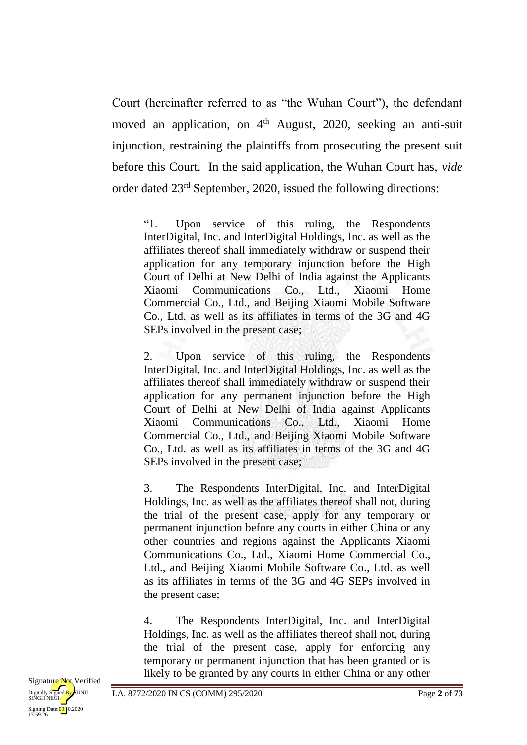Court (hereinafter referred to as "the Wuhan Court"), the defendant moved an application, on 4th August, 2020, seeking an anti-suit injunction, restraining the plaintiffs from prosecuting the present suit before this Court. In the said application, the Wuhan Court has, *vide* order dated 23rd September, 2020, issued the following directions:

> "1. Upon service of this ruling, the Respondents InterDigital, Inc. and InterDigital Holdings, Inc. as well as the affiliates thereof shall immediately withdraw or suspend their application for any temporary injunction before the High Court of Delhi at New Delhi of India against the Applicants Xiaomi Communications Co., Ltd., Xiaomi Home Commercial Co., Ltd., and Beijing Xiaomi Mobile Software Co., Ltd. as well as its affiliates in terms of the 3G and 4G SEPs involved in the present case;
>
> 2. Upon service of this ruling, the Respondents InterDigital, Inc. and InterDigital Holdings, Inc. as well as the affiliates thereof shall immediately withdraw or suspend their application for any permanent injunction before the High Court of Delhi at New Delhi of India against Applicants Xiaomi Communications Co., Ltd., Xiaomi Home Commercial Co., Ltd., and Beijing Xiaomi Mobile Software Co., Ltd. as well as its affiliates in terms of the 3G and 4G SEPs involved in the present case;
>
> 3. The Respondents InterDigital, Inc. and InterDigital Holdings, Inc. as well as the affiliates thereof shall not, during the trial of the present case, apply for any temporary or permanent injunction before any courts in either China or any other countries and regions against the Applicants Xiaomi Communications Co., Ltd., Xiaomi Home Commercial Co., Ltd., and Beijing Xiaomi Mobile Software Co., Ltd. as well as its affiliates in terms of the 3G and 4G SEPs involved in the present case;
>
> 4. The Respondents InterDigital, Inc. and InterDigital Holdings, Inc. as well as the affiliates thereof shall not, during the trial of the present case, apply for enforcing any temporary or permanent injunction that has been granted or is likely to be granted by any courts in either China or any other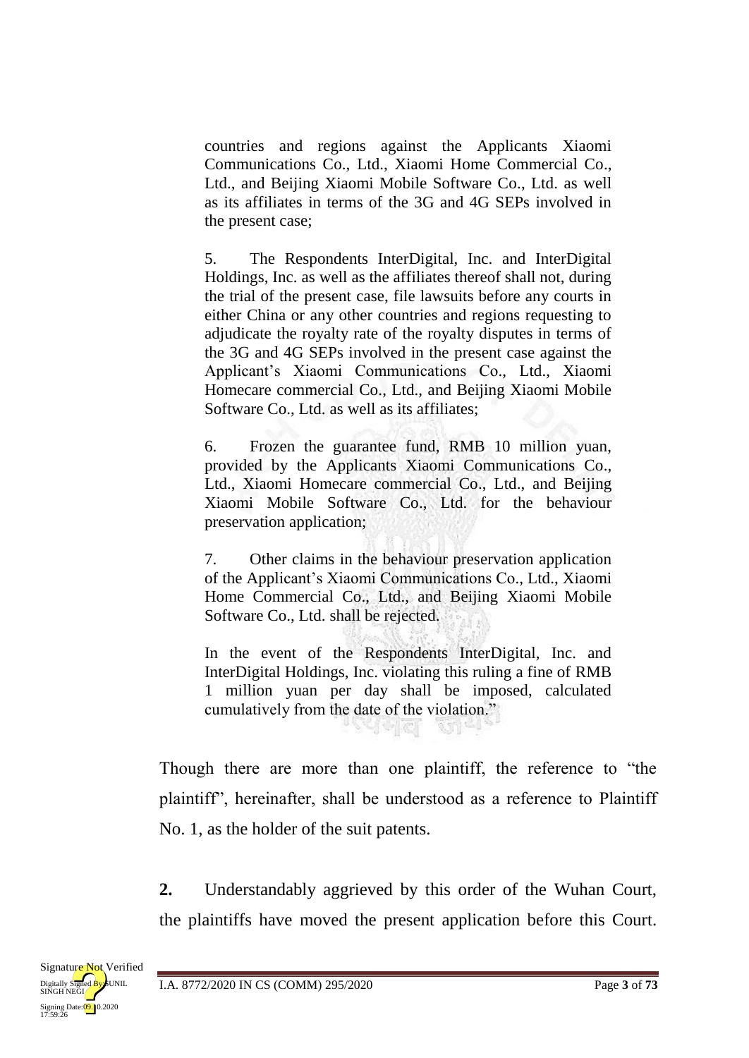> countries and regions against the Applicants Xiaomi Communications Co., Ltd., Xiaomi Home Commercial Co., Ltd., and Beijing Xiaomi Mobile Software Co., Ltd. as well as its affiliates in terms of the 3G and 4G SEPs involved in the present case;
>
> 5. The Respondents InterDigital, Inc. and InterDigital Holdings, Inc. as well as the affiliates thereof shall not, during the trial of the present case, file lawsuits before any courts in either China or any other countries and regions requesting to adjudicate the royalty rate of the royalty disputes in terms of the 3G and 4G SEPs involved in the present case against the Applicant's Xiaomi Communications Co., Ltd., Xiaomi Homecare commercial Co., Ltd., and Beijing Xiaomi Mobile Software Co., Ltd. as well as its affiliates;
>
> 6. Frozen the guarantee fund, RMB 10 million yuan, provided by the Applicants Xiaomi Communications Co., Ltd., Xiaomi Homecare commercial Co., Ltd., and Beijing Xiaomi Mobile Software Co., Ltd. for the behaviour preservation application;
>
> 7. Other claims in the behaviour preservation application of the Applicant's Xiaomi Communications Co., Ltd., Xiaomi Home Commercial Co., Ltd., and Beijing Xiaomi Mobile Software Co., Ltd. shall be rejected.
>
> In the event of the Respondents InterDigital, Inc. and InterDigital Holdings, Inc. violating this ruling a fine of RMB 1 million yuan per day shall be imposed, calculated cumulatively from the date of the violation."

Though there are more than one plaintiff, the reference to "the plaintiff", hereinafter, shall be understood as a reference to Plaintiff No. 1, as the holder of the suit patents.

**2.** Understandably aggrieved by this order of the Wuhan Court, the plaintiffs have moved the present application before this Court.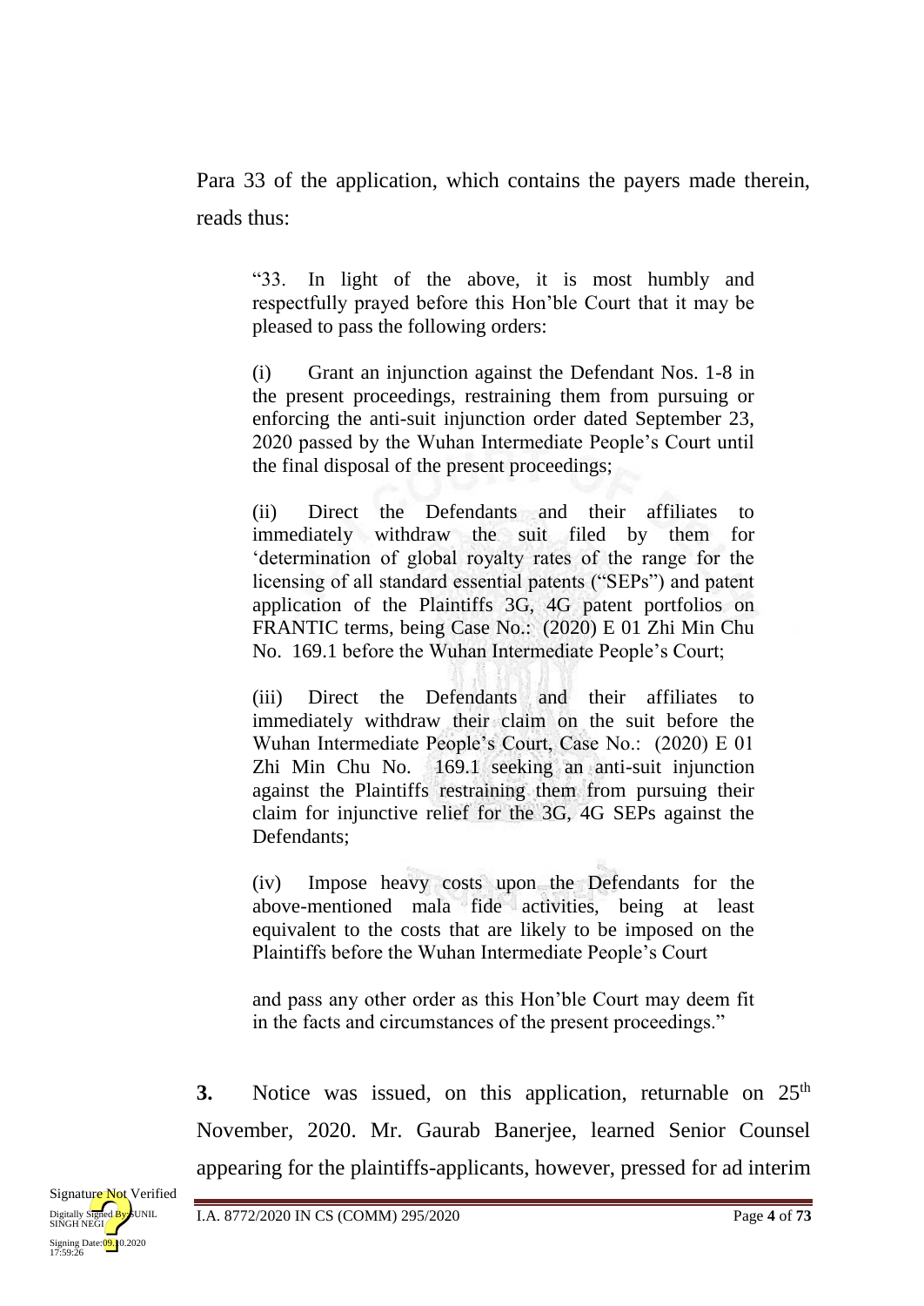Para 33 of the application, which contains the payers made therein, reads thus:

> "33. In light of the above, it is most humbly and respectfully prayed before this Hon'ble Court that it may be pleased to pass the following orders:
>
> (i) Grant an injunction against the Defendant Nos. 1-8 in the present proceedings, restraining them from pursuing or enforcing the anti-suit injunction order dated September 23, 2020 passed by the Wuhan Intermediate People's Court until the final disposal of the present proceedings;
>
> (ii) Direct the Defendants and their affiliates to immediately withdraw the suit filed by them for 'determination of global royalty rates of the range for the licensing of all standard essential patents ("SEPs") and patent application of the Plaintiffs 3G, 4G patent portfolios on FRANTIC terms, being Case No.: (2020) E 01 Zhi Min Chu No. 169.1 before the Wuhan Intermediate People's Court;
>
> (iii) Direct the Defendants and their affiliates to immediately withdraw their claim on the suit before the Wuhan Intermediate People's Court, Case No.: (2020) E 01 Zhi Min Chu No. 169.1 seeking an anti-suit injunction against the Plaintiffs restraining them from pursuing their claim for injunctive relief for the 3G, 4G SEPs against the Defendants;
>
> (iv) Impose heavy costs upon the Defendants for the above-mentioned mala fide activities, being at least equivalent to the costs that are likely to be imposed on the Plaintiffs before the Wuhan Intermediate People's Court
>
> and pass any other order as this Hon'ble Court may deem fit in the facts and circumstances of the present proceedings."

**3.** Notice was issued, on this application, returnable on 25th November, 2020. Mr. Gaurab Banerjee, learned Senior Counsel appearing for the plaintiffs-applicants, however, pressed for ad interim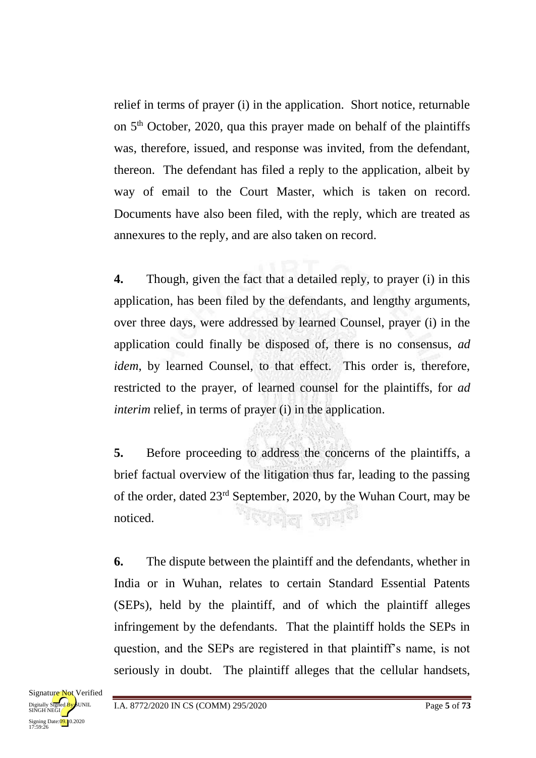relief in terms of prayer (i) in the application. Short notice, returnable on 5th October, 2020, qua this prayer made on behalf of the plaintiffs was, therefore, issued, and response was invited, from the defendant, thereon. The defendant has filed a reply to the application, albeit by way of email to the Court Master, which is taken on record. Documents have also been filed, with the reply, which are treated as annexures to the reply, and are also taken on record.

**4.** Though, given the fact that a detailed reply, to prayer (i) in this application, has been filed by the defendants, and lengthy arguments, over three days, were addressed by learned Counsel, prayer (i) in the application could finally be disposed of, there is no consensus, *ad idem*, by learned Counsel, to that effect. This order is, therefore, restricted to the prayer, of learned counsel for the plaintiffs, for *ad interim* relief, in terms of prayer (i) in the application.

**5.** Before proceeding to address the concerns of the plaintiffs, a brief factual overview of the litigation thus far, leading to the passing of the order, dated 23rd September, 2020, by the Wuhan Court, may be noticed.

**6.** The dispute between the plaintiff and the defendants, whether in India or in Wuhan, relates to certain Standard Essential Patents (SEPs), held by the plaintiff, and of which the plaintiff alleges infringement by the defendants. That the plaintiff holds the SEPs in question, and the SEPs are registered in that plaintiff's name, is not seriously in doubt. The plaintiff alleges that the cellular handsets,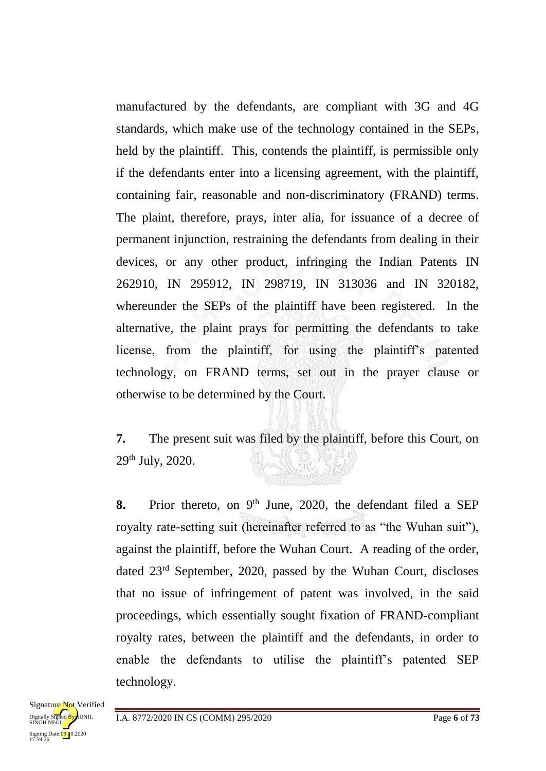manufactured by the defendants, are compliant with 3G and 4G standards, which make use of the technology contained in the SEPs, held by the plaintiff. This, contends the plaintiff, is permissible only if the defendants enter into a licensing agreement, with the plaintiff, containing fair, reasonable and non-discriminatory (FRAND) terms. The plaint, therefore, prays, inter alia, for issuance of a decree of permanent injunction, restraining the defendants from dealing in their devices, or any other product, infringing the Indian Patents IN 262910, IN 295912, IN 298719, IN 313036 and IN 320182, whereunder the SEPs of the plaintiff have been registered. In the alternative, the plaint prays for permitting the defendants to take license, from the plaintiff, for using the plaintiff's patented technology, on FRAND terms, set out in the prayer clause or otherwise to be determined by the Court.

**7.** The present suit was filed by the plaintiff, before this Court, on 29th July, 2020.

**8.** Prior thereto, on 9th June, 2020, the defendant filed a SEP royalty rate-setting suit (hereinafter referred to as "the Wuhan suit"), against the plaintiff, before the Wuhan Court. A reading of the order, dated 23rd September, 2020, passed by the Wuhan Court, discloses that no issue of infringement of patent was involved, in the said proceedings, which essentially sought fixation of FRAND-compliant royalty rates, between the plaintiff and the defendants, in order to enable the defendants to utilise the plaintiff's patented SEP technology.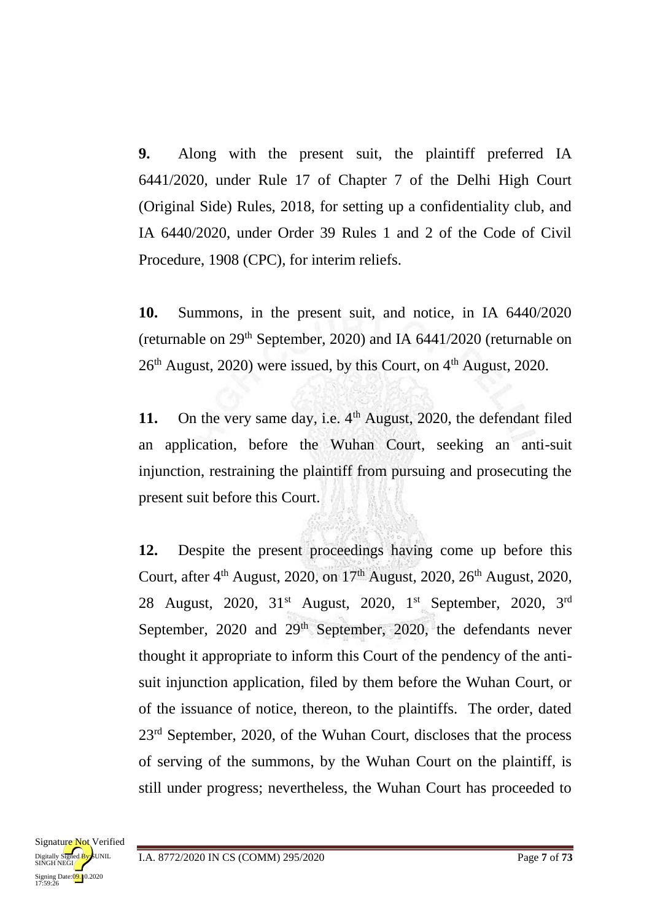**9.** Along with the present suit, the plaintiff preferred IA 6441/2020, under Rule 17 of Chapter 7 of the Delhi High Court (Original Side) Rules, 2018, for setting up a confidentiality club, and IA 6440/2020, under Order 39 Rules 1 and 2 of the Code of Civil Procedure, 1908 (CPC), for interim reliefs.

**10.** Summons, in the present suit, and notice, in IA 6440/2020 (returnable on 29th September, 2020) and IA 6441/2020 (returnable on 26th August, 2020) were issued, by this Court, on 4th August, 2020.

**11.** On the very same day, i.e. 4th August, 2020, the defendant filed an application, before the Wuhan Court, seeking an anti-suit injunction, restraining the plaintiff from pursuing and prosecuting the present suit before this Court.

**12.** Despite the present proceedings having come up before this Court, after 4th August, 2020, on 17th August, 2020, 26th August, 2020, 28 August, 2020, 31st August, 2020, 1st September, 2020, 3rd September, 2020 and 29th September, 2020, the defendants never thought it appropriate to inform this Court of the pendency of the anti-suit injunction application, filed by them before the Wuhan Court, or of the issuance of notice, thereon, to the plaintiffs. The order, dated 23rd September, 2020, of the Wuhan Court, discloses that the process of serving of the summons, by the Wuhan Court on the plaintiff, is still under progress; nevertheless, the Wuhan Court has proceeded to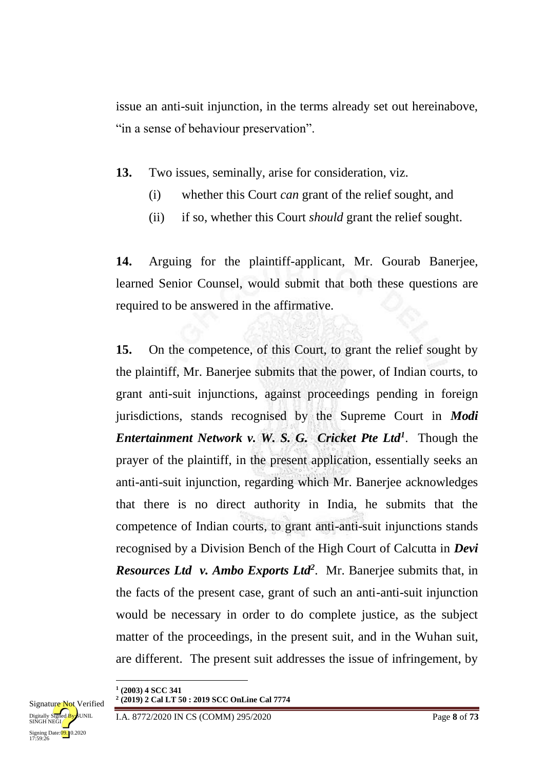issue an anti-suit injunction, in the terms already set out hereinabove, "in a sense of behaviour preservation".

**13.** Two issues, seminally, arise for consideration, viz.

(i) whether this Court *can* grant of the relief sought, and

(ii) if so, whether this Court *should* grant the relief sought.

**14.** Arguing for the plaintiff-applicant, Mr. Gourab Banerjee, learned Senior Counsel, would submit that both these questions are required to be answered in the affirmative.

**15.** On the competence, of this Court, to grant the relief sought by the plaintiff, Mr. Banerjee submits that the power, of Indian courts, to grant anti-suit injunctions, against proceedings pending in foreign jurisdictions, stands recognised by the Supreme Court in ***Modi Entertainment Network v. W. S. G. Cricket Pte Ltd***[1]. Though the prayer of the plaintiff, in the present application, essentially seeks an anti-anti-suit injunction, regarding which Mr. Banerjee acknowledges that there is no direct authority in India, he submits that the competence of Indian courts, to grant anti-anti-suit injunctions stands recognised by a Division Bench of the High Court of Calcutta in ***Devi Resources Ltd v. Ambo Exports Ltd***[2]. Mr. Banerjee submits that, in the facts of the present case, grant of such an anti-anti-suit injunction would be necessary in order to do complete justice, as the subject matter of the proceedings, in the present suit, and in the Wuhan suit, are different. The present suit addresses the issue of infringement, by

---

[1] **(2003) 4 SCC 341**

[2] **(2019) 2 Cal LT 50 : 2019 SCC OnLine Cal 7774**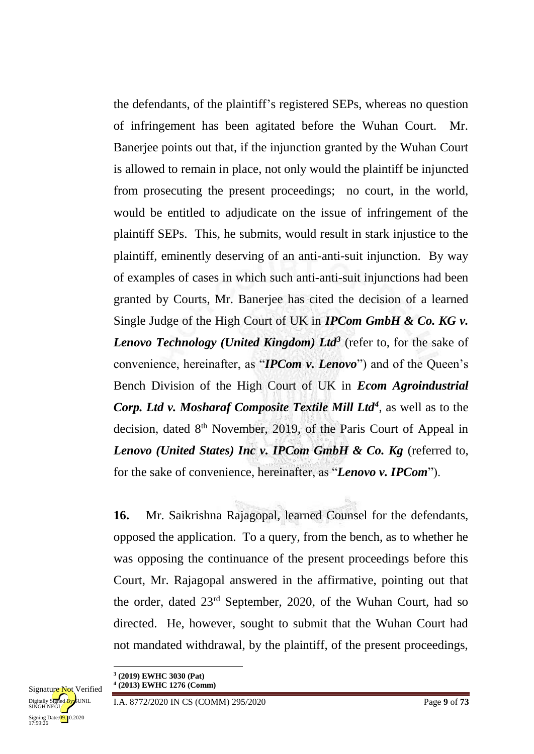the defendants, of the plaintiff's registered SEPs, whereas no question of infringement has been agitated before the Wuhan Court. Mr. Banerjee points out that, if the injunction granted by the Wuhan Court is allowed to remain in place, not only would the plaintiff be injuncted from prosecuting the present proceedings; no court, in the world, would be entitled to adjudicate on the issue of infringement of the plaintiff SEPs. This, he submits, would result in stark injustice to the plaintiff, eminently deserving of an anti-anti-suit injunction. By way of examples of cases in which such anti-anti-suit injunctions had been granted by Courts, Mr. Banerjee has cited the decision of a learned Single Judge of the High Court of UK in ***IPCom GmbH & Co. KG v. Lenovo Technology (United Kingdom) Ltd***[3] (refer to, for the sake of convenience, hereinafter, as "***IPCom v. Lenovo***") and of the Queen's Bench Division of the High Court of UK in ***Ecom Agroindustrial Corp. Ltd v. Mosharaf Composite Textile Mill Ltd***[4], as well as to the decision, dated 8th November, 2019, of the Paris Court of Appeal in ***Lenovo (United States) Inc v. IPCom GmbH & Co. Kg*** (referred to, for the sake of convenience, hereinafter, as "***Lenovo v. IPCom***").

**16.** Mr. Saikrishna Rajagopal, learned Counsel for the defendants, opposed the application. To a query, from the bench, as to whether he was opposing the continuance of the present proceedings before this Court, Mr. Rajagopal answered in the affirmative, pointing out that the order, dated 23rd September, 2020, of the Wuhan Court, had so directed. He, however, sought to submit that the Wuhan Court had not mandated withdrawal, by the plaintiff, of the present proceedings,

---

[3] **(2019) EWHC 3030 (Pat)**

[4] **(2013) EWHC 1276 (Comm)**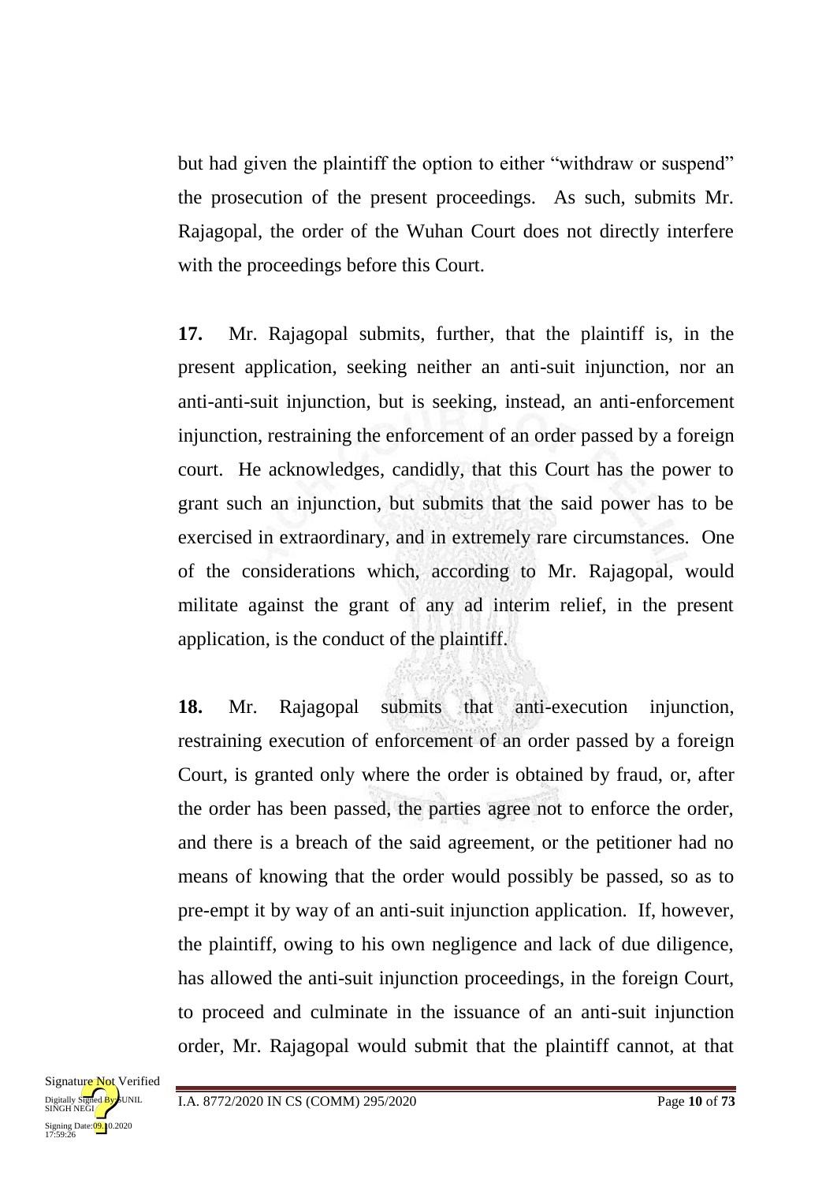but had given the plaintiff the option to either "withdraw or suspend" the prosecution of the present proceedings. As such, submits Mr. Rajagopal, the order of the Wuhan Court does not directly interfere with the proceedings before this Court.

**17.** Mr. Rajagopal submits, further, that the plaintiff is, in the present application, seeking neither an anti-suit injunction, nor an anti-anti-suit injunction, but is seeking, instead, an anti-enforcement injunction, restraining the enforcement of an order passed by a foreign court. He acknowledges, candidly, that this Court has the power to grant such an injunction, but submits that the said power has to be exercised in extraordinary, and in extremely rare circumstances. One of the considerations which, according to Mr. Rajagopal, would militate against the grant of any ad interim relief, in the present application, is the conduct of the plaintiff.

**18.** Mr. Rajagopal submits that anti-execution injunction, restraining execution of enforcement of an order passed by a foreign Court, is granted only where the order is obtained by fraud, or, after the order has been passed, the parties agree not to enforce the order, and there is a breach of the said agreement, or the petitioner had no means of knowing that the order would possibly be passed, so as to pre-empt it by way of an anti-suit injunction application. If, however, the plaintiff, owing to his own negligence and lack of due diligence, has allowed the anti-suit injunction proceedings, in the foreign Court, to proceed and culminate in the issuance of an anti-suit injunction order, Mr. Rajagopal would submit that the plaintiff cannot, at that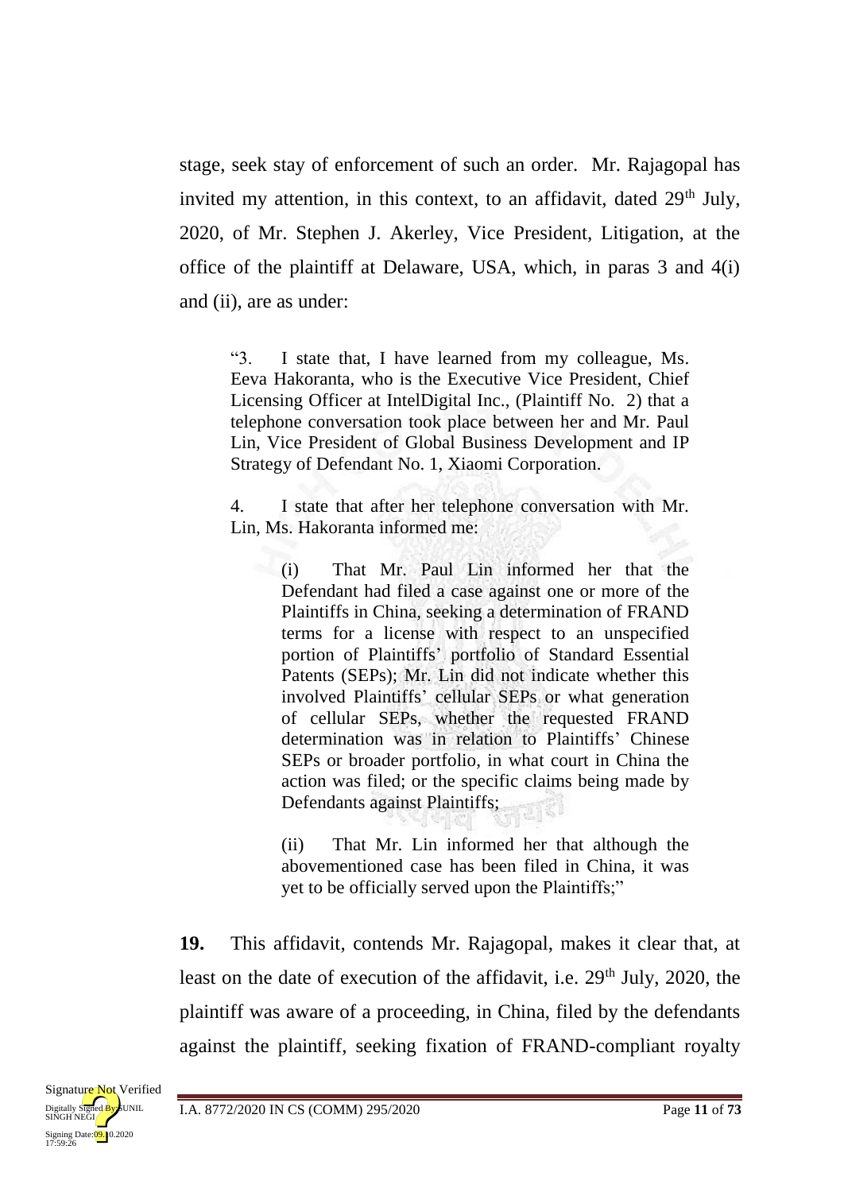stage, seek stay of enforcement of such an order. Mr. Rajagopal has invited my attention, in this context, to an affidavit, dated 29th July, 2020, of Mr. Stephen J. Akerley, Vice President, Litigation, at the office of the plaintiff at Delaware, USA, which, in paras 3 and 4(i) and (ii), are as under:

> "3. I state that, I have learned from my colleague, Ms. Eeva Hakoranta, who is the Executive Vice President, Chief Licensing Officer at IntelDigital Inc., (Plaintiff No. 2) that a telephone conversation took place between her and Mr. Paul Lin, Vice President of Global Business Development and IP Strategy of Defendant No. 1, Xiaomi Corporation.
>
> 4. I state that after her telephone conversation with Mr. Lin, Ms. Hakoranta informed me:
>
> > (i) That Mr. Paul Lin informed her that the Defendant had filed a case against one or more of the Plaintiffs in China, seeking a determination of FRAND terms for a license with respect to an unspecified portion of Plaintiffs' portfolio of Standard Essential Patents (SEPs); Mr. Lin did not indicate whether this involved Plaintiffs' cellular SEPs or what generation of cellular SEPs, whether the requested FRAND determination was in relation to Plaintiffs' Chinese SEPs or broader portfolio, in what court in China the action was filed; or the specific claims being made by Defendants against Plaintiffs;
> >
> > (ii) That Mr. Lin informed her that although the abovementioned case has been filed in China, it was yet to be officially served upon the Plaintiffs;"

**19.** This affidavit, contends Mr. Rajagopal, makes it clear that, at least on the date of execution of the affidavit, i.e. 29th July, 2020, the plaintiff was aware of a proceeding, in China, filed by the defendants against the plaintiff, seeking fixation of FRAND-compliant royalty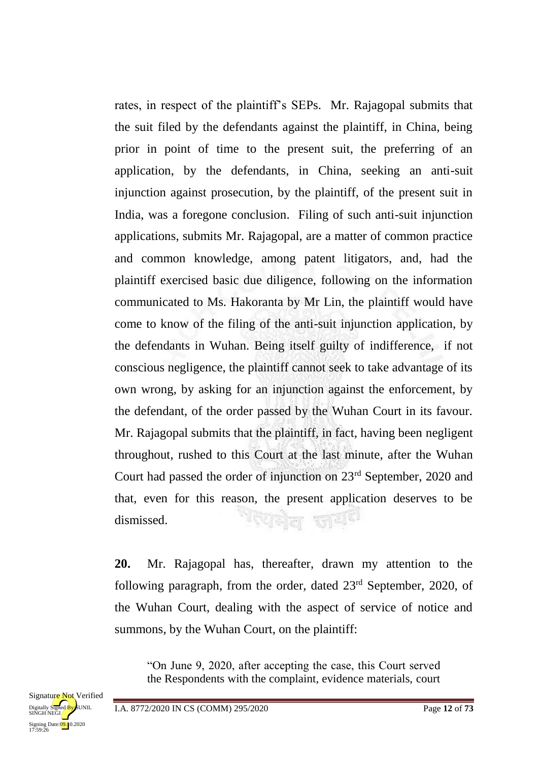rates, in respect of the plaintiff's SEPs. Mr. Rajagopal submits that the suit filed by the defendants against the plaintiff, in China, being prior in point of time to the present suit, the preferring of an application, by the defendants, in China, seeking an anti-suit injunction against prosecution, by the plaintiff, of the present suit in India, was a foregone conclusion. Filing of such anti-suit injunction applications, submits Mr. Rajagopal, are a matter of common practice and common knowledge, among patent litigators, and, had the plaintiff exercised basic due diligence, following on the information communicated to Ms. Hakoranta by Mr Lin, the plaintiff would have come to know of the filing of the anti-suit injunction application, by the defendants in Wuhan. Being itself guilty of indifference, if not conscious negligence, the plaintiff cannot seek to take advantage of its own wrong, by asking for an injunction against the enforcement, by the defendant, of the order passed by the Wuhan Court in its favour. Mr. Rajagopal submits that the plaintiff, in fact, having been negligent throughout, rushed to this Court at the last minute, after the Wuhan Court had passed the order of injunction on 23rd September, 2020 and that, even for this reason, the present application deserves to be dismissed.

**20.** Mr. Rajagopal has, thereafter, drawn my attention to the following paragraph, from the order, dated 23rd September, 2020, of the Wuhan Court, dealing with the aspect of service of notice and summons, by the Wuhan Court, on the plaintiff:

> "On June 9, 2020, after accepting the case, this Court served the Respondents with the complaint, evidence materials, court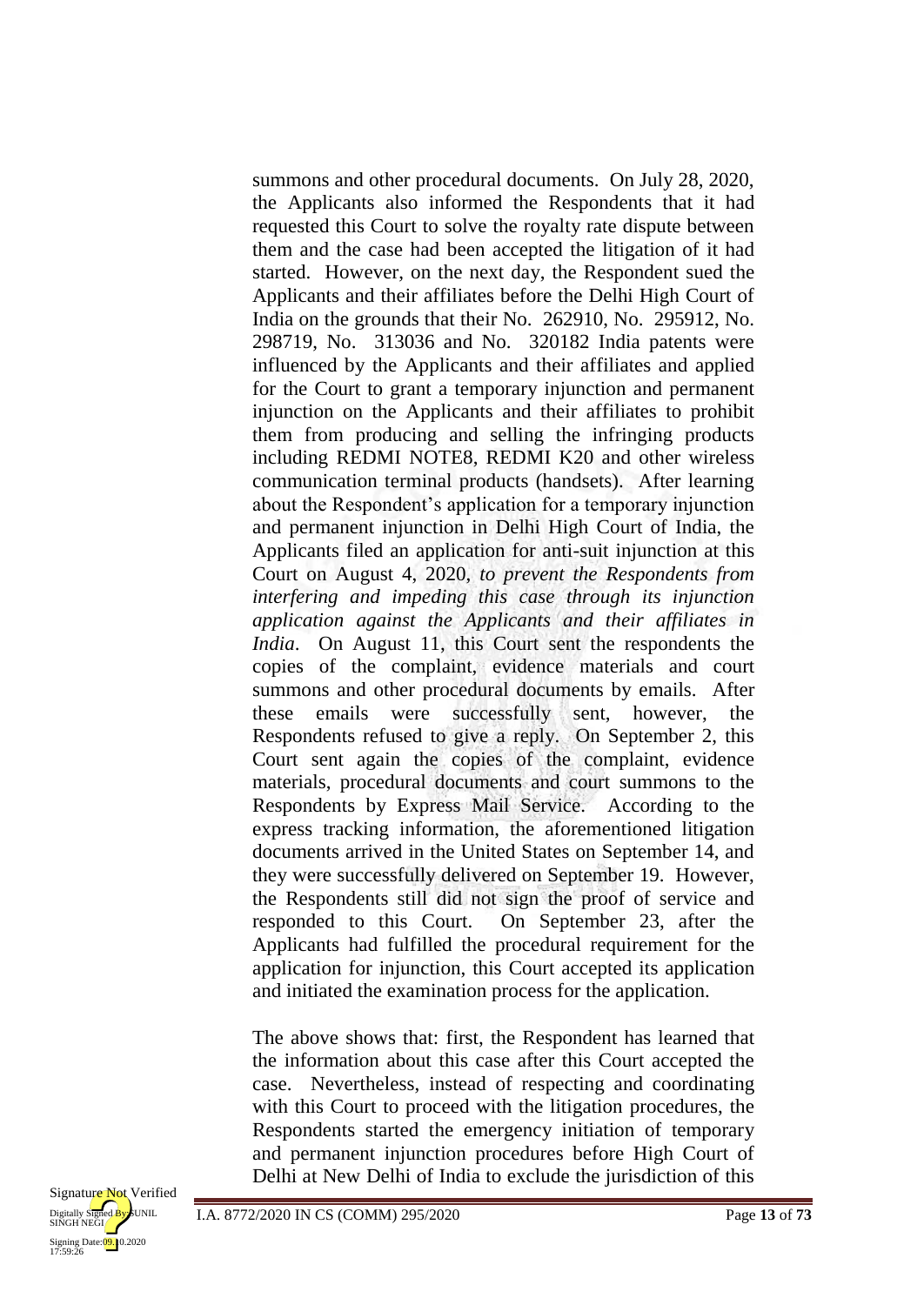summons and other procedural documents. On July 28, 2020, the Applicants also informed the Respondents that it had requested this Court to solve the royalty rate dispute between them and the case had been accepted the litigation of it had started. However, on the next day, the Respondent sued the Applicants and their affiliates before the Delhi High Court of India on the grounds that their No. 262910, No. 295912, No. 298719, No. 313036 and No. 320182 India patents were influenced by the Applicants and their affiliates and applied for the Court to grant a temporary injunction and permanent injunction on the Applicants and their affiliates to prohibit them from producing and selling the infringing products including REDMI NOTE8, REDMI K20 and other wireless communication terminal products (handsets). After learning about the Respondent's application for a temporary injunction and permanent injunction in Delhi High Court of India, the Applicants filed an application for anti-suit injunction at this Court on August 4, 2020, *to prevent the Respondents from interfering and impeding this case through its injunction application against the Applicants and their affiliates in India*. On August 11, this Court sent the respondents the copies of the complaint, evidence materials and court summons and other procedural documents by emails. After these emails were successfully sent, however, the Respondents refused to give a reply. On September 2, this Court sent again the copies of the complaint, evidence materials, procedural documents and court summons to the Respondents by Express Mail Service. According to the express tracking information, the aforementioned litigation documents arrived in the United States on September 14, and they were successfully delivered on September 19. However, the Respondents still did not sign the proof of service and responded to this Court. On September 23, after the Applicants had fulfilled the procedural requirement for the application for injunction, this Court accepted its application and initiated the examination process for the application.

The above shows that: first, the Respondent has learned that the information about this case after this Court accepted the case. Nevertheless, instead of respecting and coordinating with this Court to proceed with the litigation procedures, the Respondents started the emergency initiation of temporary and permanent injunction procedures before High Court of Delhi at New Delhi of India to exclude the jurisdiction of this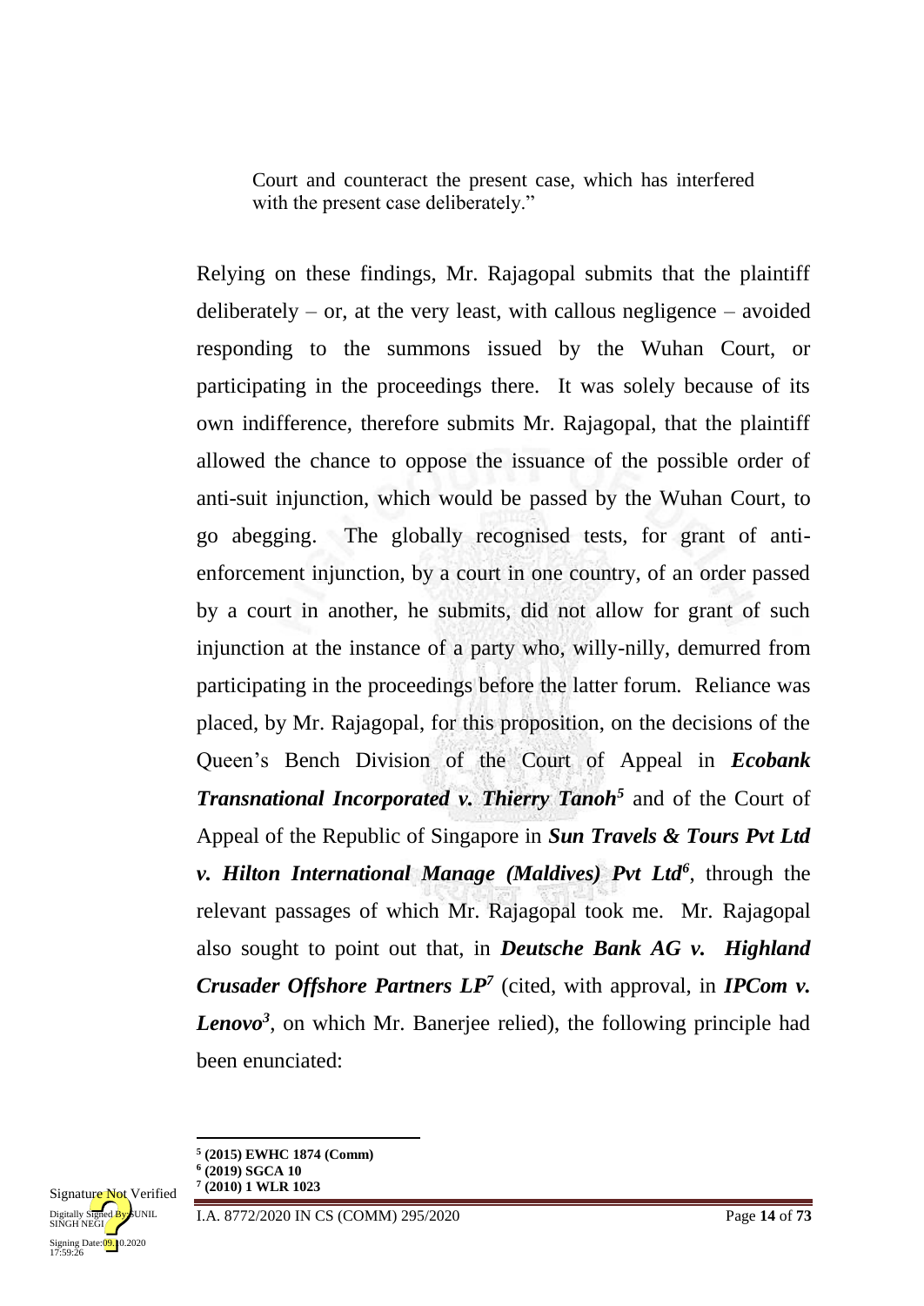Court and counteract the present case, which has interfered with the present case deliberately."

Relying on these findings, Mr. Rajagopal submits that the plaintiff deliberately – or, at the very least, with callous negligence – avoided responding to the summons issued by the Wuhan Court, or participating in the proceedings there. It was solely because of its own indifference, therefore submits Mr. Rajagopal, that the plaintiff allowed the chance to oppose the issuance of the possible order of anti-suit injunction, which would be passed by the Wuhan Court, to go abegging. The globally recognised tests, for grant of anti-enforcement injunction, by a court in one country, of an order passed by a court in another, he submits, did not allow for grant of such injunction at the instance of a party who, willy-nilly, demurred from participating in the proceedings before the latter forum. Reliance was placed, by Mr. Rajagopal, for this proposition, on the decisions of the Queen's Bench Division of the Court of Appeal in ***Ecobank Transnational Incorporated v. Thierry Tanoh***[5] and of the Court of Appeal of the Republic of Singapore in ***Sun Travels & Tours Pvt Ltd v. Hilton International Manage (Maldives) Pvt Ltd***[6], through the relevant passages of which Mr. Rajagopal took me. Mr. Rajagopal also sought to point out that, in ***Deutsche Bank AG v. Highland Crusader Offshore Partners LP***[7] (cited, with approval, in ***IPCom v. Lenovo***[3], on which Mr. Banerjee relied), the following principle had been enunciated:

---

[5] **(2015) EWHC 1874 (Comm)**
[6] **(2019) SGCA 10**
[7] **(2010) 1 WLR 1023**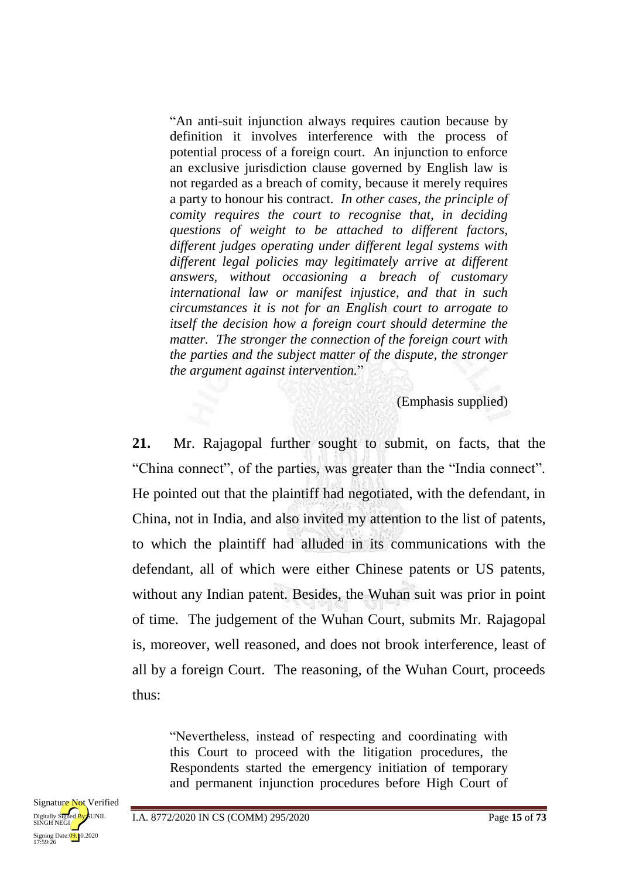> "An anti-suit injunction always requires caution because by definition it involves interference with the process of potential process of a foreign court. An injunction to enforce an exclusive jurisdiction clause governed by English law is not regarded as a breach of comity, because it merely requires a party to honour his contract. *In other cases, the principle of comity requires the court to recognise that, in deciding questions of weight to be attached to different factors, different judges operating under different legal systems with different legal policies may legitimately arrive at different answers, without occasioning a breach of customary international law or manifest injustice, and that in such circumstances it is not for an English court to arrogate to itself the decision how a foreign court should determine the matter. The stronger the connection of the foreign court with the parties and the subject matter of the dispute, the stronger the argument against intervention.*"
>
> (Emphasis supplied)

**21.** Mr. Rajagopal further sought to submit, on facts, that the "China connect", of the parties, was greater than the "India connect". He pointed out that the plaintiff had negotiated, with the defendant, in China, not in India, and also invited my attention to the list of patents, to which the plaintiff had alluded in its communications with the defendant, all of which were either Chinese patents or US patents, without any Indian patent. Besides, the Wuhan suit was prior in point of time. The judgement of the Wuhan Court, submits Mr. Rajagopal is, moreover, well reasoned, and does not brook interference, least of all by a foreign Court. The reasoning, of the Wuhan Court, proceeds thus:

> "Nevertheless, instead of respecting and coordinating with this Court to proceed with the litigation procedures, the Respondents started the emergency initiation of temporary and permanent injunction procedures before High Court of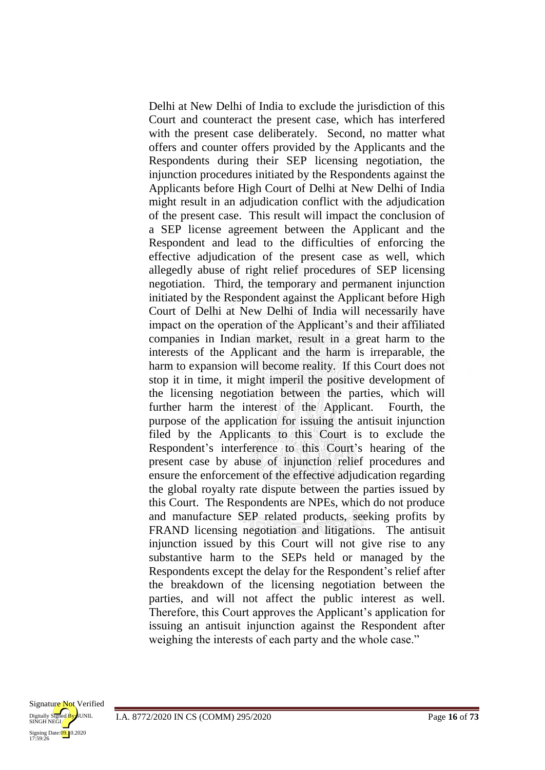Delhi at New Delhi of India to exclude the jurisdiction of this Court and counteract the present case, which has interfered with the present case deliberately. Second, no matter what offers and counter offers provided by the Applicants and the Respondents during their SEP licensing negotiation, the injunction procedures initiated by the Respondents against the Applicants before High Court of Delhi at New Delhi of India might result in an adjudication conflict with the adjudication of the present case. This result will impact the conclusion of a SEP license agreement between the Applicant and the Respondent and lead to the difficulties of enforcing the effective adjudication of the present case as well, which allegedly abuse of right relief procedures of SEP licensing negotiation. Third, the temporary and permanent injunction initiated by the Respondent against the Applicant before High Court of Delhi at New Delhi of India will necessarily have impact on the operation of the Applicant's and their affiliated companies in Indian market, result in a great harm to the interests of the Applicant and the harm is irreparable, the harm to expansion will become reality. If this Court does not stop it in time, it might imperil the positive development of the licensing negotiation between the parties, which will further harm the interest of the Applicant. Fourth, the purpose of the application for issuing the antisuit injunction filed by the Applicants to this Court is to exclude the Respondent's interference to this Court's hearing of the present case by abuse of injunction relief procedures and ensure the enforcement of the effective adjudication regarding the global royalty rate dispute between the parties issued by this Court. The Respondents are NPEs, which do not produce and manufacture SEP related products, seeking profits by FRAND licensing negotiation and litigations. The antisuit injunction issued by this Court will not give rise to any substantive harm to the SEPs held or managed by the Respondents except the delay for the Respondent's relief after the breakdown of the licensing negotiation between the parties, and will not affect the public interest as well. Therefore, this Court approves the Applicant's application for issuing an antisuit injunction against the Respondent after weighing the interests of each party and the whole case."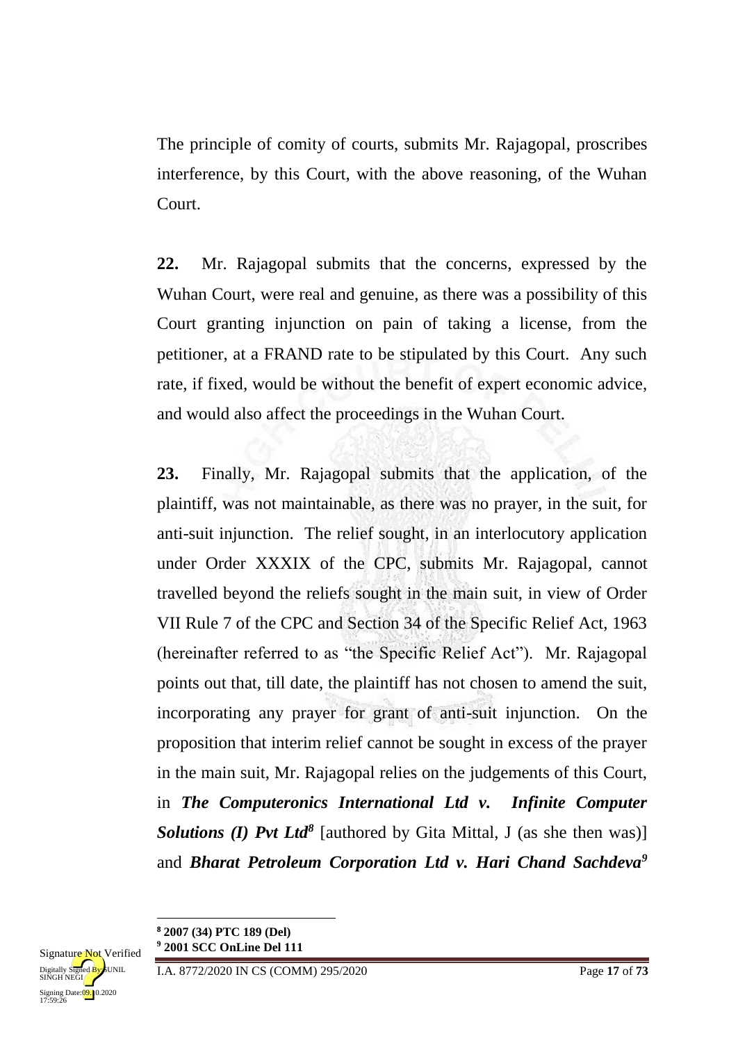The principle of comity of courts, submits Mr. Rajagopal, proscribes interference, by this Court, with the above reasoning, of the Wuhan Court.

**22.** Mr. Rajagopal submits that the concerns, expressed by the Wuhan Court, were real and genuine, as there was a possibility of this Court granting injunction on pain of taking a license, from the petitioner, at a FRAND rate to be stipulated by this Court. Any such rate, if fixed, would be without the benefit of expert economic advice, and would also affect the proceedings in the Wuhan Court.

**23.** Finally, Mr. Rajagopal submits that the application, of the plaintiff, was not maintainable, as there was no prayer, in the suit, for anti-suit injunction. The relief sought, in an interlocutory application under Order XXXIX of the CPC, submits Mr. Rajagopal, cannot travelled beyond the reliefs sought in the main suit, in view of Order VII Rule 7 of the CPC and Section 34 of the Specific Relief Act, 1963 (hereinafter referred to as "the Specific Relief Act"). Mr. Rajagopal points out that, till date, the plaintiff has not chosen to amend the suit, incorporating any prayer for grant of anti-suit injunction. On the proposition that interim relief cannot be sought in excess of the prayer in the main suit, Mr. Rajagopal relies on the judgements of this Court, in ***The Computeronics International Ltd v. Infinite Computer Solutions (I) Pvt Ltd***[8] [authored by Gita Mittal, J (as she then was)] and ***Bharat Petroleum Corporation Ltd v. Hari Chand Sachdeva***[9]

---

**[8] 2007 (34) PTC 189 (Del)**

**[9] 2001 SCC OnLine Del 111**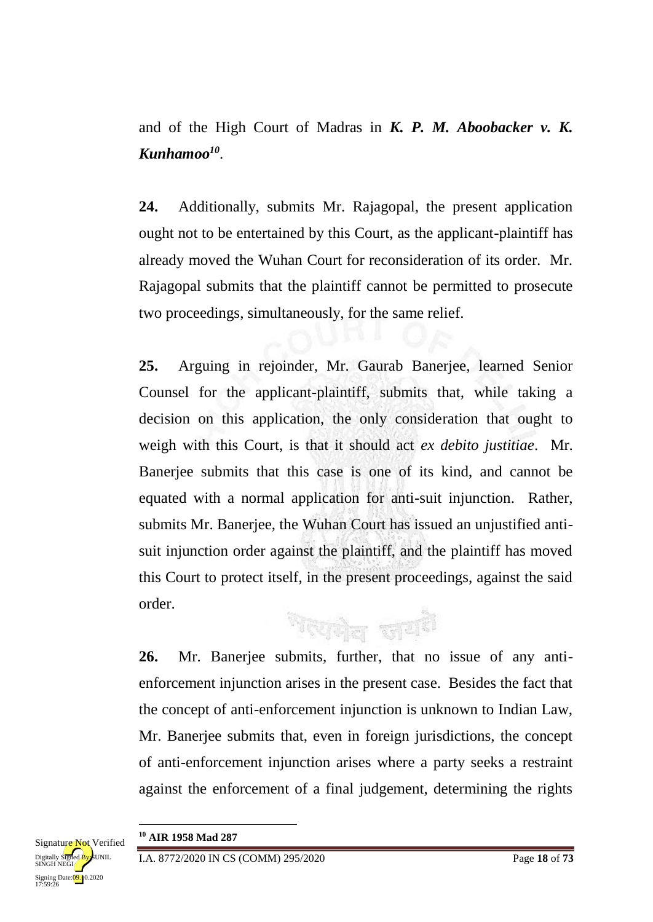and of the High Court of Madras in ***K. P. M. Aboobacker v. K. Kunhamoo***[10].

**24.** Additionally, submits Mr. Rajagopal, the present application ought not to be entertained by this Court, as the applicant-plaintiff has already moved the Wuhan Court for reconsideration of its order. Mr. Rajagopal submits that the plaintiff cannot be permitted to prosecute two proceedings, simultaneously, for the same relief.

**25.** Arguing in rejoinder, Mr. Gaurab Banerjee, learned Senior Counsel for the applicant-plaintiff, submits that, while taking a decision on this application, the only consideration that ought to weigh with this Court, is that it should act *ex debito justitiae*. Mr. Banerjee submits that this case is one of its kind, and cannot be equated with a normal application for anti-suit injunction. Rather, submits Mr. Banerjee, the Wuhan Court has issued an unjustified anti-suit injunction order against the plaintiff, and the plaintiff has moved this Court to protect itself, in the present proceedings, against the said order.

**26.** Mr. Banerjee submits, further, that no issue of any anti-enforcement injunction arises in the present case. Besides the fact that the concept of anti-enforcement injunction is unknown to Indian Law, Mr. Banerjee submits that, even in foreign jurisdictions, the concept of anti-enforcement injunction arises where a party seeks a restraint against the enforcement of a final judgement, determining the rights

---

[10] **AIR 1958 Mad 287**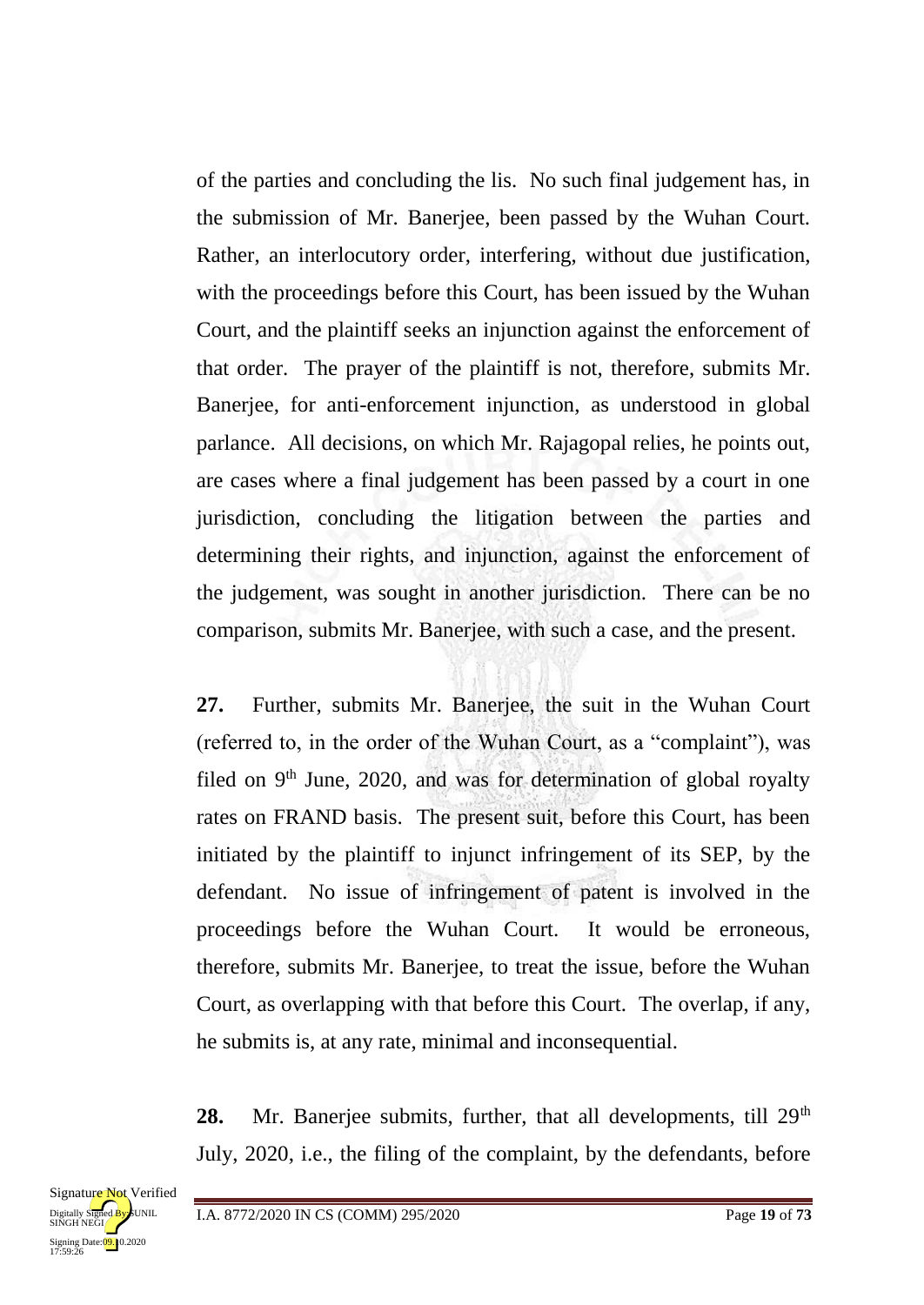of the parties and concluding the lis. No such final judgement has, in the submission of Mr. Banerjee, been passed by the Wuhan Court. Rather, an interlocutory order, interfering, without due justification, with the proceedings before this Court, has been issued by the Wuhan Court, and the plaintiff seeks an injunction against the enforcement of that order. The prayer of the plaintiff is not, therefore, submits Mr. Banerjee, for anti-enforcement injunction, as understood in global parlance. All decisions, on which Mr. Rajagopal relies, he points out, are cases where a final judgement has been passed by a court in one jurisdiction, concluding the litigation between the parties and determining their rights, and injunction, against the enforcement of the judgement, was sought in another jurisdiction. There can be no comparison, submits Mr. Banerjee, with such a case, and the present.

**27.** Further, submits Mr. Banerjee, the suit in the Wuhan Court (referred to, in the order of the Wuhan Court, as a "complaint"), was filed on 9th June, 2020, and was for determination of global royalty rates on FRAND basis. The present suit, before this Court, has been initiated by the plaintiff to injunct infringement of its SEP, by the defendant. No issue of infringement of patent is involved in the proceedings before the Wuhan Court. It would be erroneous, therefore, submits Mr. Banerjee, to treat the issue, before the Wuhan Court, as overlapping with that before this Court. The overlap, if any, he submits is, at any rate, minimal and inconsequential.

**28.** Mr. Banerjee submits, further, that all developments, till 29th July, 2020, i.e., the filing of the complaint, by the defendants, before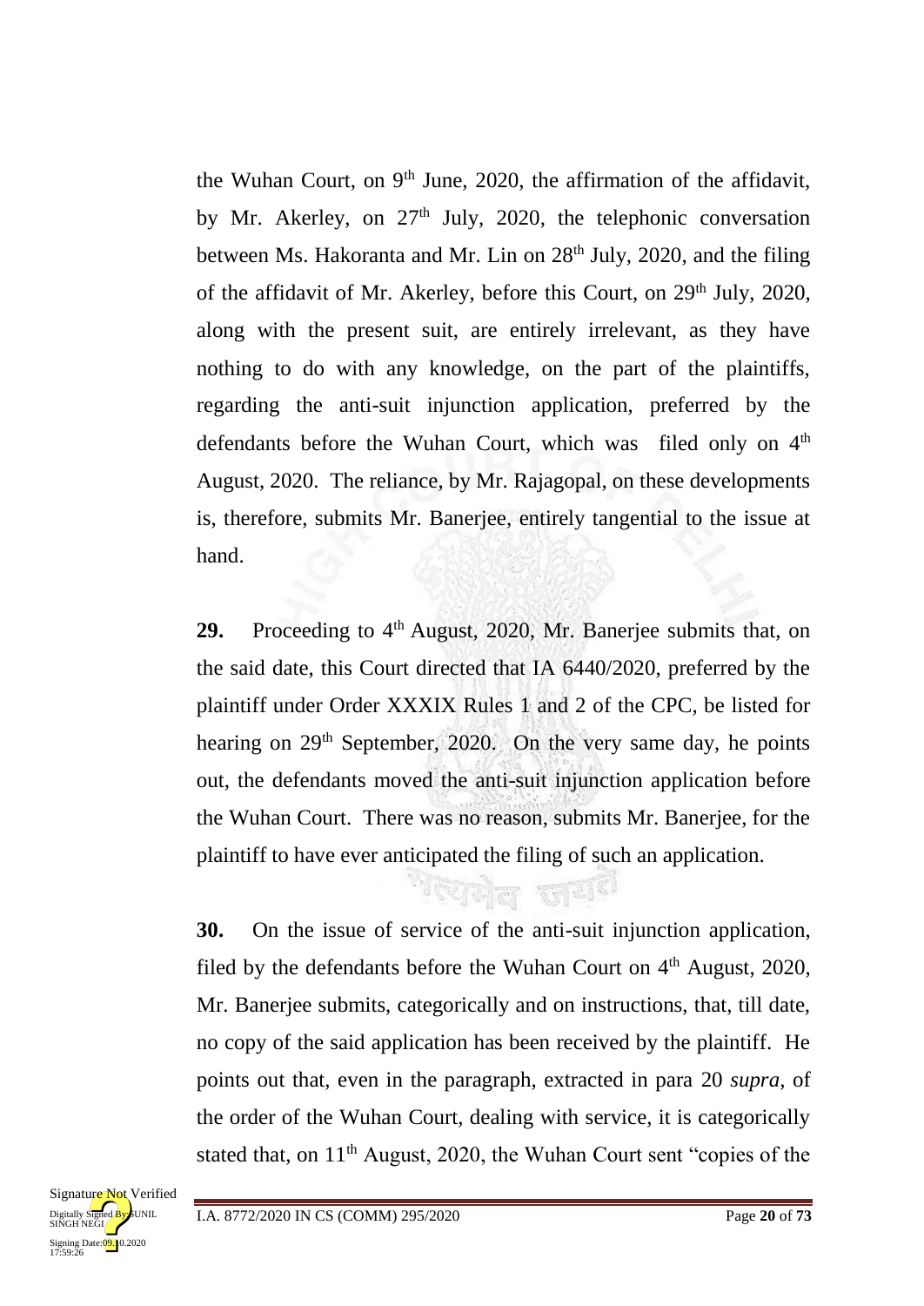the Wuhan Court, on 9th June, 2020, the affirmation of the affidavit, by Mr. Akerley, on 27th July, 2020, the telephonic conversation between Ms. Hakoranta and Mr. Lin on 28th July, 2020, and the filing of the affidavit of Mr. Akerley, before this Court, on 29th July, 2020, along with the present suit, are entirely irrelevant, as they have nothing to do with any knowledge, on the part of the plaintiffs, regarding the anti-suit injunction application, preferred by the defendants before the Wuhan Court, which was filed only on 4th August, 2020. The reliance, by Mr. Rajagopal, on these developments is, therefore, submits Mr. Banerjee, entirely tangential to the issue at hand.

**29.** Proceeding to 4th August, 2020, Mr. Banerjee submits that, on the said date, this Court directed that IA 6440/2020, preferred by the plaintiff under Order XXXIX Rules 1 and 2 of the CPC, be listed for hearing on 29th September, 2020. On the very same day, he points out, the defendants moved the anti-suit injunction application before the Wuhan Court. There was no reason, submits Mr. Banerjee, for the plaintiff to have ever anticipated the filing of such an application.

**30.** On the issue of service of the anti-suit injunction application, filed by the defendants before the Wuhan Court on 4th August, 2020, Mr. Banerjee submits, categorically and on instructions, that, till date, no copy of the said application has been received by the plaintiff. He points out that, even in the paragraph, extracted in para 20 *supra*, of the order of the Wuhan Court, dealing with service, it is categorically stated that, on 11th August, 2020, the Wuhan Court sent "copies of the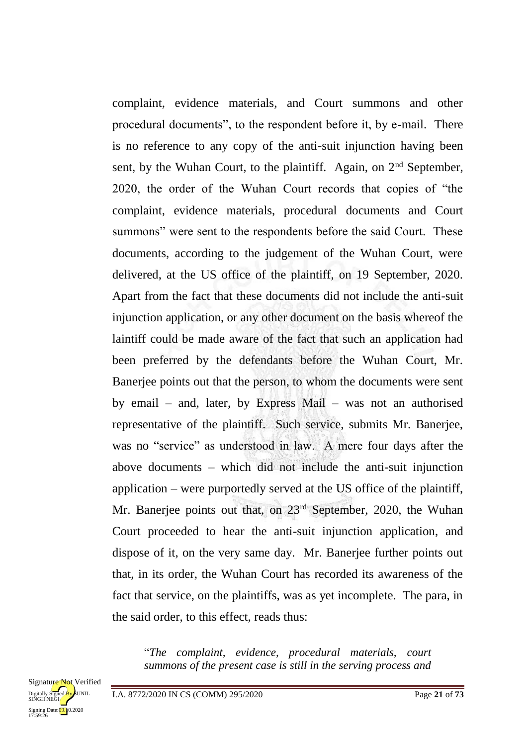complaint, evidence materials, and Court summons and other procedural documents", to the respondent before it, by e-mail. There is no reference to any copy of the anti-suit injunction having been sent, by the Wuhan Court, to the plaintiff. Again, on 2nd September, 2020, the order of the Wuhan Court records that copies of "the complaint, evidence materials, procedural documents and Court summons" were sent to the respondents before the said Court. These documents, according to the judgement of the Wuhan Court, were delivered, at the US office of the plaintiff, on 19 September, 2020. Apart from the fact that these documents did not include the anti-suit injunction application, or any other document on the basis whereof the laintiff could be made aware of the fact that such an application had been preferred by the defendants before the Wuhan Court, Mr. Banerjee points out that the person, to whom the documents were sent by email – and, later, by Express Mail – was not an authorised representative of the plaintiff. Such service, submits Mr. Banerjee, was no "service" as understood in law. A mere four days after the above documents – which did not include the anti-suit injunction application – were purportedly served at the US office of the plaintiff, Mr. Banerjee points out that, on 23rd September, 2020, the Wuhan Court proceeded to hear the anti-suit injunction application, and dispose of it, on the very same day. Mr. Banerjee further points out that, in its order, the Wuhan Court has recorded its awareness of the fact that service, on the plaintiffs, was as yet incomplete. The para, in the said order, to this effect, reads thus:

> "*The complaint, evidence, procedural materials, court summons of the present case is still in the serving process and*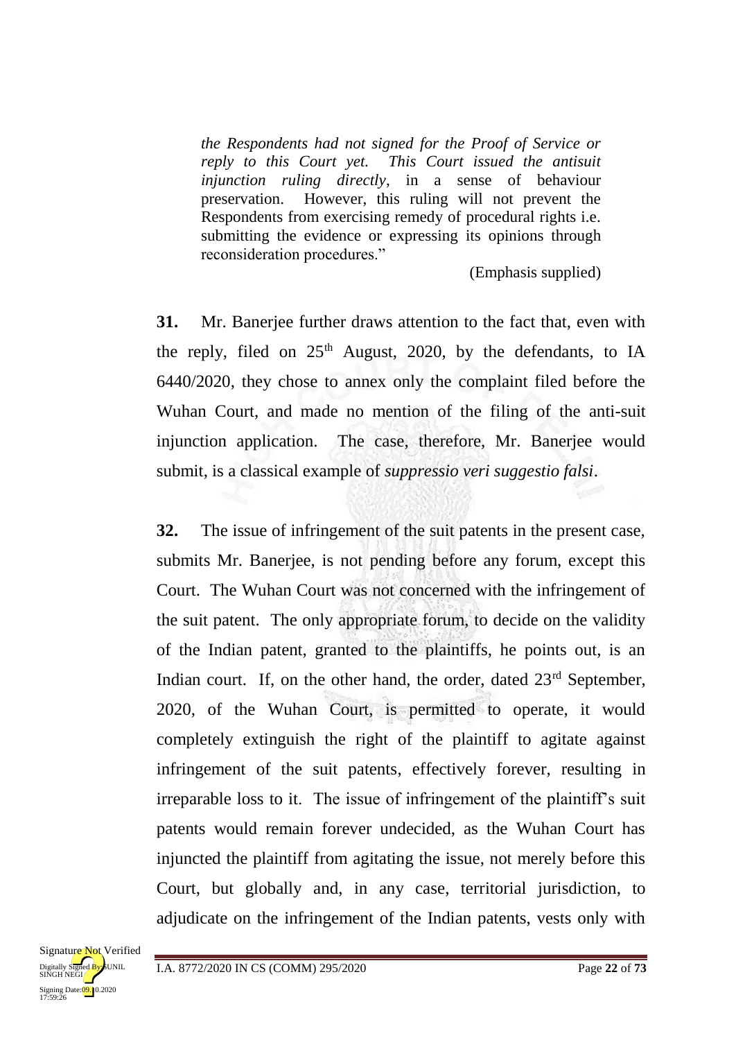> *the Respondents had not signed for the Proof of Service or reply to this Court yet. This Court issued the antisuit injunction ruling directly*, in a sense of behaviour preservation. However, this ruling will not prevent the Respondents from exercising remedy of procedural rights i.e. submitting the evidence or expressing its opinions through reconsideration procedures."
>
> (Emphasis supplied)

**31.** Mr. Banerjee further draws attention to the fact that, even with the reply, filed on 25th August, 2020, by the defendants, to IA 6440/2020, they chose to annex only the complaint filed before the Wuhan Court, and made no mention of the filing of the anti-suit injunction application. The case, therefore, Mr. Banerjee would submit, is a classical example of *suppressio veri suggestio falsi*.

**32.** The issue of infringement of the suit patents in the present case, submits Mr. Banerjee, is not pending before any forum, except this Court. The Wuhan Court was not concerned with the infringement of the suit patent. The only appropriate forum, to decide on the validity of the Indian patent, granted to the plaintiffs, he points out, is an Indian court. If, on the other hand, the order, dated 23rd September, 2020, of the Wuhan Court, is permitted to operate, it would completely extinguish the right of the plaintiff to agitate against infringement of the suit patents, effectively forever, resulting in irreparable loss to it. The issue of infringement of the plaintiff's suit patents would remain forever undecided, as the Wuhan Court has injuncted the plaintiff from agitating the issue, not merely before this Court, but globally and, in any case, territorial jurisdiction, to adjudicate on the infringement of the Indian patents, vests only with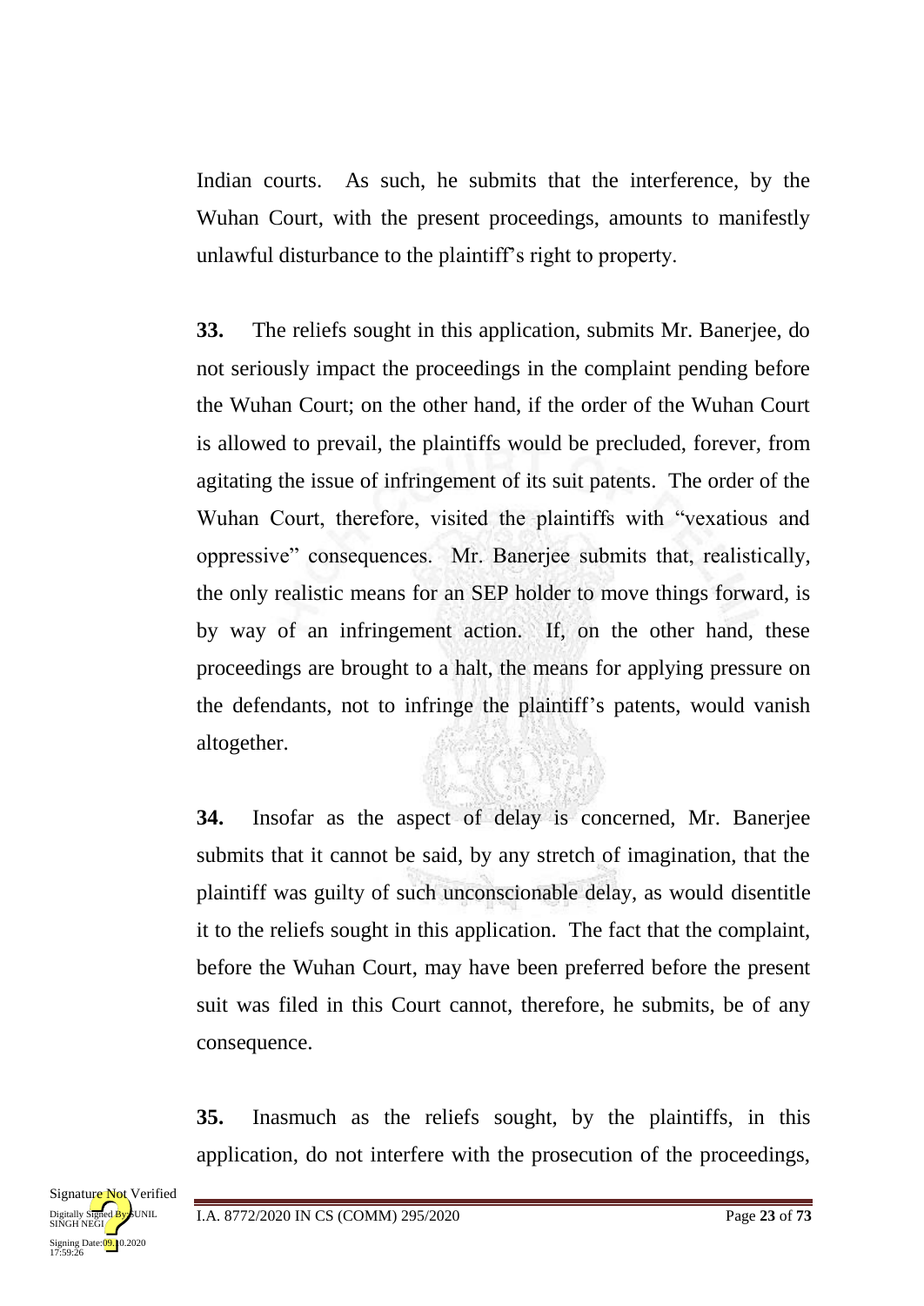Indian courts. As such, he submits that the interference, by the Wuhan Court, with the present proceedings, amounts to manifestly unlawful disturbance to the plaintiff's right to property.

**33.** The reliefs sought in this application, submits Mr. Banerjee, do not seriously impact the proceedings in the complaint pending before the Wuhan Court; on the other hand, if the order of the Wuhan Court is allowed to prevail, the plaintiffs would be precluded, forever, from agitating the issue of infringement of its suit patents. The order of the Wuhan Court, therefore, visited the plaintiffs with "vexatious and oppressive" consequences. Mr. Banerjee submits that, realistically, the only realistic means for an SEP holder to move things forward, is by way of an infringement action. If, on the other hand, these proceedings are brought to a halt, the means for applying pressure on the defendants, not to infringe the plaintiff's patents, would vanish altogether.

**34.** Insofar as the aspect of delay is concerned, Mr. Banerjee submits that it cannot be said, by any stretch of imagination, that the plaintiff was guilty of such unconscionable delay, as would disentitle it to the reliefs sought in this application. The fact that the complaint, before the Wuhan Court, may have been preferred before the present suit was filed in this Court cannot, therefore, he submits, be of any consequence.

**35.** Inasmuch as the reliefs sought, by the plaintiffs, in this application, do not interfere with the prosecution of the proceedings,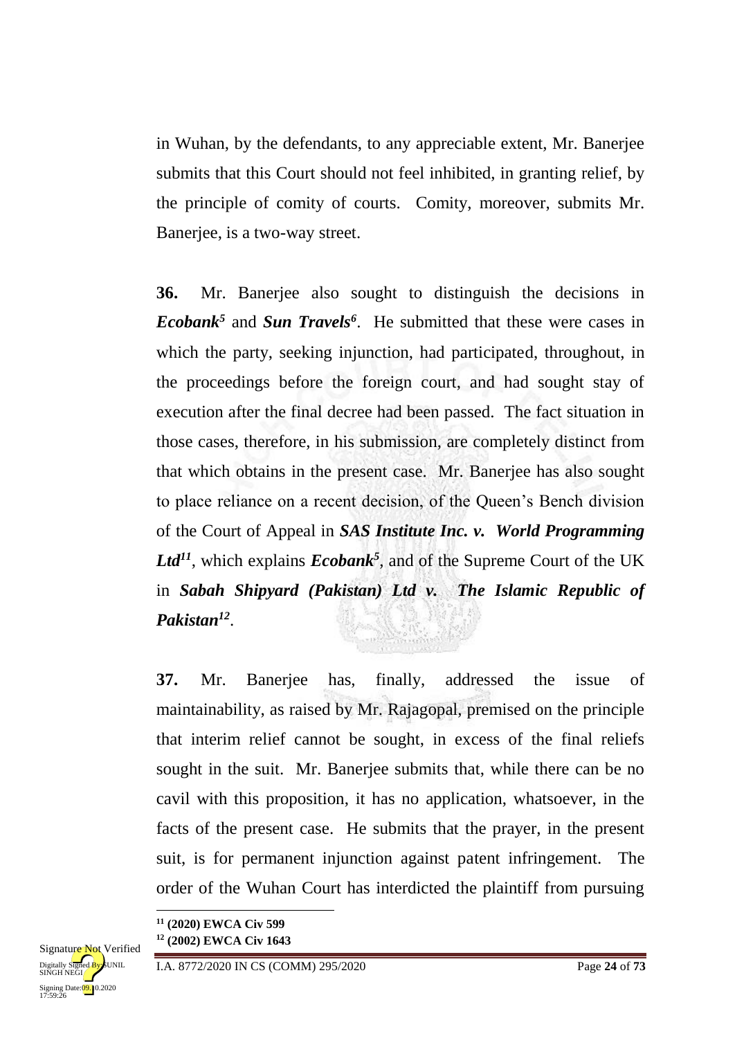in Wuhan, by the defendants, to any appreciable extent, Mr. Banerjee submits that this Court should not feel inhibited, in granting relief, by the principle of comity of courts. Comity, moreover, submits Mr. Banerjee, is a two-way street.

**36.** Mr. Banerjee also sought to distinguish the decisions in ***Ecobank***[5] and ***Sun Travels***[6]. He submitted that these were cases in which the party, seeking injunction, had participated, throughout, in the proceedings before the foreign court, and had sought stay of execution after the final decree had been passed. The fact situation in those cases, therefore, in his submission, are completely distinct from that which obtains in the present case. Mr. Banerjee has also sought to place reliance on a recent decision, of the Queen's Bench division of the Court of Appeal in ***SAS Institute Inc. v. World Programming Ltd***[11], which explains ***Ecobank***[5], and of the Supreme Court of the UK in ***Sabah Shipyard (Pakistan) Ltd v. The Islamic Republic of Pakistan***[12].

**37.** Mr. Banerjee has, finally, addressed the issue of maintainability, as raised by Mr. Rajagopal, premised on the principle that interim relief cannot be sought, in excess of the final reliefs sought in the suit. Mr. Banerjee submits that, while there can be no cavil with this proposition, it has no application, whatsoever, in the facts of the present case. He submits that the prayer, in the present suit, is for permanent injunction against patent infringement. The order of the Wuhan Court has interdicted the plaintiff from pursuing

---

[11] **(2020) EWCA Civ 599**

[12] **(2002) EWCA Civ 1643**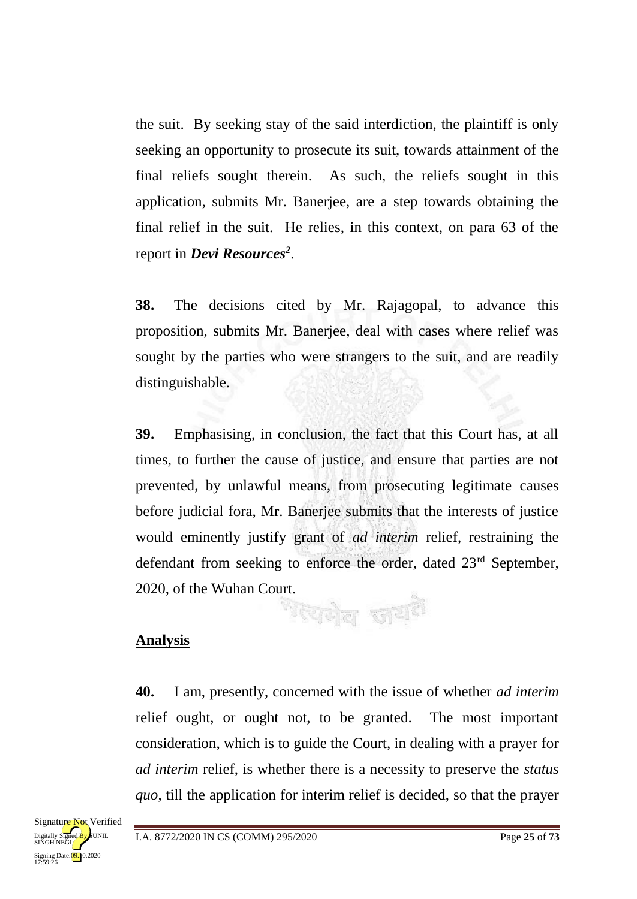the suit. By seeking stay of the said interdiction, the plaintiff is only seeking an opportunity to prosecute its suit, towards attainment of the final reliefs sought therein. As such, the reliefs sought in this application, submits Mr. Banerjee, are a step towards obtaining the final relief in the suit. He relies, in this context, on para 63 of the report in ***Devi Resources***[2].

**38.** The decisions cited by Mr. Rajagopal, to advance this proposition, submits Mr. Banerjee, deal with cases where relief was sought by the parties who were strangers to the suit, and are readily distinguishable.

**39.** Emphasising, in conclusion, the fact that this Court has, at all times, to further the cause of justice, and ensure that parties are not prevented, by unlawful means, from prosecuting legitimate causes before judicial fora, Mr. Banerjee submits that the interests of justice would eminently justify grant of *ad interim* relief, restraining the defendant from seeking to enforce the order, dated 23rd September, 2020, of the Wuhan Court.

## Analysis

**40.** I am, presently, concerned with the issue of whether *ad interim* relief ought, or ought not, to be granted. The most important consideration, which is to guide the Court, in dealing with a prayer for *ad interim* relief, is whether there is a necessity to preserve the *status quo*, till the application for interim relief is decided, so that the prayer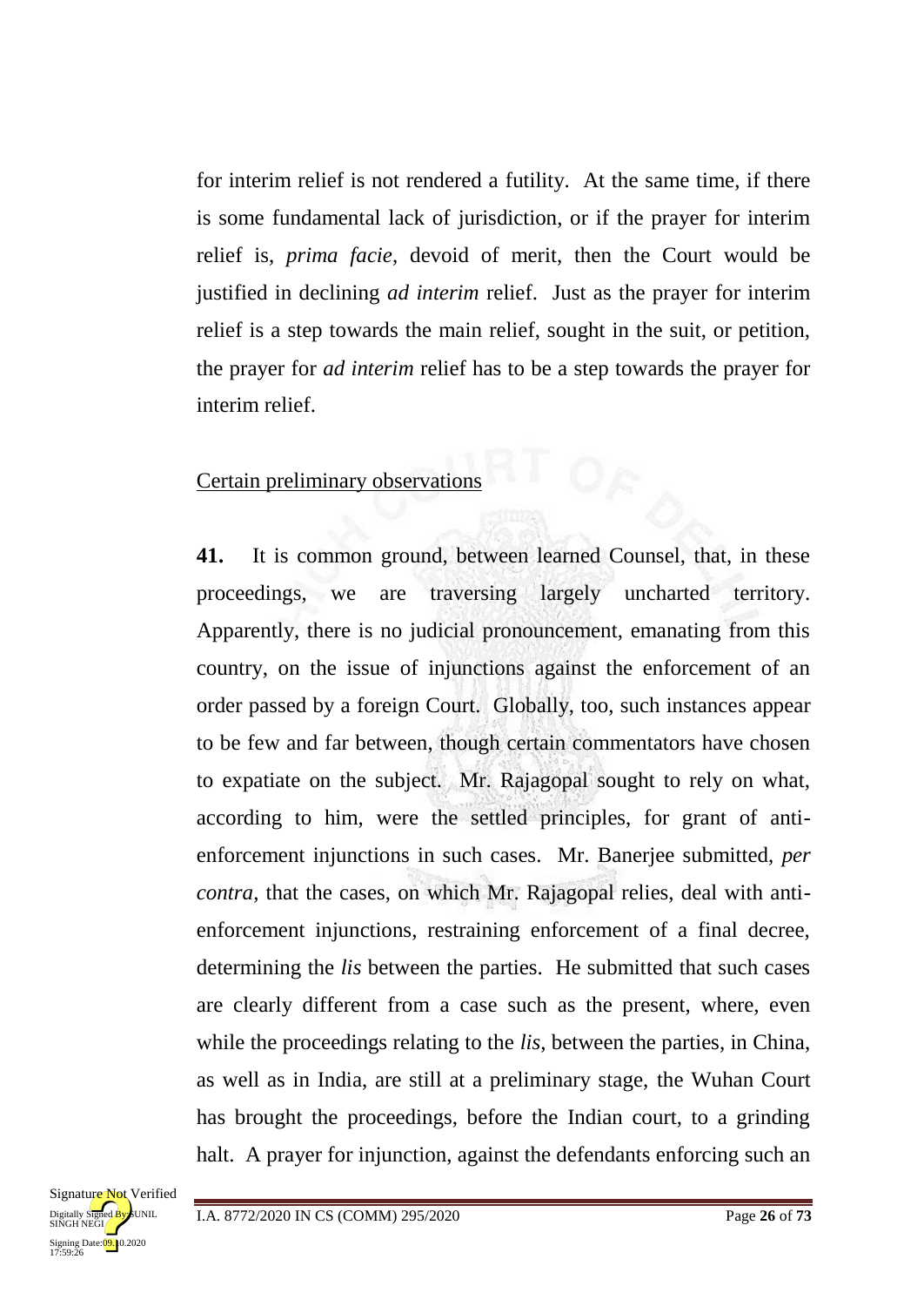for interim relief is not rendered a futility. At the same time, if there is some fundamental lack of jurisdiction, or if the prayer for interim relief is, *prima facie*, devoid of merit, then the Court would be justified in declining *ad interim* relief. Just as the prayer for interim relief is a step towards the main relief, sought in the suit, or petition, the prayer for *ad interim* relief has to be a step towards the prayer for interim relief.

Certain preliminary observations

**41.** It is common ground, between learned Counsel, that, in these proceedings, we are traversing largely uncharted territory. Apparently, there is no judicial pronouncement, emanating from this country, on the issue of injunctions against the enforcement of an order passed by a foreign Court. Globally, too, such instances appear to be few and far between, though certain commentators have chosen to expatiate on the subject. Mr. Rajagopal sought to rely on what, according to him, were the settled principles, for grant of anti-enforcement injunctions in such cases. Mr. Banerjee submitted, *per contra*, that the cases, on which Mr. Rajagopal relies, deal with anti-enforcement injunctions, restraining enforcement of a final decree, determining the *lis* between the parties. He submitted that such cases are clearly different from a case such as the present, where, even while the proceedings relating to the *lis*, between the parties, in China, as well as in India, are still at a preliminary stage, the Wuhan Court has brought the proceedings, before the Indian court, to a grinding halt. A prayer for injunction, against the defendants enforcing such an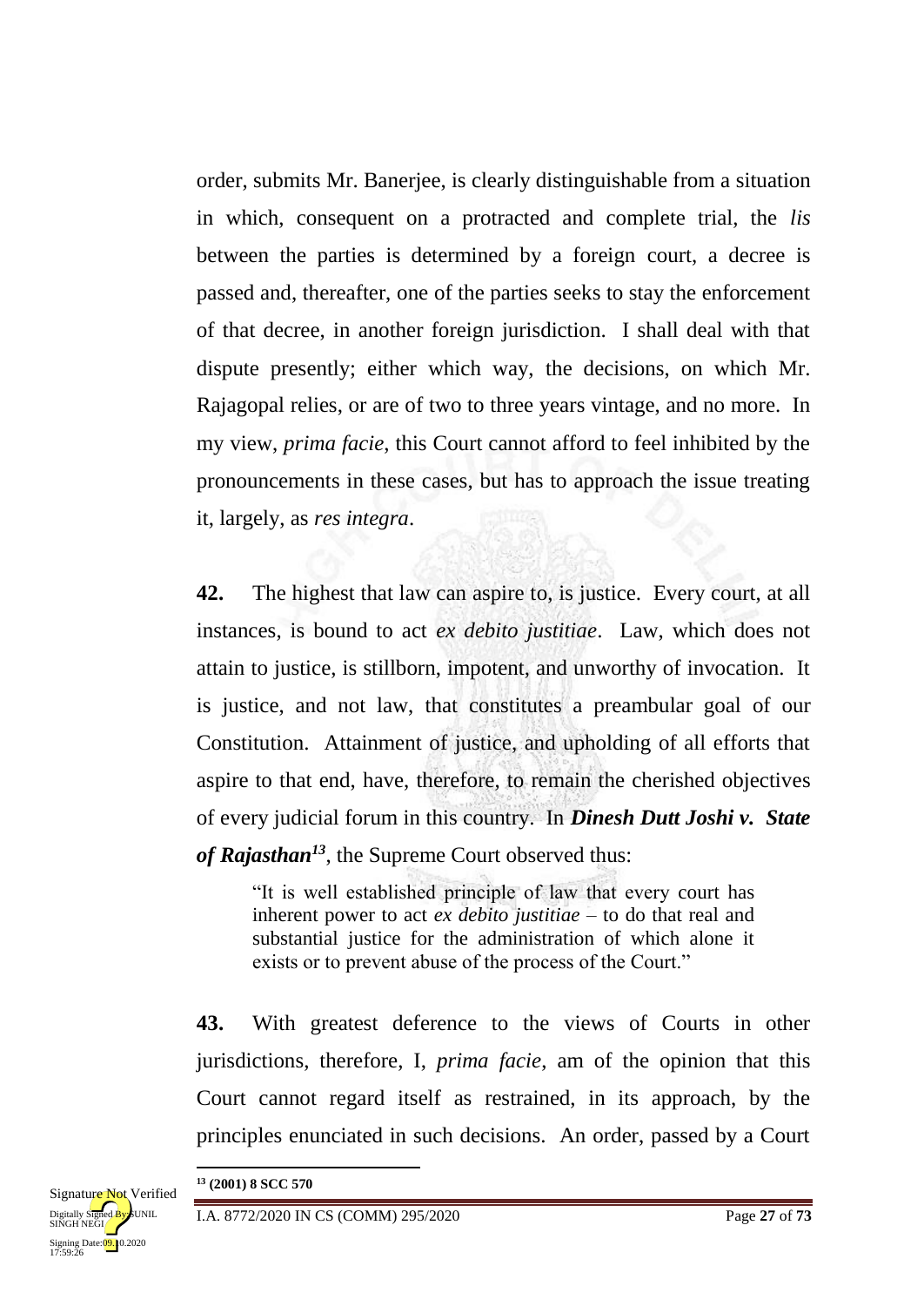order, submits Mr. Banerjee, is clearly distinguishable from a situation in which, consequent on a protracted and complete trial, the *lis* between the parties is determined by a foreign court, a decree is passed and, thereafter, one of the parties seeks to stay the enforcement of that decree, in another foreign jurisdiction. I shall deal with that dispute presently; either which way, the decisions, on which Mr. Rajagopal relies, or are of two to three years vintage, and no more. In my view, *prima facie*, this Court cannot afford to feel inhibited by the pronouncements in these cases, but has to approach the issue treating it, largely, as *res integra*.

**42.** The highest that law can aspire to, is justice. Every court, at all instances, is bound to act *ex debito justitiae*. Law, which does not attain to justice, is stillborn, impotent, and unworthy of invocation. It is justice, and not law, that constitutes a preambular goal of our Constitution. Attainment of justice, and upholding of all efforts that aspire to that end, have, therefore, to remain the cherished objectives of every judicial forum in this country. In ***Dinesh Dutt Joshi v. State of Rajasthan***[13], the Supreme Court observed thus:

> "It is well established principle of law that every court has inherent power to act *ex debito justitiae* – to do that real and substantial justice for the administration of which alone it exists or to prevent abuse of the process of the Court."

**43.** With greatest deference to the views of Courts in other jurisdictions, therefore, I, *prima facie*, am of the opinion that this Court cannot regard itself as restrained, in its approach, by the principles enunciated in such decisions. An order, passed by a Court

---

[13] **(2001) 8 SCC 570**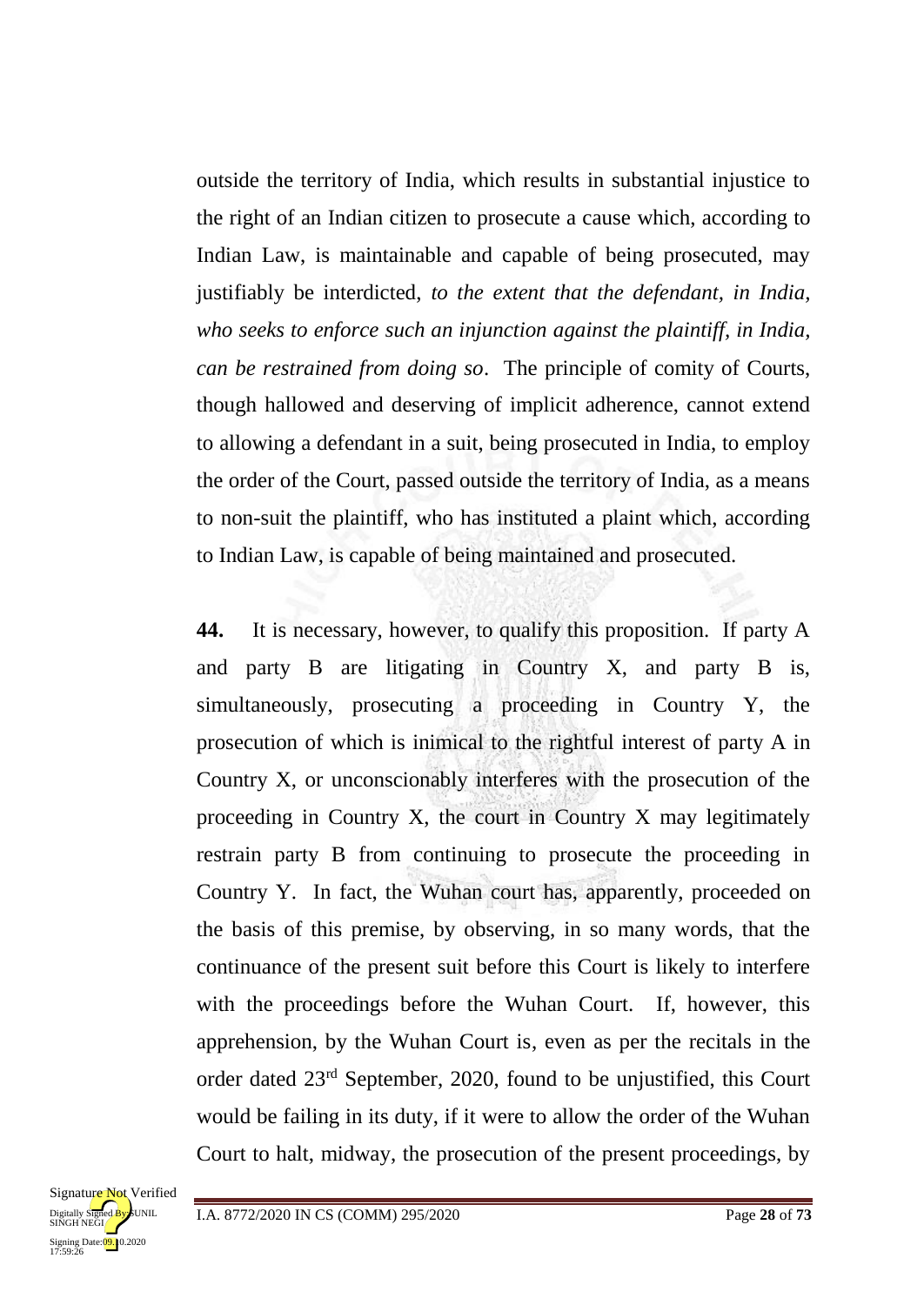outside the territory of India, which results in substantial injustice to the right of an Indian citizen to prosecute a cause which, according to Indian Law, is maintainable and capable of being prosecuted, may justifiably be interdicted, *to the extent that the defendant, in India, who seeks to enforce such an injunction against the plaintiff, in India, can be restrained from doing so*. The principle of comity of Courts, though hallowed and deserving of implicit adherence, cannot extend to allowing a defendant in a suit, being prosecuted in India, to employ the order of the Court, passed outside the territory of India, as a means to non-suit the plaintiff, who has instituted a plaint which, according to Indian Law, is capable of being maintained and prosecuted.

**44.** It is necessary, however, to qualify this proposition. If party A and party B are litigating in Country X, and party B is, simultaneously, prosecuting a proceeding in Country Y, the prosecution of which is inimical to the rightful interest of party A in Country X, or unconscionably interferes with the prosecution of the proceeding in Country X, the court in Country X may legitimately restrain party B from continuing to prosecute the proceeding in Country Y. In fact, the Wuhan court has, apparently, proceeded on the basis of this premise, by observing, in so many words, that the continuance of the present suit before this Court is likely to interfere with the proceedings before the Wuhan Court. If, however, this apprehension, by the Wuhan Court is, even as per the recitals in the order dated 23rd September, 2020, found to be unjustified, this Court would be failing in its duty, if it were to allow the order of the Wuhan Court to halt, midway, the prosecution of the present proceedings, by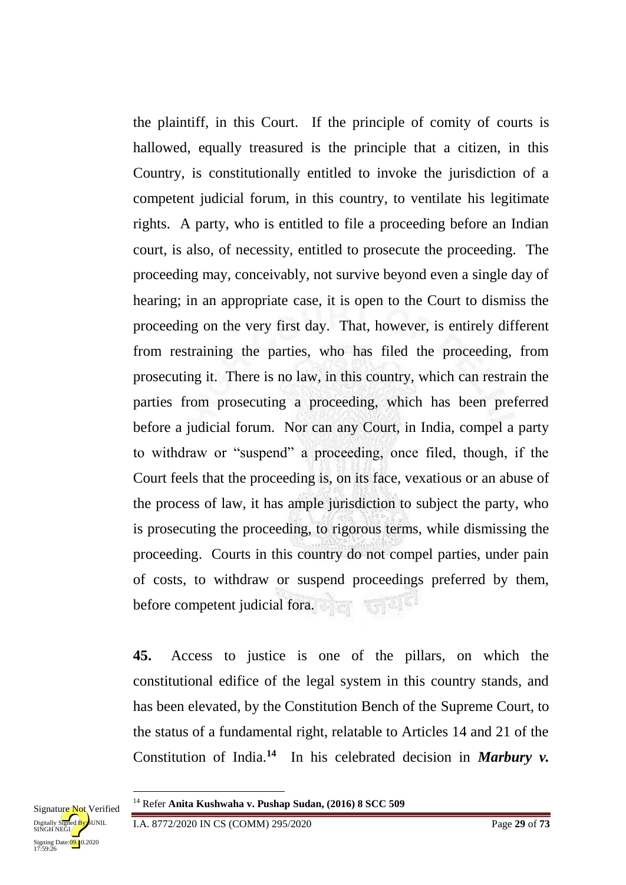the plaintiff, in this Court. If the principle of comity of courts is hallowed, equally treasured is the principle that a citizen, in this Country, is constitutionally entitled to invoke the jurisdiction of a competent judicial forum, in this country, to ventilate his legitimate rights. A party, who is entitled to file a proceeding before an Indian court, is also, of necessity, entitled to prosecute the proceeding. The proceeding may, conceivably, not survive beyond even a single day of hearing; in an appropriate case, it is open to the Court to dismiss the proceeding on the very first day. That, however, is entirely different from restraining the parties, who has filed the proceeding, from prosecuting it. There is no law, in this country, which can restrain the parties from prosecuting a proceeding, which has been preferred before a judicial forum. Nor can any Court, in India, compel a party to withdraw or "suspend" a proceeding, once filed, though, if the Court feels that the proceeding is, on its face, vexatious or an abuse of the process of law, it has ample jurisdiction to subject the party, who is prosecuting the proceeding, to rigorous terms, while dismissing the proceeding. Courts in this country do not compel parties, under pain of costs, to withdraw or suspend proceedings preferred by them, before competent judicial fora.

**45.** Access to justice is one of the pillars, on which the constitutional edifice of the legal system in this country stands, and has been elevated, by the Constitution Bench of the Supreme Court, to the status of a fundamental right, relatable to Articles 14 and 21 of the Constitution of India.[14] In his celebrated decision in ***Marbury v.***

[14] Refer **Anita Kushwaha v. Pushap Sudan, (2016) 8 SCC 509**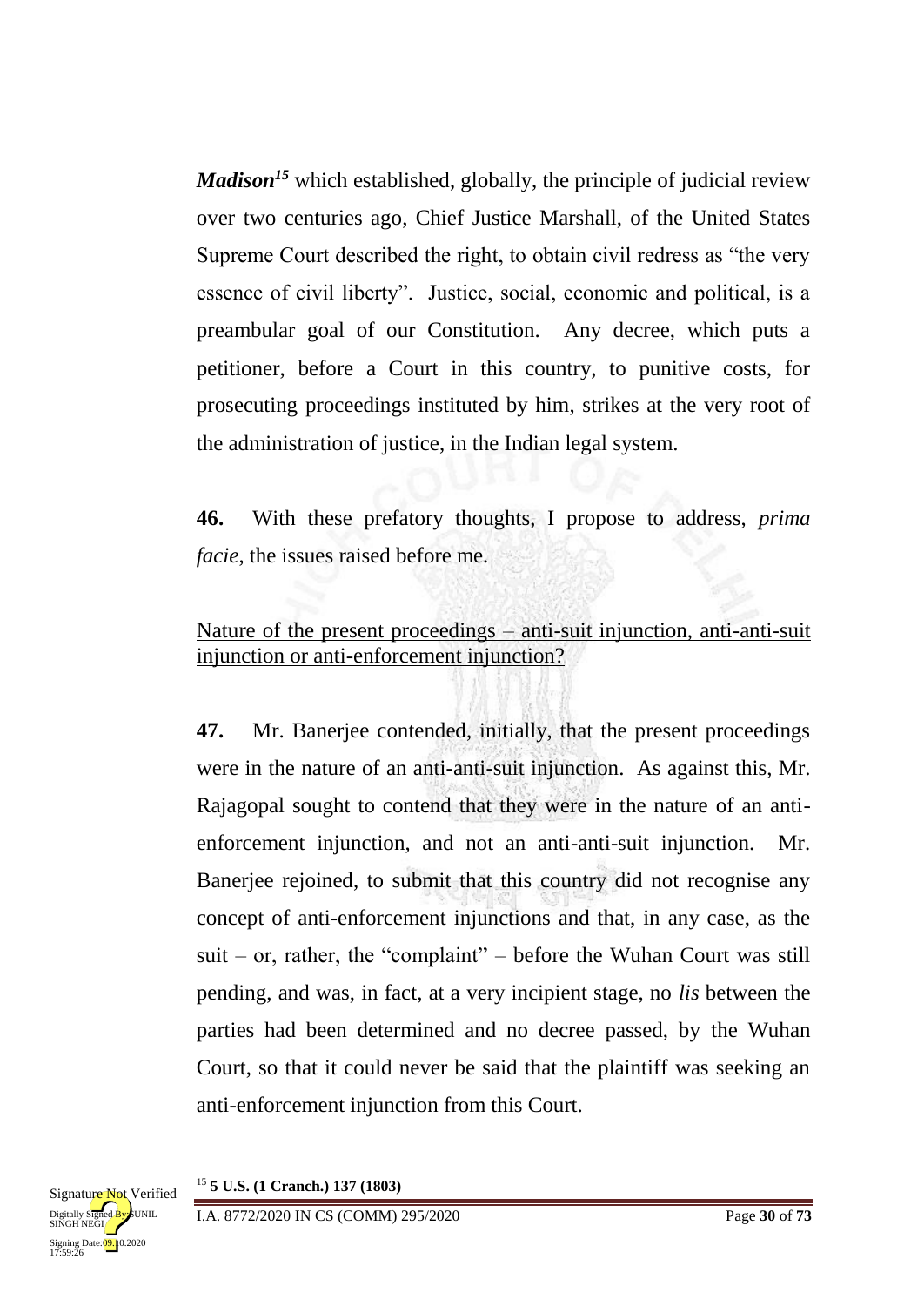***Madison***[15] which established, globally, the principle of judicial review over two centuries ago, Chief Justice Marshall, of the United States Supreme Court described the right, to obtain civil redress as "the very essence of civil liberty". Justice, social, economic and political, is a preambular goal of our Constitution. Any decree, which puts a petitioner, before a Court in this country, to punitive costs, for prosecuting proceedings instituted by him, strikes at the very root of the administration of justice, in the Indian legal system.

**46.** With these prefatory thoughts, I propose to address, *prima facie*, the issues raised before me.

<u>Nature of the present proceedings – anti-suit injunction, anti-anti-suit injunction or anti-enforcement injunction?</u>

**47.** Mr. Banerjee contended, initially, that the present proceedings were in the nature of an anti-anti-suit injunction. As against this, Mr. Rajagopal sought to contend that they were in the nature of an anti-enforcement injunction, and not an anti-anti-suit injunction. Mr. Banerjee rejoined, to submit that this country did not recognise any concept of anti-enforcement injunctions and that, in any case, as the suit – or, rather, the "complaint" – before the Wuhan Court was still pending, and was, in fact, at a very incipient stage, no *lis* between the parties had been determined and no decree passed, by the Wuhan Court, so that it could never be said that the plaintiff was seeking an anti-enforcement injunction from this Court.

---

[15] **5 U.S. (1 Cranch.) 137 (1803)**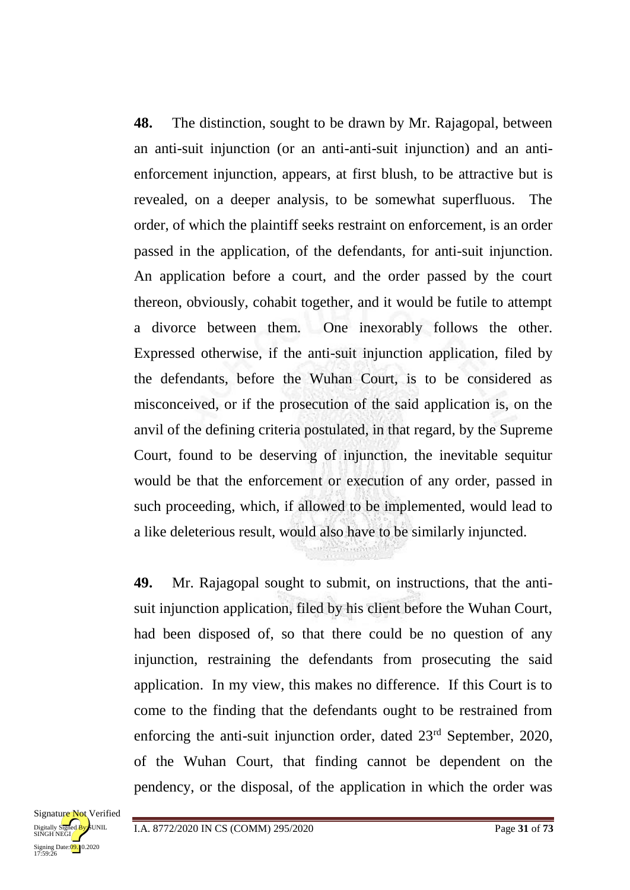**48.** The distinction, sought to be drawn by Mr. Rajagopal, between an anti-suit injunction (or an anti-anti-suit injunction) and an anti-enforcement injunction, appears, at first blush, to be attractive but is revealed, on a deeper analysis, to be somewhat superfluous. The order, of which the plaintiff seeks restraint on enforcement, is an order passed in the application, of the defendants, for anti-suit injunction. An application before a court, and the order passed by the court thereon, obviously, cohabit together, and it would be futile to attempt a divorce between them. One inexorably follows the other. Expressed otherwise, if the anti-suit injunction application, filed by the defendants, before the Wuhan Court, is to be considered as misconceived, or if the prosecution of the said application is, on the anvil of the defining criteria postulated, in that regard, by the Supreme Court, found to be deserving of injunction, the inevitable sequitur would be that the enforcement or execution of any order, passed in such proceeding, which, if allowed to be implemented, would lead to a like deleterious result, would also have to be similarly injuncted.

**49.** Mr. Rajagopal sought to submit, on instructions, that the anti-suit injunction application, filed by his client before the Wuhan Court, had been disposed of, so that there could be no question of any injunction, restraining the defendants from prosecuting the said application. In my view, this makes no difference. If this Court is to come to the finding that the defendants ought to be restrained from enforcing the anti-suit injunction order, dated 23rd September, 2020, of the Wuhan Court, that finding cannot be dependent on the pendency, or the disposal, of the application in which the order was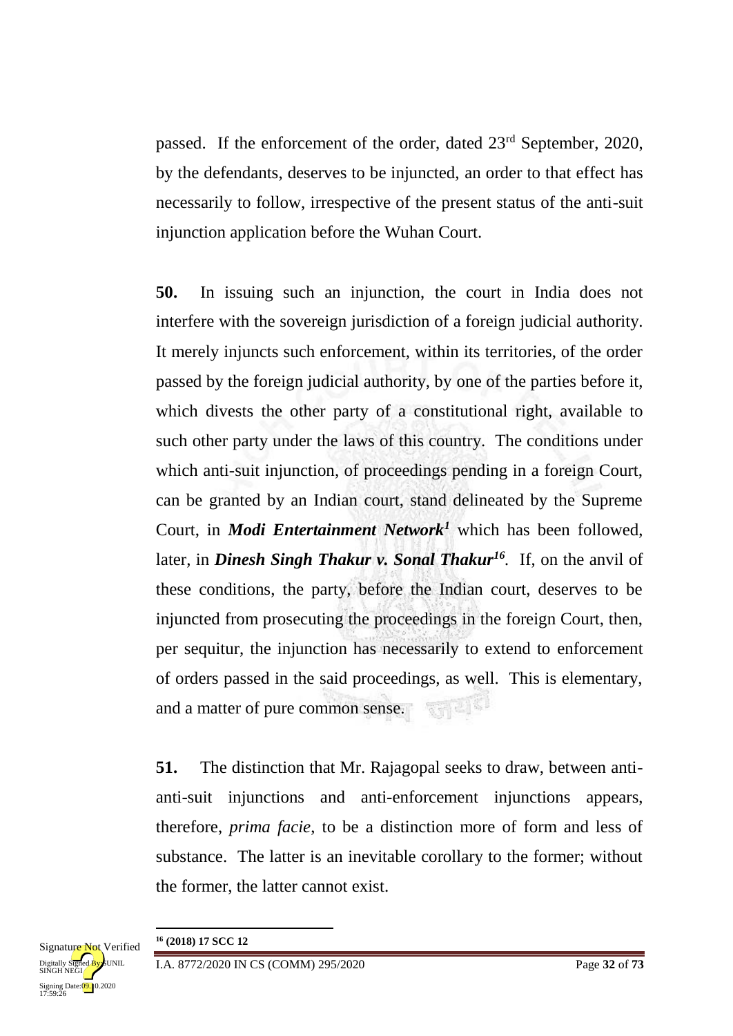passed. If the enforcement of the order, dated 23rd September, 2020, by the defendants, deserves to be injuncted, an order to that effect has necessarily to follow, irrespective of the present status of the anti-suit injunction application before the Wuhan Court.

**50.** In issuing such an injunction, the court in India does not interfere with the sovereign jurisdiction of a foreign judicial authority. It merely injuncts such enforcement, within its territories, of the order passed by the foreign judicial authority, by one of the parties before it, which divests the other party of a constitutional right, available to such other party under the laws of this country. The conditions under which anti-suit injunction, of proceedings pending in a foreign Court, can be granted by an Indian court, stand delineated by the Supreme Court, in ***Modi Entertainment Network***[1] which has been followed, later, in ***Dinesh Singh Thakur v. Sonal Thakur***[16]. If, on the anvil of these conditions, the party, before the Indian court, deserves to be injuncted from prosecuting the proceedings in the foreign Court, then, per sequitur, the injunction has necessarily to extend to enforcement of orders passed in the said proceedings, as well. This is elementary, and a matter of pure common sense.

**51.** The distinction that Mr. Rajagopal seeks to draw, between anti-anti-suit injunctions and anti-enforcement injunctions appears, therefore, *prima facie*, to be a distinction more of form and less of substance. The latter is an inevitable corollary to the former; without the former, the latter cannot exist.

---

[16] **(2018) 17 SCC 12**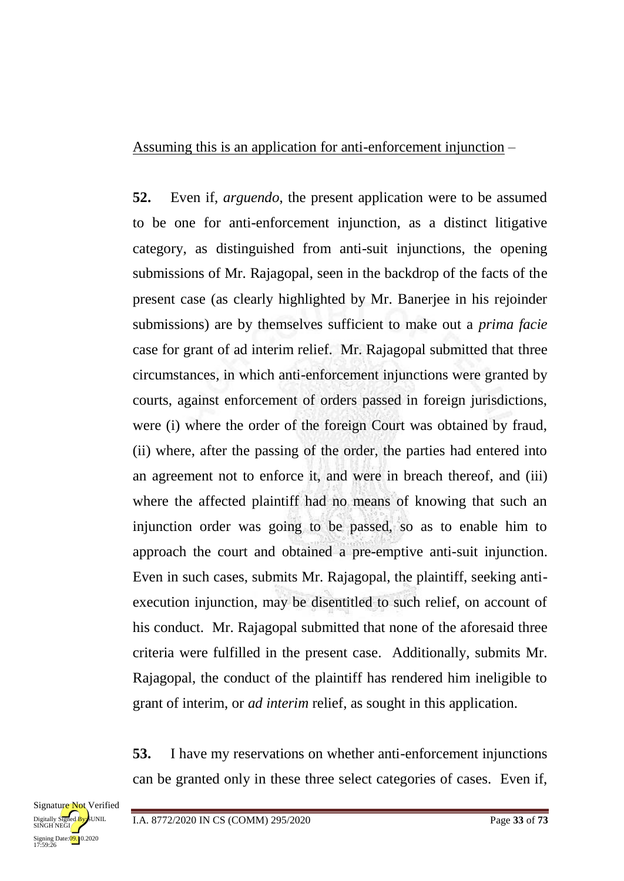<u>Assuming this is an application for anti-enforcement injunction</u> –

**52.** Even if, *arguendo*, the present application were to be assumed to be one for anti-enforcement injunction, as a distinct litigative category, as distinguished from anti-suit injunctions, the opening submissions of Mr. Rajagopal, seen in the backdrop of the facts of the present case (as clearly highlighted by Mr. Banerjee in his rejoinder submissions) are by themselves sufficient to make out a *prima facie* case for grant of ad interim relief. Mr. Rajagopal submitted that three circumstances, in which anti-enforcement injunctions were granted by courts, against enforcement of orders passed in foreign jurisdictions, were (i) where the order of the foreign Court was obtained by fraud, (ii) where, after the passing of the order, the parties had entered into an agreement not to enforce it, and were in breach thereof, and (iii) where the affected plaintiff had no means of knowing that such an injunction order was going to be passed, so as to enable him to approach the court and obtained a pre-emptive anti-suit injunction. Even in such cases, submits Mr. Rajagopal, the plaintiff, seeking anti-execution injunction, may be disentitled to such relief, on account of his conduct. Mr. Rajagopal submitted that none of the aforesaid three criteria were fulfilled in the present case. Additionally, submits Mr. Rajagopal, the conduct of the plaintiff has rendered him ineligible to grant of interim, or *ad interim* relief, as sought in this application.

**53.** I have my reservations on whether anti-enforcement injunctions can be granted only in these three select categories of cases. Even if,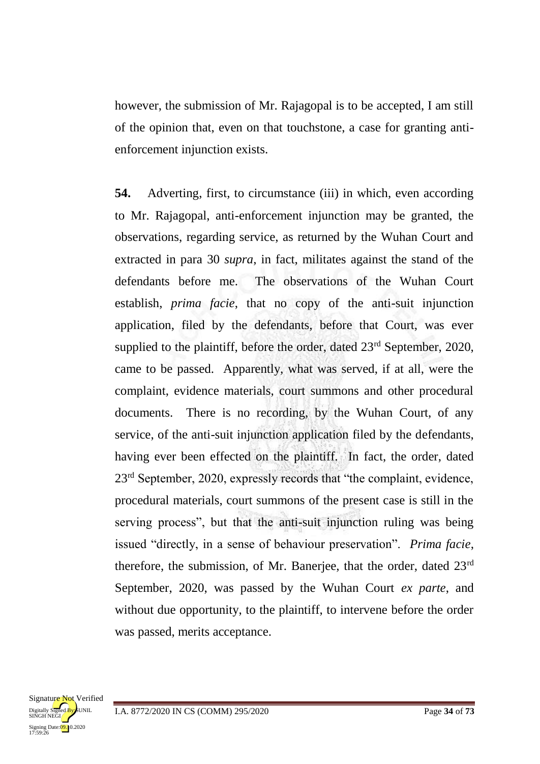however, the submission of Mr. Rajagopal is to be accepted, I am still of the opinion that, even on that touchstone, a case for granting anti-enforcement injunction exists.

**54.** Adverting, first, to circumstance (iii) in which, even according to Mr. Rajagopal, anti-enforcement injunction may be granted, the observations, regarding service, as returned by the Wuhan Court and extracted in para 30 *supra*, in fact, militates against the stand of the defendants before me. The observations of the Wuhan Court establish, *prima facie*, that no copy of the anti-suit injunction application, filed by the defendants, before that Court, was ever supplied to the plaintiff, before the order, dated 23rd September, 2020, came to be passed. Apparently, what was served, if at all, were the complaint, evidence materials, court summons and other procedural documents. There is no recording, by the Wuhan Court, of any service, of the anti-suit injunction application filed by the defendants, having ever been effected on the plaintiff. In fact, the order, dated 23rd September, 2020, expressly records that "the complaint, evidence, procedural materials, court summons of the present case is still in the serving process", but that the anti-suit injunction ruling was being issued "directly, in a sense of behaviour preservation". *Prima facie*, therefore, the submission, of Mr. Banerjee, that the order, dated 23rd September, 2020, was passed by the Wuhan Court *ex parte*, and without due opportunity, to the plaintiff, to intervene before the order was passed, merits acceptance.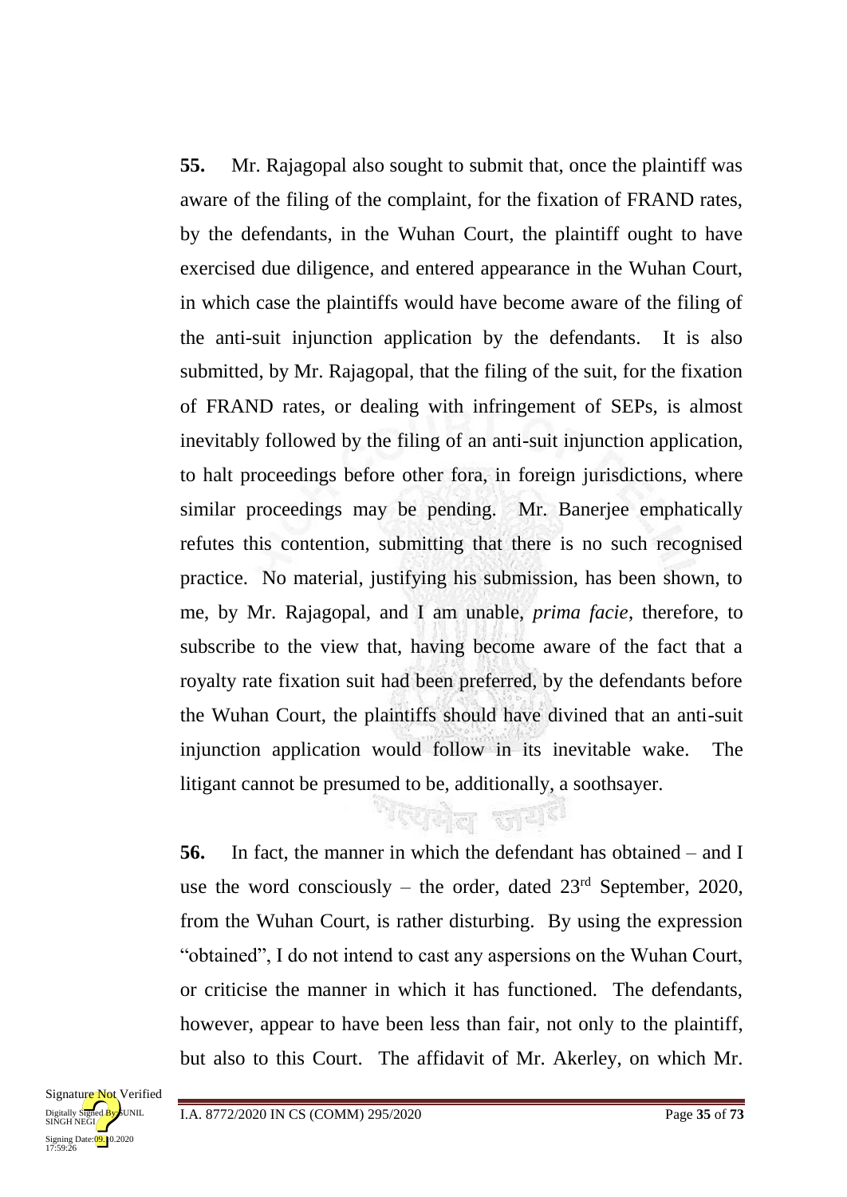**55.** Mr. Rajagopal also sought to submit that, once the plaintiff was aware of the filing of the complaint, for the fixation of FRAND rates, by the defendants, in the Wuhan Court, the plaintiff ought to have exercised due diligence, and entered appearance in the Wuhan Court, in which case the plaintiffs would have become aware of the filing of the anti-suit injunction application by the defendants. It is also submitted, by Mr. Rajagopal, that the filing of the suit, for the fixation of FRAND rates, or dealing with infringement of SEPs, is almost inevitably followed by the filing of an anti-suit injunction application, to halt proceedings before other fora, in foreign jurisdictions, where similar proceedings may be pending. Mr. Banerjee emphatically refutes this contention, submitting that there is no such recognised practice. No material, justifying his submission, has been shown, to me, by Mr. Rajagopal, and I am unable, *prima facie*, therefore, to subscribe to the view that, having become aware of the fact that a royalty rate fixation suit had been preferred, by the defendants before the Wuhan Court, the plaintiffs should have divined that an anti-suit injunction application would follow in its inevitable wake. The litigant cannot be presumed to be, additionally, a soothsayer.

**56.** In fact, the manner in which the defendant has obtained – and I use the word consciously – the order, dated 23rd September, 2020, from the Wuhan Court, is rather disturbing. By using the expression "obtained", I do not intend to cast any aspersions on the Wuhan Court, or criticise the manner in which it has functioned. The defendants, however, appear to have been less than fair, not only to the plaintiff, but also to this Court. The affidavit of Mr. Akerley, on which Mr.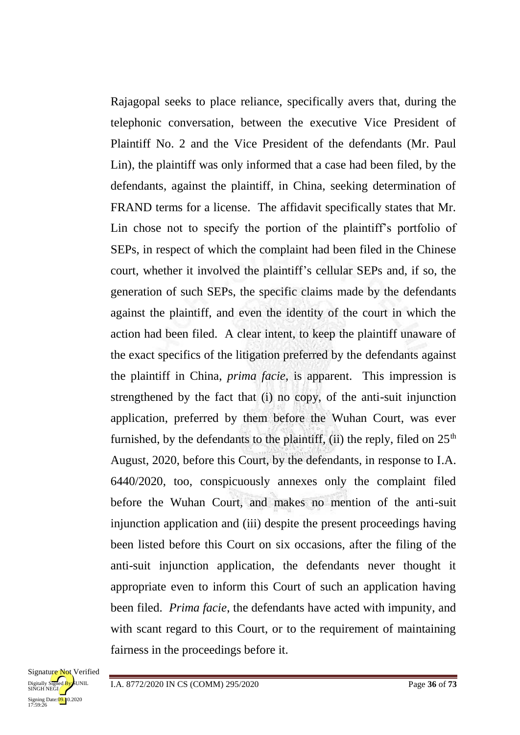Rajagopal seeks to place reliance, specifically avers that, during the telephonic conversation, between the executive Vice President of Plaintiff No. 2 and the Vice President of the defendants (Mr. Paul Lin), the plaintiff was only informed that a case had been filed, by the defendants, against the plaintiff, in China, seeking determination of FRAND terms for a license. The affidavit specifically states that Mr. Lin chose not to specify the portion of the plaintiff's portfolio of SEPs, in respect of which the complaint had been filed in the Chinese court, whether it involved the plaintiff's cellular SEPs and, if so, the generation of such SEPs, the specific claims made by the defendants against the plaintiff, and even the identity of the court in which the action had been filed. A clear intent, to keep the plaintiff unaware of the exact specifics of the litigation preferred by the defendants against the plaintiff in China, *prima facie*, is apparent. This impression is strengthened by the fact that (i) no copy, of the anti-suit injunction application, preferred by them before the Wuhan Court, was ever furnished, by the defendants to the plaintiff, (ii) the reply, filed on 25th August, 2020, before this Court, by the defendants, in response to I.A. 6440/2020, too, conspicuously annexes only the complaint filed before the Wuhan Court, and makes no mention of the anti-suit injunction application and (iii) despite the present proceedings having been listed before this Court on six occasions, after the filing of the anti-suit injunction application, the defendants never thought it appropriate even to inform this Court of such an application having been filed. *Prima facie*, the defendants have acted with impunity, and with scant regard to this Court, or to the requirement of maintaining fairness in the proceedings before it.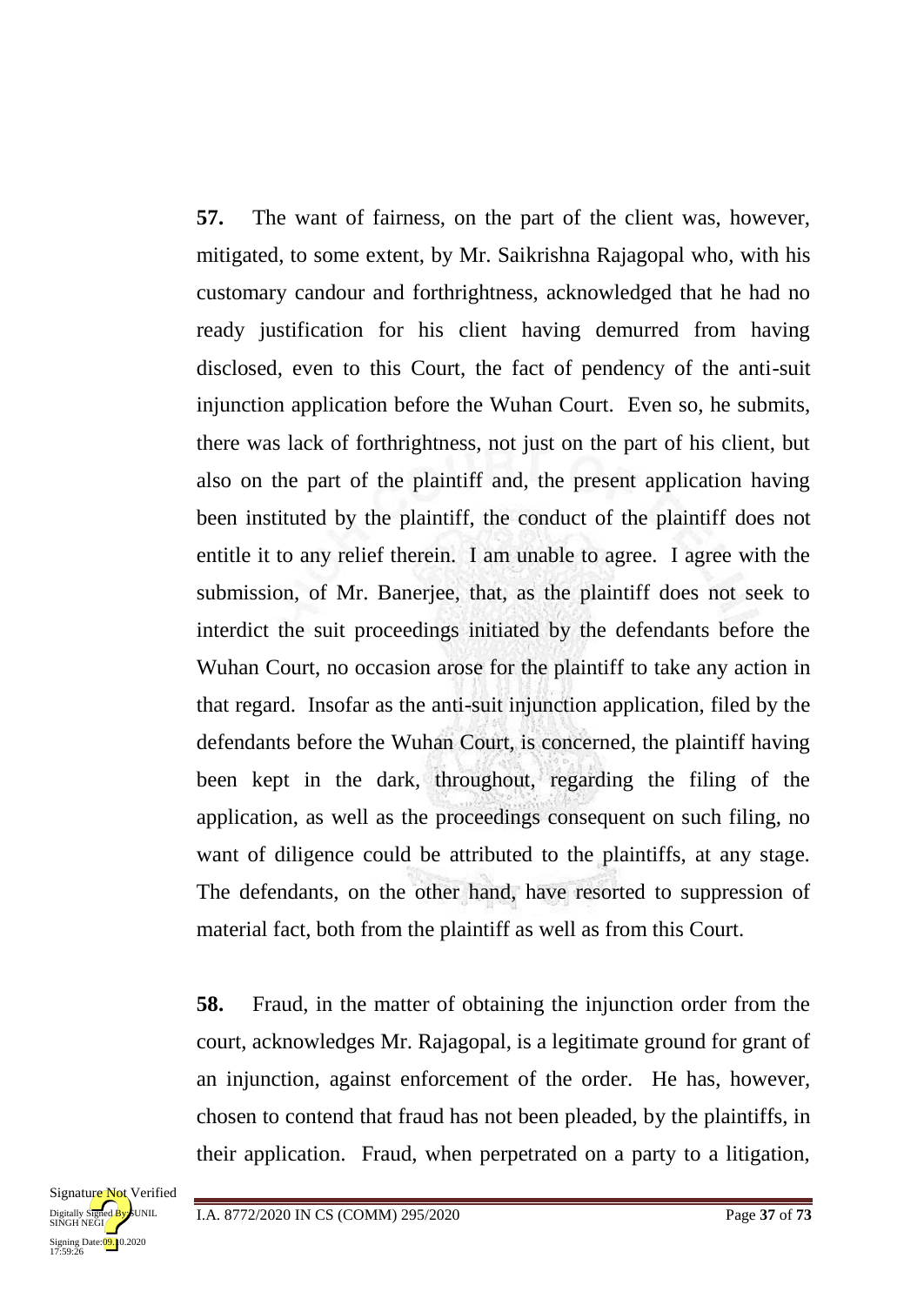**57.** The want of fairness, on the part of the client was, however, mitigated, to some extent, by Mr. Saikrishna Rajagopal who, with his customary candour and forthrightness, acknowledged that he had no ready justification for his client having demurred from having disclosed, even to this Court, the fact of pendency of the anti-suit injunction application before the Wuhan Court. Even so, he submits, there was lack of forthrightness, not just on the part of his client, but also on the part of the plaintiff and, the present application having been instituted by the plaintiff, the conduct of the plaintiff does not entitle it to any relief therein. I am unable to agree. I agree with the submission, of Mr. Banerjee, that, as the plaintiff does not seek to interdict the suit proceedings initiated by the defendants before the Wuhan Court, no occasion arose for the plaintiff to take any action in that regard. Insofar as the anti-suit injunction application, filed by the defendants before the Wuhan Court, is concerned, the plaintiff having been kept in the dark, throughout, regarding the filing of the application, as well as the proceedings consequent on such filing, no want of diligence could be attributed to the plaintiffs, at any stage. The defendants, on the other hand, have resorted to suppression of material fact, both from the plaintiff as well as from this Court.

**58.** Fraud, in the matter of obtaining the injunction order from the court, acknowledges Mr. Rajagopal, is a legitimate ground for grant of an injunction, against enforcement of the order. He has, however, chosen to contend that fraud has not been pleaded, by the plaintiffs, in their application. Fraud, when perpetrated on a party to a litigation,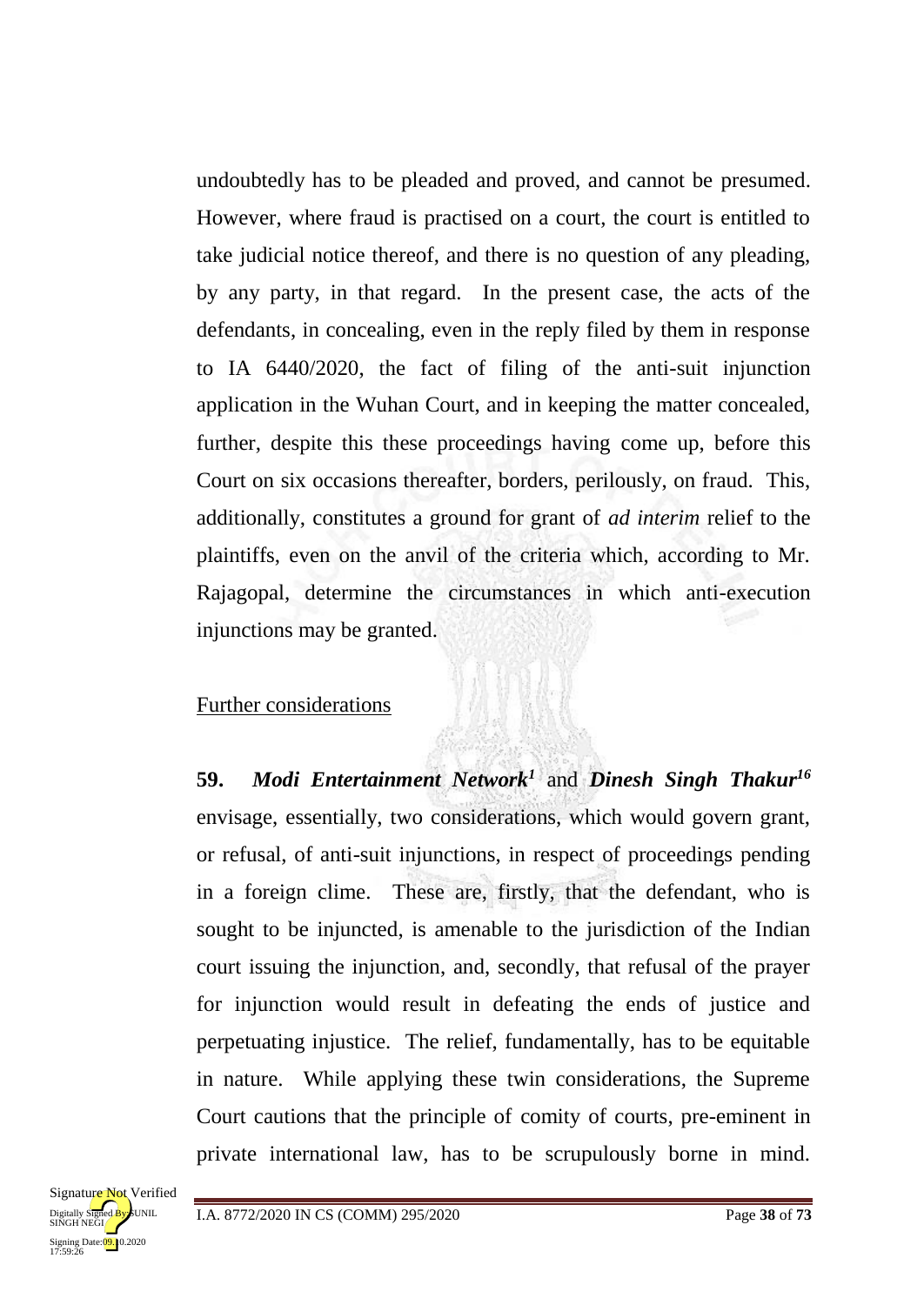undoubtedly has to be pleaded and proved, and cannot be presumed. However, where fraud is practised on a court, the court is entitled to take judicial notice thereof, and there is no question of any pleading, by any party, in that regard. In the present case, the acts of the defendants, in concealing, even in the reply filed by them in response to IA 6440/2020, the fact of filing of the anti-suit injunction application in the Wuhan Court, and in keeping the matter concealed, further, despite this these proceedings having come up, before this Court on six occasions thereafter, borders, perilously, on fraud. This, additionally, constitutes a ground for grant of *ad interim* relief to the plaintiffs, even on the anvil of the criteria which, according to Mr. Rajagopal, determine the circumstances in which anti-execution injunctions may be granted.

Further considerations

**59.** ***Modi Entertainment Network***[1] and ***Dinesh Singh Thakur***[16] envisage, essentially, two considerations, which would govern grant, or refusal, of anti-suit injunctions, in respect of proceedings pending in a foreign clime. These are, firstly, that the defendant, who is sought to be injuncted, is amenable to the jurisdiction of the Indian court issuing the injunction, and, secondly, that refusal of the prayer for injunction would result in defeating the ends of justice and perpetuating injustice. The relief, fundamentally, has to be equitable in nature. While applying these twin considerations, the Supreme Court cautions that the principle of comity of courts, pre-eminent in private international law, has to be scrupulously borne in mind.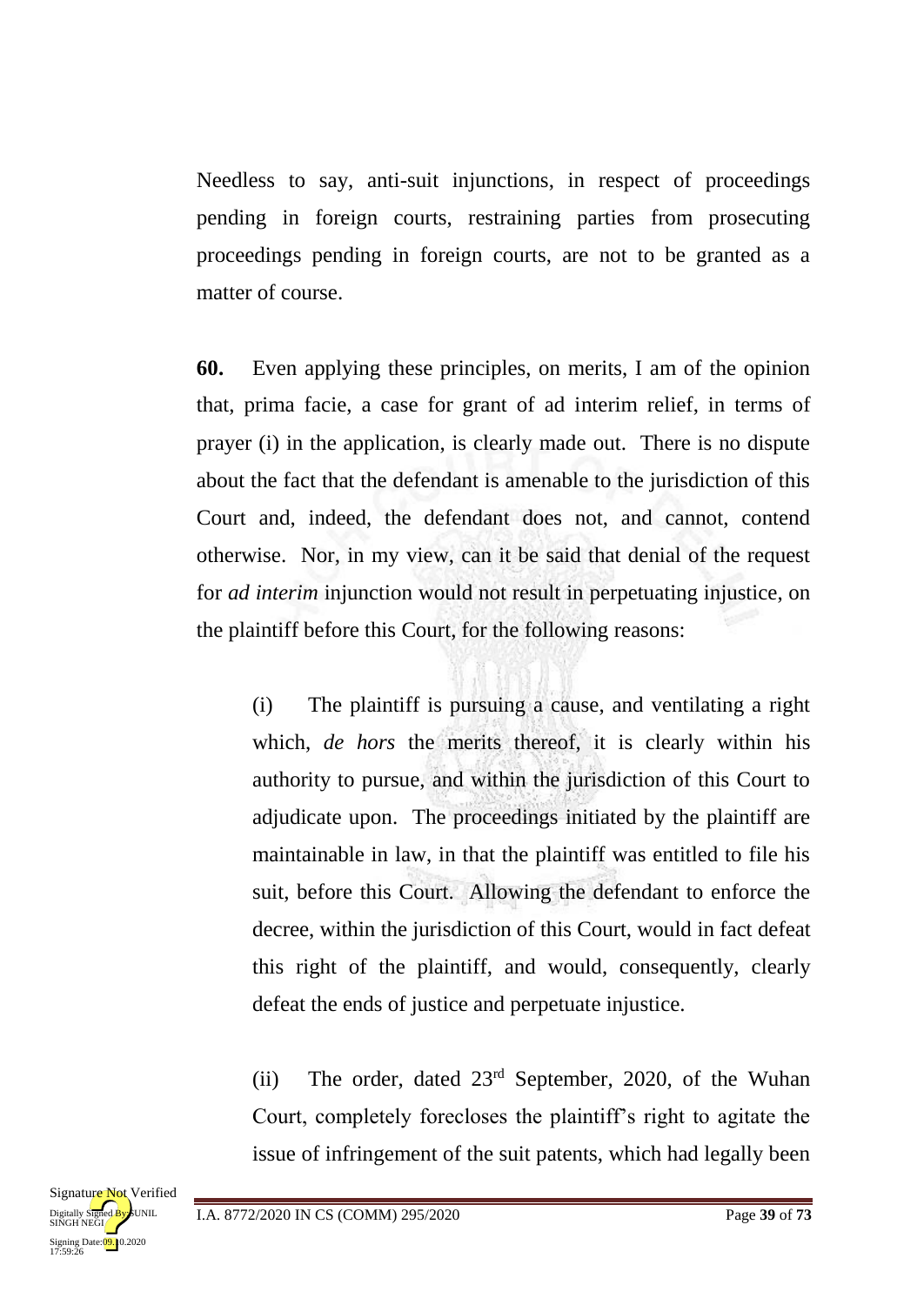Needless to say, anti-suit injunctions, in respect of proceedings pending in foreign courts, restraining parties from prosecuting proceedings pending in foreign courts, are not to be granted as a matter of course.

**60.** Even applying these principles, on merits, I am of the opinion that, prima facie, a case for grant of ad interim relief, in terms of prayer (i) in the application, is clearly made out. There is no dispute about the fact that the defendant is amenable to the jurisdiction of this Court and, indeed, the defendant does not, and cannot, contend otherwise. Nor, in my view, can it be said that denial of the request for *ad interim* injunction would not result in perpetuating injustice, on the plaintiff before this Court, for the following reasons:

(i) The plaintiff is pursuing a cause, and ventilating a right which, *de hors* the merits thereof, it is clearly within his authority to pursue, and within the jurisdiction of this Court to adjudicate upon. The proceedings initiated by the plaintiff are maintainable in law, in that the plaintiff was entitled to file his suit, before this Court. Allowing the defendant to enforce the decree, within the jurisdiction of this Court, would in fact defeat this right of the plaintiff, and would, consequently, clearly defeat the ends of justice and perpetuate injustice.

(ii) The order, dated 23rd September, 2020, of the Wuhan Court, completely forecloses the plaintiff's right to agitate the issue of infringement of the suit patents, which had legally been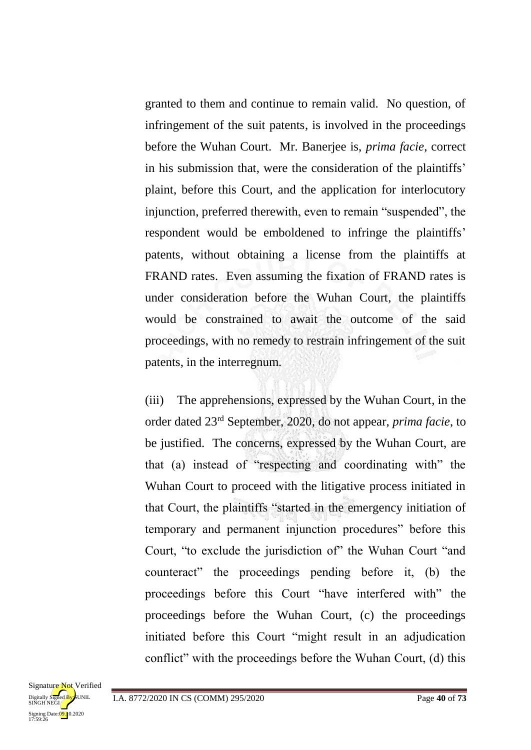granted to them and continue to remain valid. No question, of infringement of the suit patents, is involved in the proceedings before the Wuhan Court. Mr. Banerjee is, *prima facie*, correct in his submission that, were the consideration of the plaintiffs' plaint, before this Court, and the application for interlocutory injunction, preferred therewith, even to remain "suspended", the respondent would be emboldened to infringe the plaintiffs' patents, without obtaining a license from the plaintiffs at FRAND rates. Even assuming the fixation of FRAND rates is under consideration before the Wuhan Court, the plaintiffs would be constrained to await the outcome of the said proceedings, with no remedy to restrain infringement of the suit patents, in the interregnum.

(iii) The apprehensions, expressed by the Wuhan Court, in the order dated 23rd September, 2020, do not appear, *prima facie*, to be justified. The concerns, expressed by the Wuhan Court, are that (a) instead of "respecting and coordinating with" the Wuhan Court to proceed with the litigative process initiated in that Court, the plaintiffs "started in the emergency initiation of temporary and permanent injunction procedures" before this Court, "to exclude the jurisdiction of" the Wuhan Court "and counteract" the proceedings pending before it, (b) the proceedings before this Court "have interfered with" the proceedings before the Wuhan Court, (c) the proceedings initiated before this Court "might result in an adjudication conflict" with the proceedings before the Wuhan Court, (d) this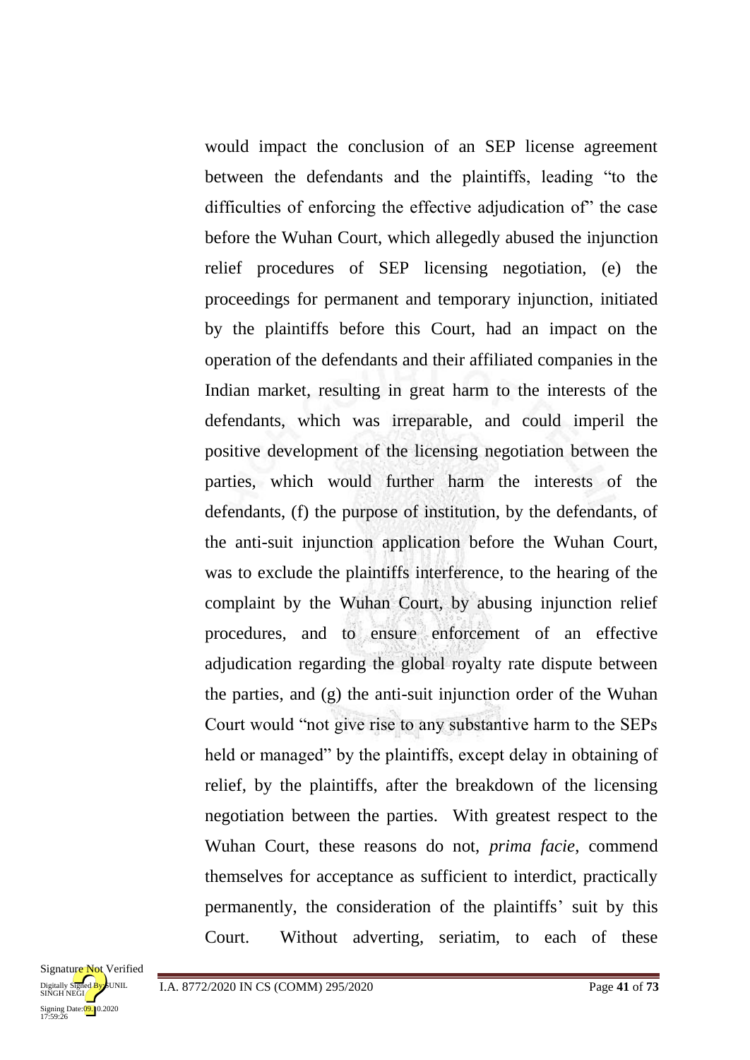would impact the conclusion of an SEP license agreement between the defendants and the plaintiffs, leading "to the difficulties of enforcing the effective adjudication of" the case before the Wuhan Court, which allegedly abused the injunction relief procedures of SEP licensing negotiation, (e) the proceedings for permanent and temporary injunction, initiated by the plaintiffs before this Court, had an impact on the operation of the defendants and their affiliated companies in the Indian market, resulting in great harm to the interests of the defendants, which was irreparable, and could imperil the positive development of the licensing negotiation between the parties, which would further harm the interests of the defendants, (f) the purpose of institution, by the defendants, of the anti-suit injunction application before the Wuhan Court, was to exclude the plaintiffs interference, to the hearing of the complaint by the Wuhan Court, by abusing injunction relief procedures, and to ensure enforcement of an effective adjudication regarding the global royalty rate dispute between the parties, and (g) the anti-suit injunction order of the Wuhan Court would "not give rise to any substantive harm to the SEPs held or managed" by the plaintiffs, except delay in obtaining of relief, by the plaintiffs, after the breakdown of the licensing negotiation between the parties. With greatest respect to the Wuhan Court, these reasons do not, *prima facie*, commend themselves for acceptance as sufficient to interdict, practically permanently, the consideration of the plaintiffs' suit by this Court. Without adverting, seriatim, to each of these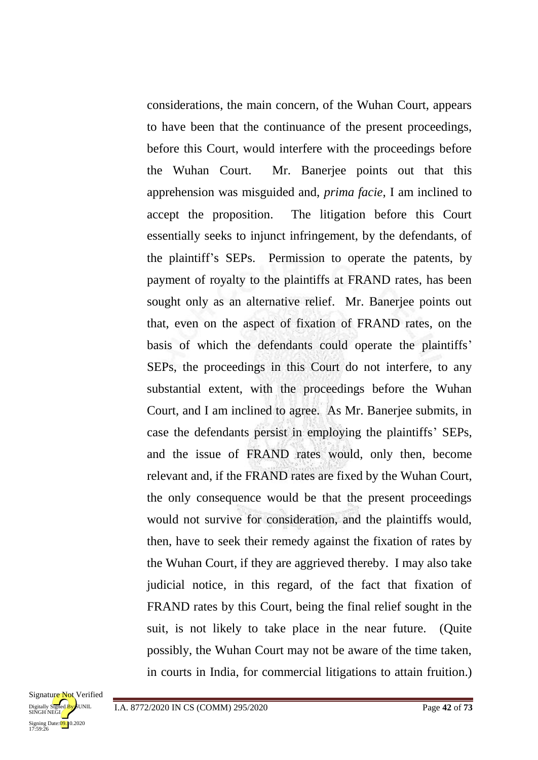considerations, the main concern, of the Wuhan Court, appears to have been that the continuance of the present proceedings, before this Court, would interfere with the proceedings before the Wuhan Court. Mr. Banerjee points out that this apprehension was misguided and, *prima facie*, I am inclined to accept the proposition. The litigation before this Court essentially seeks to injunct infringement, by the defendants, of the plaintiff's SEPs. Permission to operate the patents, by payment of royalty to the plaintiffs at FRAND rates, has been sought only as an alternative relief. Mr. Banerjee points out that, even on the aspect of fixation of FRAND rates, on the basis of which the defendants could operate the plaintiffs' SEPs, the proceedings in this Court do not interfere, to any substantial extent, with the proceedings before the Wuhan Court, and I am inclined to agree. As Mr. Banerjee submits, in case the defendants persist in employing the plaintiffs' SEPs, and the issue of FRAND rates would, only then, become relevant and, if the FRAND rates are fixed by the Wuhan Court, the only consequence would be that the present proceedings would not survive for consideration, and the plaintiffs would, then, have to seek their remedy against the fixation of rates by the Wuhan Court, if they are aggrieved thereby. I may also take judicial notice, in this regard, of the fact that fixation of FRAND rates by this Court, being the final relief sought in the suit, is not likely to take place in the near future. (Quite possibly, the Wuhan Court may not be aware of the time taken, in courts in India, for commercial litigations to attain fruition.)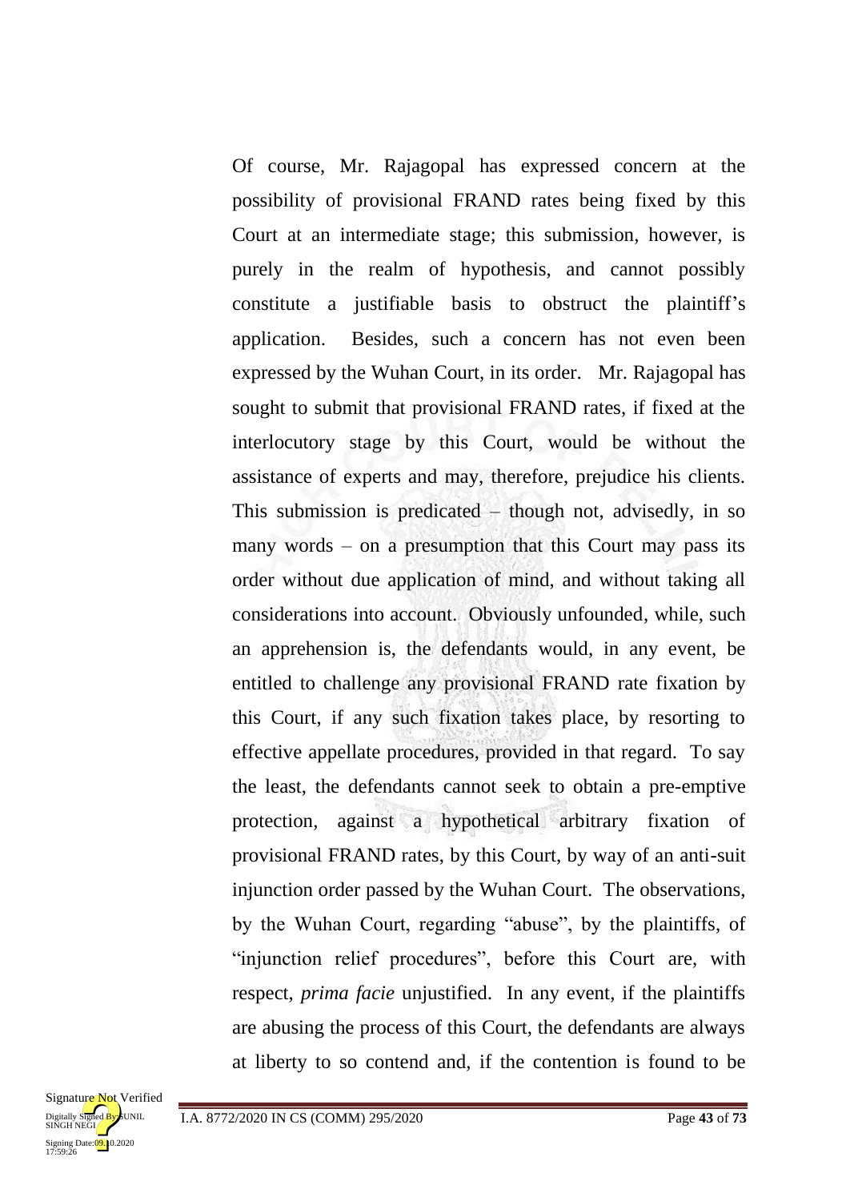Of course, Mr. Rajagopal has expressed concern at the possibility of provisional FRAND rates being fixed by this Court at an intermediate stage; this submission, however, is purely in the realm of hypothesis, and cannot possibly constitute a justifiable basis to obstruct the plaintiff's application. Besides, such a concern has not even been expressed by the Wuhan Court, in its order. Mr. Rajagopal has sought to submit that provisional FRAND rates, if fixed at the interlocutory stage by this Court, would be without the assistance of experts and may, therefore, prejudice his clients. This submission is predicated – though not, advisedly, in so many words – on a presumption that this Court may pass its order without due application of mind, and without taking all considerations into account. Obviously unfounded, while, such an apprehension is, the defendants would, in any event, be entitled to challenge any provisional FRAND rate fixation by this Court, if any such fixation takes place, by resorting to effective appellate procedures, provided in that regard. To say the least, the defendants cannot seek to obtain a pre-emptive protection, against a hypothetical arbitrary fixation of provisional FRAND rates, by this Court, by way of an anti-suit injunction order passed by the Wuhan Court. The observations, by the Wuhan Court, regarding "abuse", by the plaintiffs, of "injunction relief procedures", before this Court are, with respect, *prima facie* unjustified. In any event, if the plaintiffs are abusing the process of this Court, the defendants are always at liberty to so contend and, if the contention is found to be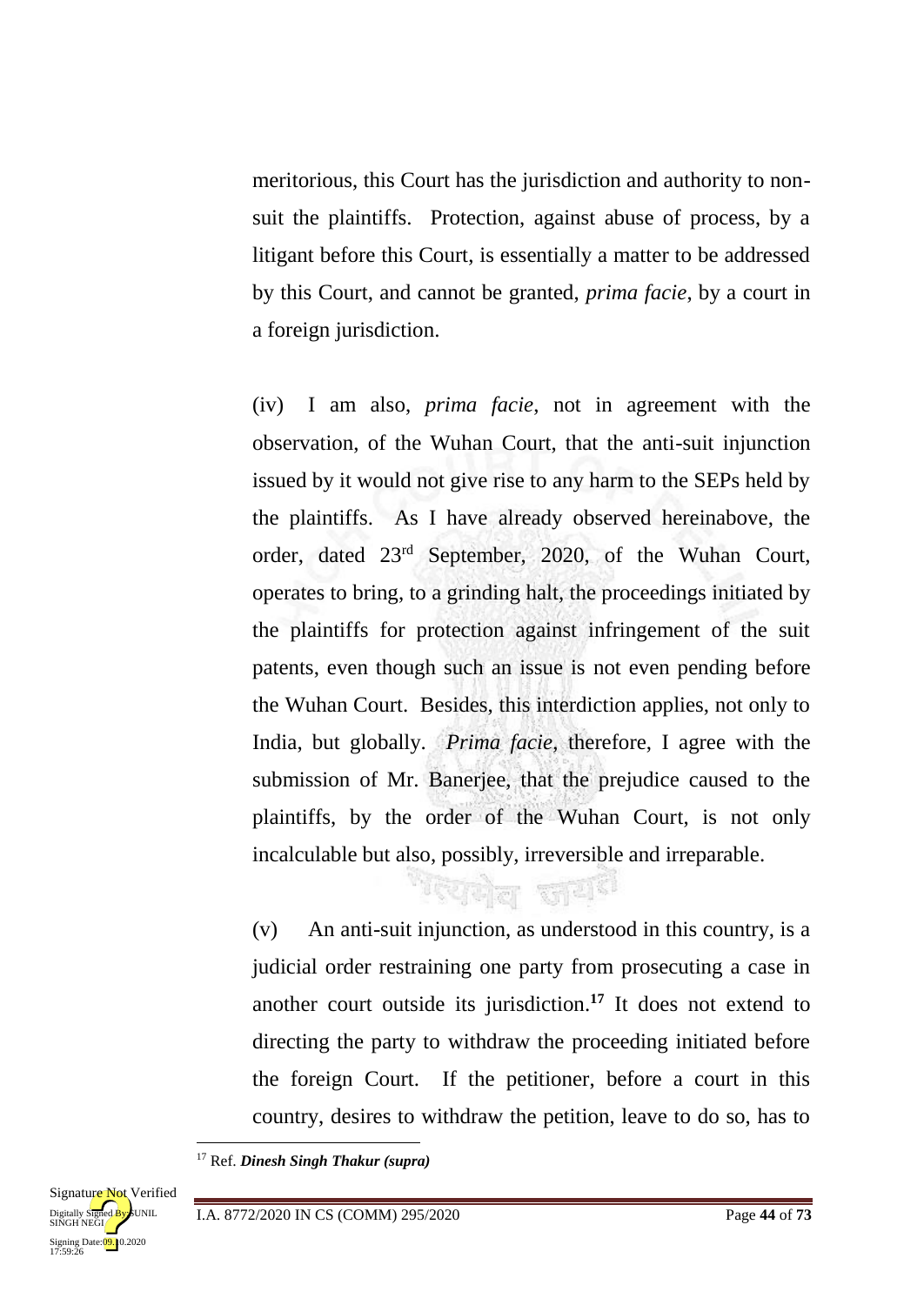meritorious, this Court has the jurisdiction and authority to non-suit the plaintiffs. Protection, against abuse of process, by a litigant before this Court, is essentially a matter to be addressed by this Court, and cannot be granted, *prima facie*, by a court in a foreign jurisdiction.

(iv) I am also, *prima facie*, not in agreement with the observation, of the Wuhan Court, that the anti-suit injunction issued by it would not give rise to any harm to the SEPs held by the plaintiffs. As I have already observed hereinabove, the order, dated 23rd September, 2020, of the Wuhan Court, operates to bring, to a grinding halt, the proceedings initiated by the plaintiffs for protection against infringement of the suit patents, even though such an issue is not even pending before the Wuhan Court. Besides, this interdiction applies, not only to India, but globally. *Prima facie*, therefore, I agree with the submission of Mr. Banerjee, that the prejudice caused to the plaintiffs, by the order of the Wuhan Court, is not only incalculable but also, possibly, irreversible and irreparable.

(v) An anti-suit injunction, as understood in this country, is a judicial order restraining one party from prosecuting a case in another court outside its jurisdiction.[17] It does not extend to directing the party to withdraw the proceeding initiated before the foreign Court. If the petitioner, before a court in this country, desires to withdraw the petition, leave to do so, has to

---

[17] Ref. ***Dinesh Singh Thakur (supra)***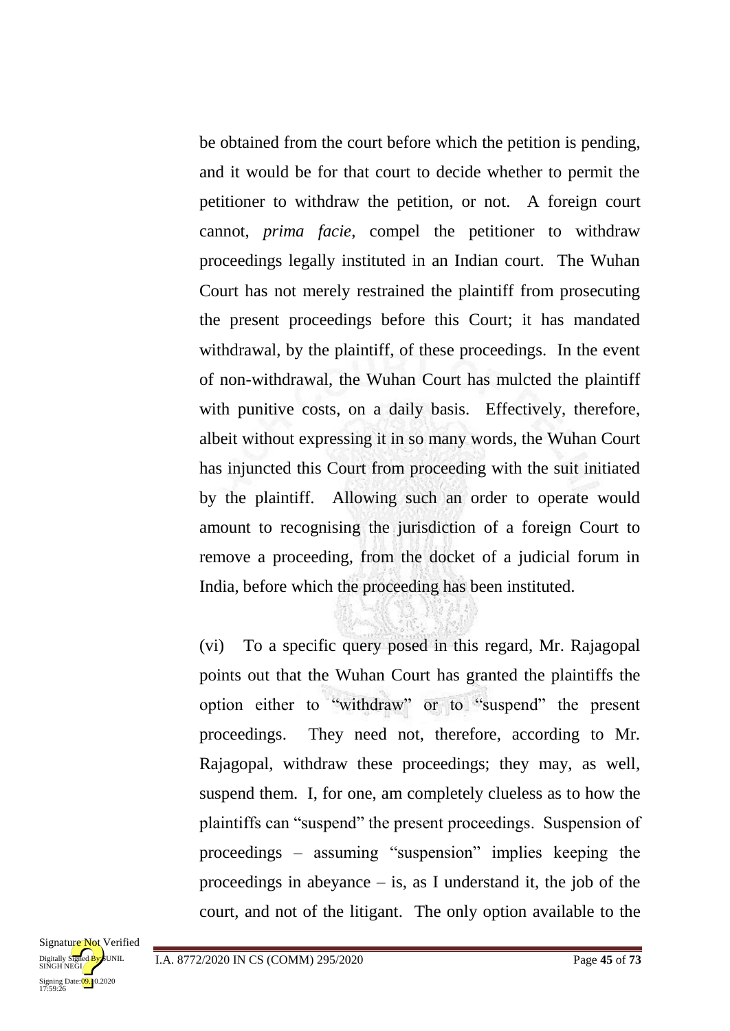be obtained from the court before which the petition is pending, and it would be for that court to decide whether to permit the petitioner to withdraw the petition, or not. A foreign court cannot, *prima facie*, compel the petitioner to withdraw proceedings legally instituted in an Indian court. The Wuhan Court has not merely restrained the plaintiff from prosecuting the present proceedings before this Court; it has mandated withdrawal, by the plaintiff, of these proceedings. In the event of non-withdrawal, the Wuhan Court has mulcted the plaintiff with punitive costs, on a daily basis. Effectively, therefore, albeit without expressing it in so many words, the Wuhan Court has injuncted this Court from proceeding with the suit initiated by the plaintiff. Allowing such an order to operate would amount to recognising the jurisdiction of a foreign Court to remove a proceeding, from the docket of a judicial forum in India, before which the proceeding has been instituted.

(vi) To a specific query posed in this regard, Mr. Rajagopal points out that the Wuhan Court has granted the plaintiffs the option either to "withdraw" or to "suspend" the present proceedings. They need not, therefore, according to Mr. Rajagopal, withdraw these proceedings; they may, as well, suspend them. I, for one, am completely clueless as to how the plaintiffs can "suspend" the present proceedings. Suspension of proceedings – assuming "suspension" implies keeping the proceedings in abeyance – is, as I understand it, the job of the court, and not of the litigant. The only option available to the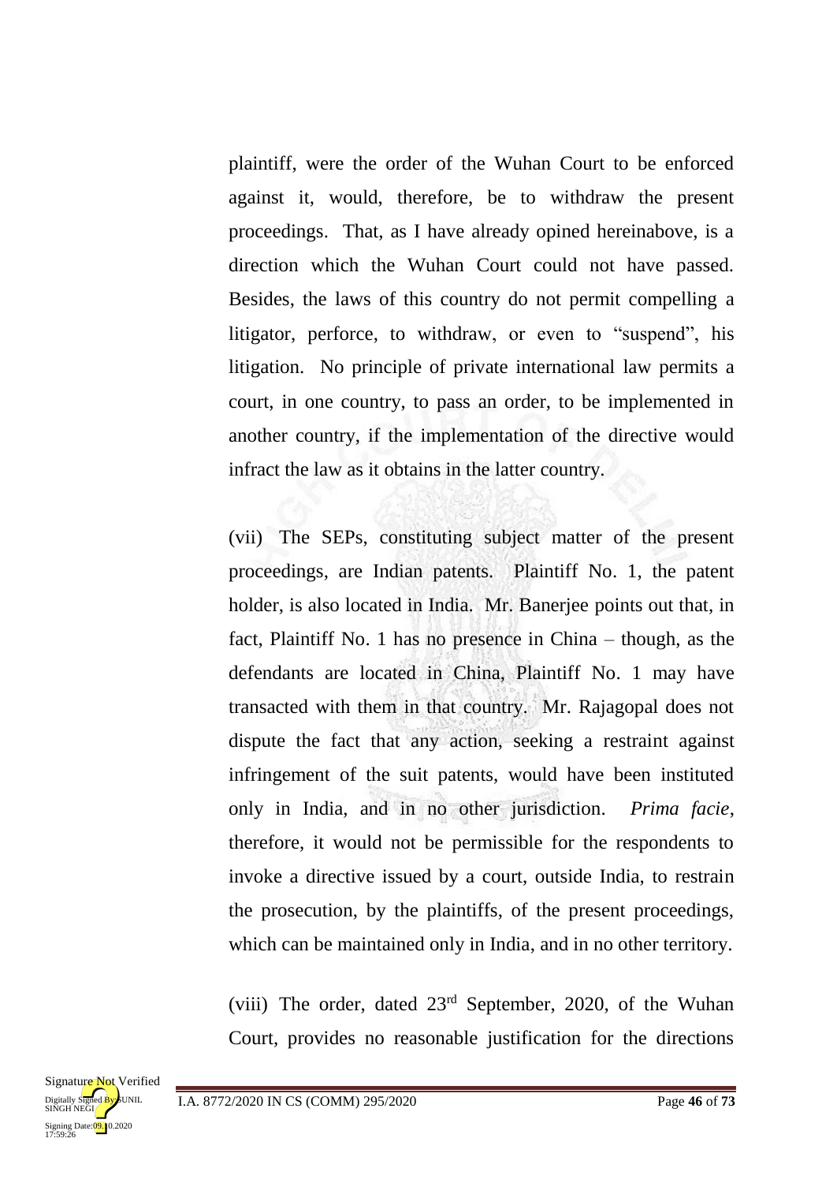plaintiff, were the order of the Wuhan Court to be enforced against it, would, therefore, be to withdraw the present proceedings. That, as I have already opined hereinabove, is a direction which the Wuhan Court could not have passed. Besides, the laws of this country do not permit compelling a litigator, perforce, to withdraw, or even to "suspend", his litigation. No principle of private international law permits a court, in one country, to pass an order, to be implemented in another country, if the implementation of the directive would infract the law as it obtains in the latter country.

(vii) The SEPs, constituting subject matter of the present proceedings, are Indian patents. Plaintiff No. 1, the patent holder, is also located in India. Mr. Banerjee points out that, in fact, Plaintiff No. 1 has no presence in China – though, as the defendants are located in China, Plaintiff No. 1 may have transacted with them in that country. Mr. Rajagopal does not dispute the fact that any action, seeking a restraint against infringement of the suit patents, would have been instituted only in India, and in no other jurisdiction. *Prima facie*, therefore, it would not be permissible for the respondents to invoke a directive issued by a court, outside India, to restrain the prosecution, by the plaintiffs, of the present proceedings, which can be maintained only in India, and in no other territory.

(viii) The order, dated 23rd September, 2020, of the Wuhan Court, provides no reasonable justification for the directions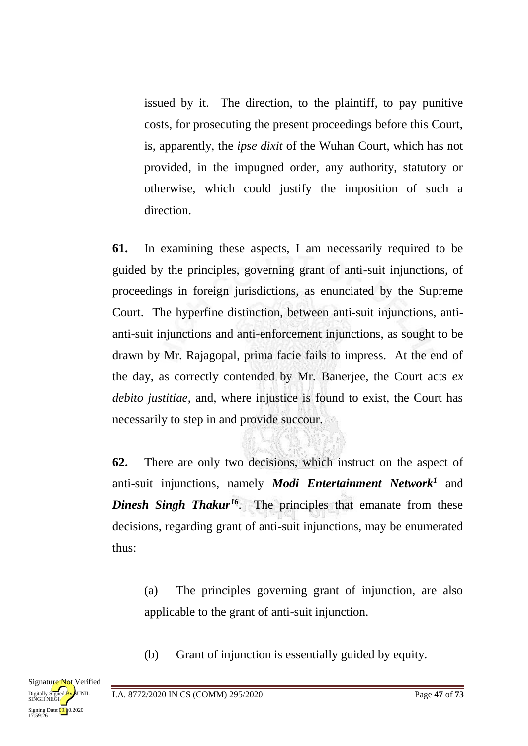issued by it. The direction, to the plaintiff, to pay punitive costs, for prosecuting the present proceedings before this Court, is, apparently, the *ipse dixit* of the Wuhan Court, which has not provided, in the impugned order, any authority, statutory or otherwise, which could justify the imposition of such a direction.

**61.** In examining these aspects, I am necessarily required to be guided by the principles, governing grant of anti-suit injunctions, of proceedings in foreign jurisdictions, as enunciated by the Supreme Court. The hyperfine distinction, between anti-suit injunctions, anti-anti-suit injunctions and anti-enforcement injunctions, as sought to be drawn by Mr. Rajagopal, prima facie fails to impress. At the end of the day, as correctly contended by Mr. Banerjee, the Court acts *ex debito justitiae*, and, where injustice is found to exist, the Court has necessarily to step in and provide succour.

**62.** There are only two decisions, which instruct on the aspect of anti-suit injunctions, namely ***Modi Entertainment Network***[1] and ***Dinesh Singh Thakur***[16]. The principles that emanate from these decisions, regarding grant of anti-suit injunctions, may be enumerated thus:

(a) The principles governing grant of injunction, are also applicable to the grant of anti-suit injunction.

(b) Grant of injunction is essentially guided by equity.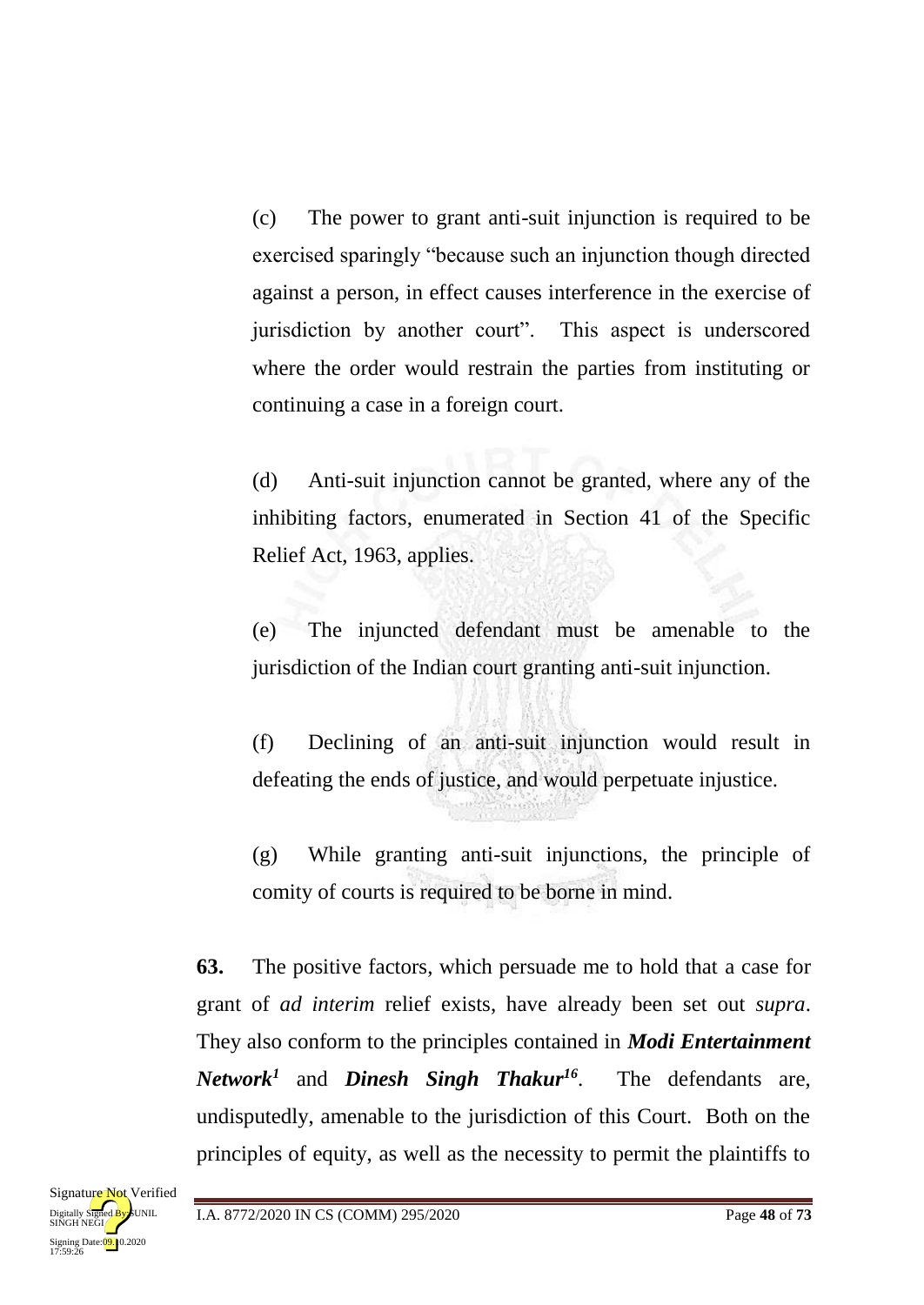(c) The power to grant anti-suit injunction is required to be exercised sparingly "because such an injunction though directed against a person, in effect causes interference in the exercise of jurisdiction by another court". This aspect is underscored where the order would restrain the parties from instituting or continuing a case in a foreign court.

(d) Anti-suit injunction cannot be granted, where any of the inhibiting factors, enumerated in Section 41 of the Specific Relief Act, 1963, applies.

(e) The injuncted defendant must be amenable to the jurisdiction of the Indian court granting anti-suit injunction.

(f) Declining of an anti-suit injunction would result in defeating the ends of justice, and would perpetuate injustice.

(g) While granting anti-suit injunctions, the principle of comity of courts is required to be borne in mind.

**63.** The positive factors, which persuade me to hold that a case for grant of *ad interim* relief exists, have already been set out *supra*. They also conform to the principles contained in ***Modi Entertainment Network***[1] and ***Dinesh Singh Thakur***[16]. The defendants are, undisputedly, amenable to the jurisdiction of this Court. Both on the principles of equity, as well as the necessity to permit the plaintiffs to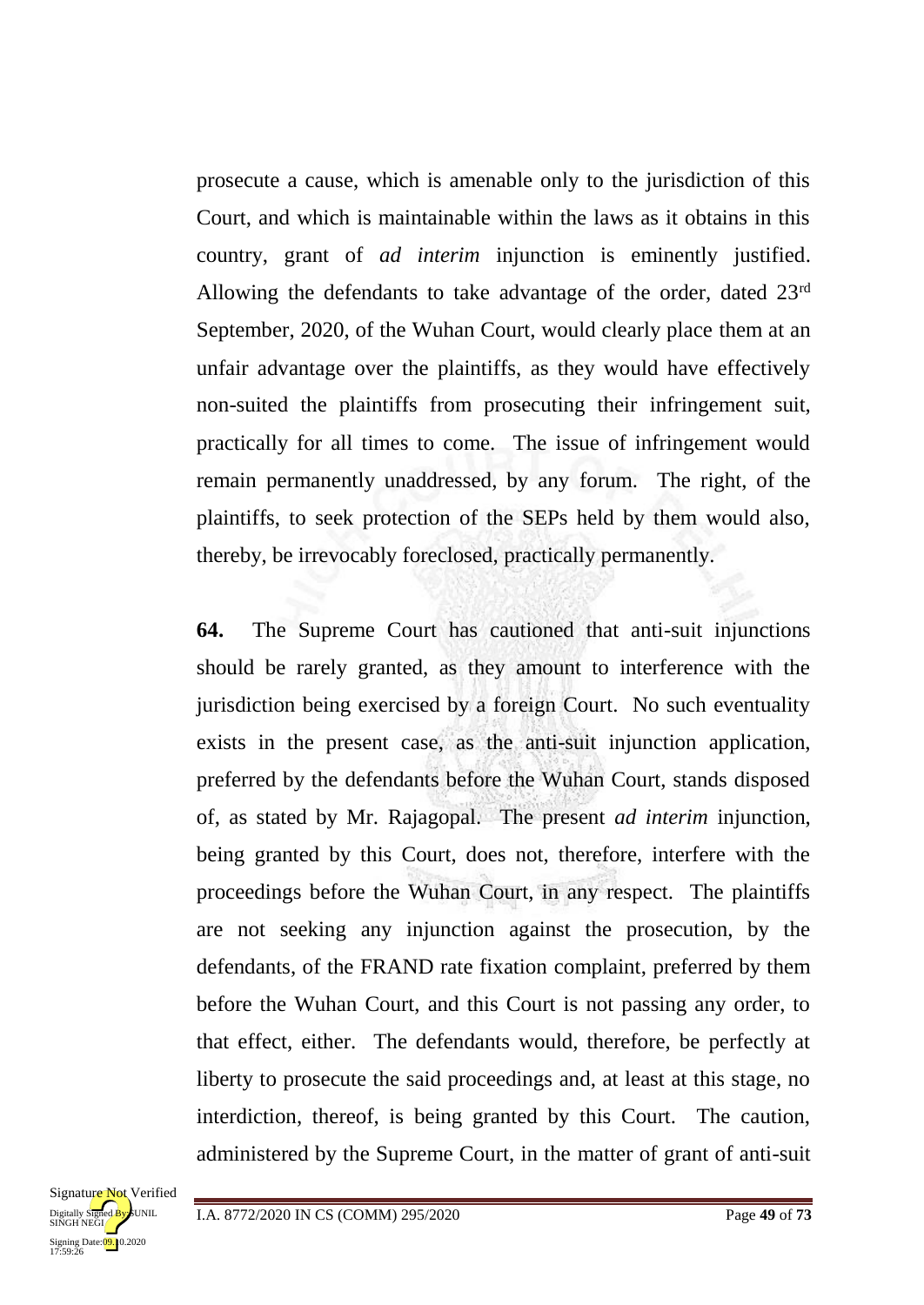prosecute a cause, which is amenable only to the jurisdiction of this Court, and which is maintainable within the laws as it obtains in this country, grant of *ad interim* injunction is eminently justified. Allowing the defendants to take advantage of the order, dated 23rd September, 2020, of the Wuhan Court, would clearly place them at an unfair advantage over the plaintiffs, as they would have effectively non-suited the plaintiffs from prosecuting their infringement suit, practically for all times to come. The issue of infringement would remain permanently unaddressed, by any forum. The right, of the plaintiffs, to seek protection of the SEPs held by them would also, thereby, be irrevocably foreclosed, practically permanently.

**64.** The Supreme Court has cautioned that anti-suit injunctions should be rarely granted, as they amount to interference with the jurisdiction being exercised by a foreign Court. No such eventuality exists in the present case, as the anti-suit injunction application, preferred by the defendants before the Wuhan Court, stands disposed of, as stated by Mr. Rajagopal. The present *ad interim* injunction, being granted by this Court, does not, therefore, interfere with the proceedings before the Wuhan Court, in any respect. The plaintiffs are not seeking any injunction against the prosecution, by the defendants, of the FRAND rate fixation complaint, preferred by them before the Wuhan Court, and this Court is not passing any order, to that effect, either. The defendants would, therefore, be perfectly at liberty to prosecute the said proceedings and, at least at this stage, no interdiction, thereof, is being granted by this Court. The caution, administered by the Supreme Court, in the matter of grant of anti-suit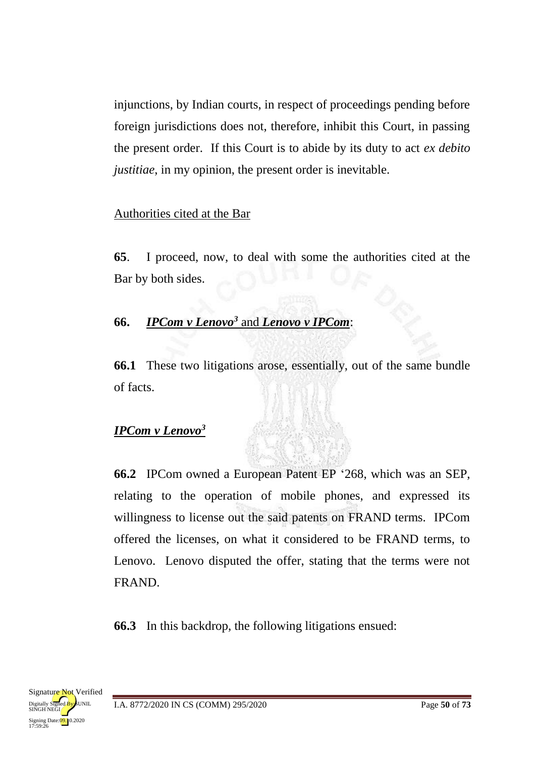injunctions, by Indian courts, in respect of proceedings pending before foreign jurisdictions does not, therefore, inhibit this Court, in passing the present order. If this Court is to abide by its duty to act *ex debito justitiae*, in my opinion, the present order is inevitable.

Authorities cited at the Bar

**65**. I proceed, now, to deal with some the authorities cited at the Bar by both sides.

**66.** ***IPCom v Lenovo*[3] and *Lenovo v IPCom***:

**66.1** These two litigations arose, essentially, out of the same bundle of facts.

***IPCom v Lenovo*[3]**

**66.2** IPCom owned a European Patent EP '268, which was an SEP, relating to the operation of mobile phones, and expressed its willingness to license out the said patents on FRAND terms. IPCom offered the licenses, on what it considered to be FRAND terms, to Lenovo. Lenovo disputed the offer, stating that the terms were not FRAND.

**66.3** In this backdrop, the following litigations ensued: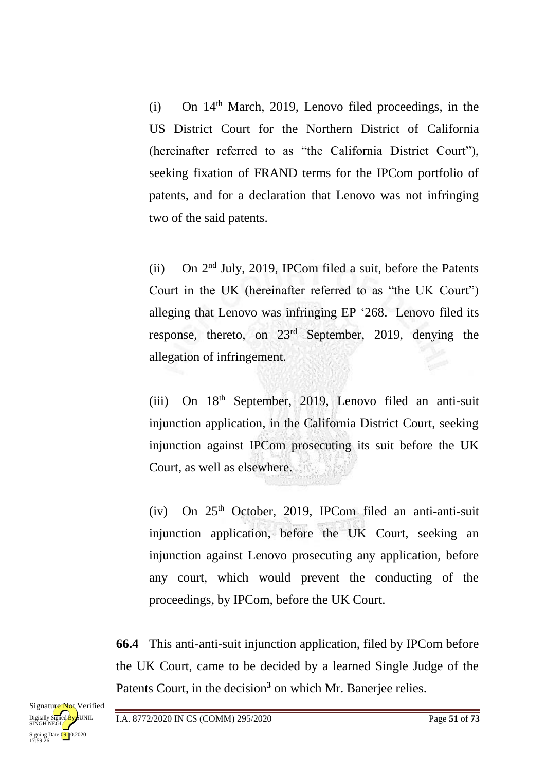(i) On 14th March, 2019, Lenovo filed proceedings, in the US District Court for the Northern District of California (hereinafter referred to as "the California District Court"), seeking fixation of FRAND terms for the IPCom portfolio of patents, and for a declaration that Lenovo was not infringing two of the said patents.

(ii) On 2nd July, 2019, IPCom filed a suit, before the Patents Court in the UK (hereinafter referred to as "the UK Court") alleging that Lenovo was infringing EP '268. Lenovo filed its response, thereto, on 23rd September, 2019, denying the allegation of infringement.

(iii) On 18th September, 2019, Lenovo filed an anti-suit injunction application, in the California District Court, seeking injunction against IPCom prosecuting its suit before the UK Court, as well as elsewhere.

(iv) On 25th October, 2019, IPCom filed an anti-anti-suit injunction application, before the UK Court, seeking an injunction against Lenovo prosecuting any application, before any court, which would prevent the conducting of the proceedings, by IPCom, before the UK Court.

**66.4** This anti-anti-suit injunction application, filed by IPCom before the UK Court, came to be decided by a learned Single Judge of the Patents Court, in the decision[3] on which Mr. Banerjee relies.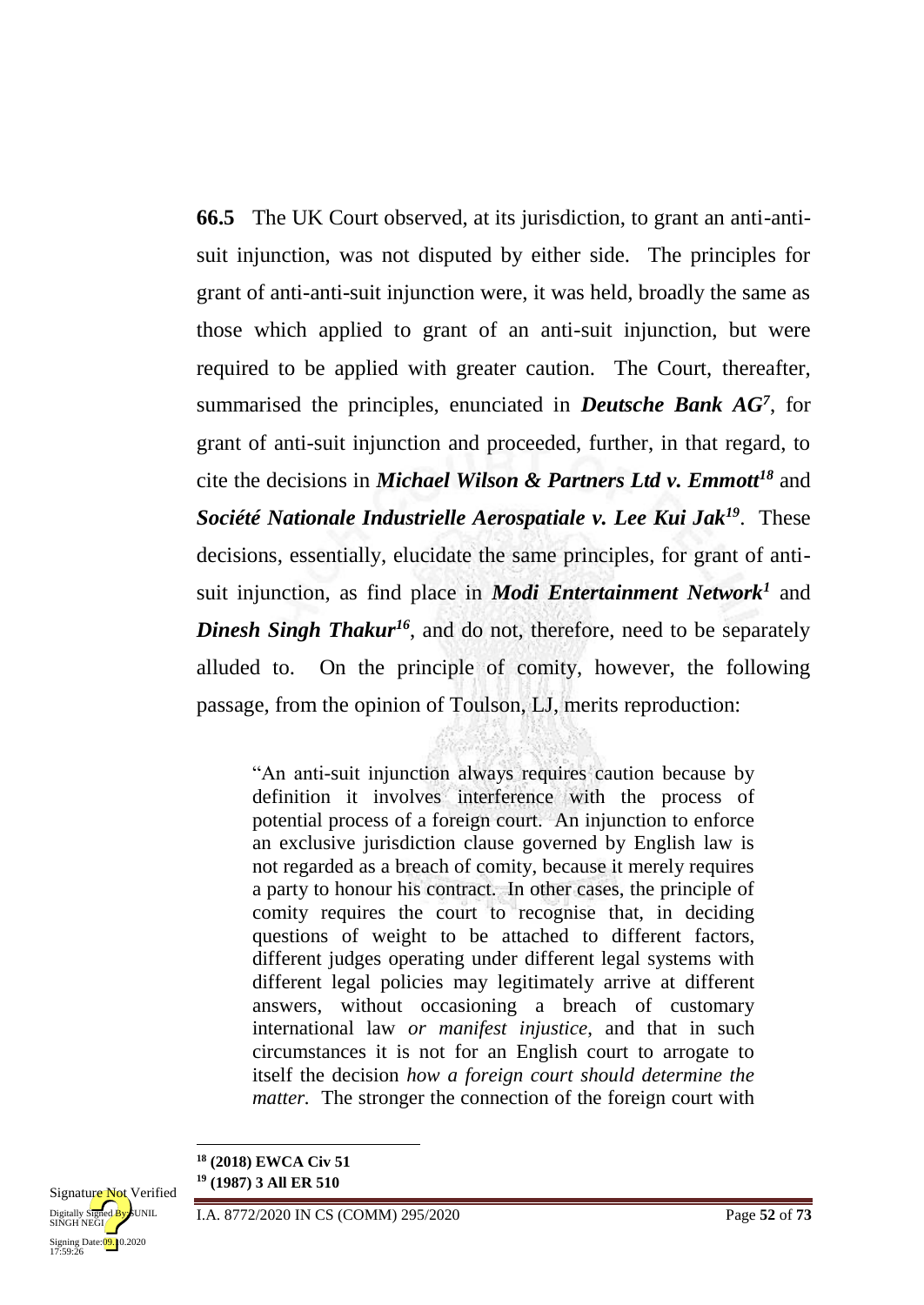**66.5** The UK Court observed, at its jurisdiction, to grant an anti-anti-suit injunction, was not disputed by either side. The principles for grant of anti-anti-suit injunction were, it was held, broadly the same as those which applied to grant of an anti-suit injunction, but were required to be applied with greater caution. The Court, thereafter, summarised the principles, enunciated in ***Deutsche Bank AG***[7], for grant of anti-suit injunction and proceeded, further, in that regard, to cite the decisions in ***Michael Wilson & Partners Ltd v. Emmott***[18] and ***Société Nationale Industrielle Aerospatiale v. Lee Kui Jak***[19]. These decisions, essentially, elucidate the same principles, for grant of anti-suit injunction, as find place in ***Modi Entertainment Network***[1] and ***Dinesh Singh Thakur***[16], and do not, therefore, need to be separately alluded to. On the principle of comity, however, the following passage, from the opinion of Toulson, LJ, merits reproduction:

> "An anti-suit injunction always requires caution because by definition it involves interference with the process of potential process of a foreign court. An injunction to enforce an exclusive jurisdiction clause governed by English law is not regarded as a breach of comity, because it merely requires a party to honour his contract. In other cases, the principle of comity requires the court to recognise that, in deciding questions of weight to be attached to different factors, different judges operating under different legal systems with different legal policies may legitimately arrive at different answers, without occasioning a breach of customary international law *or manifest injustice*, and that in such circumstances it is not for an English court to arrogate to itself the decision *how a foreign court should determine the matter.* The stronger the connection of the foreign court with

---

[18] **(2018) EWCA Civ 51**
[19] **(1987) 3 All ER 510**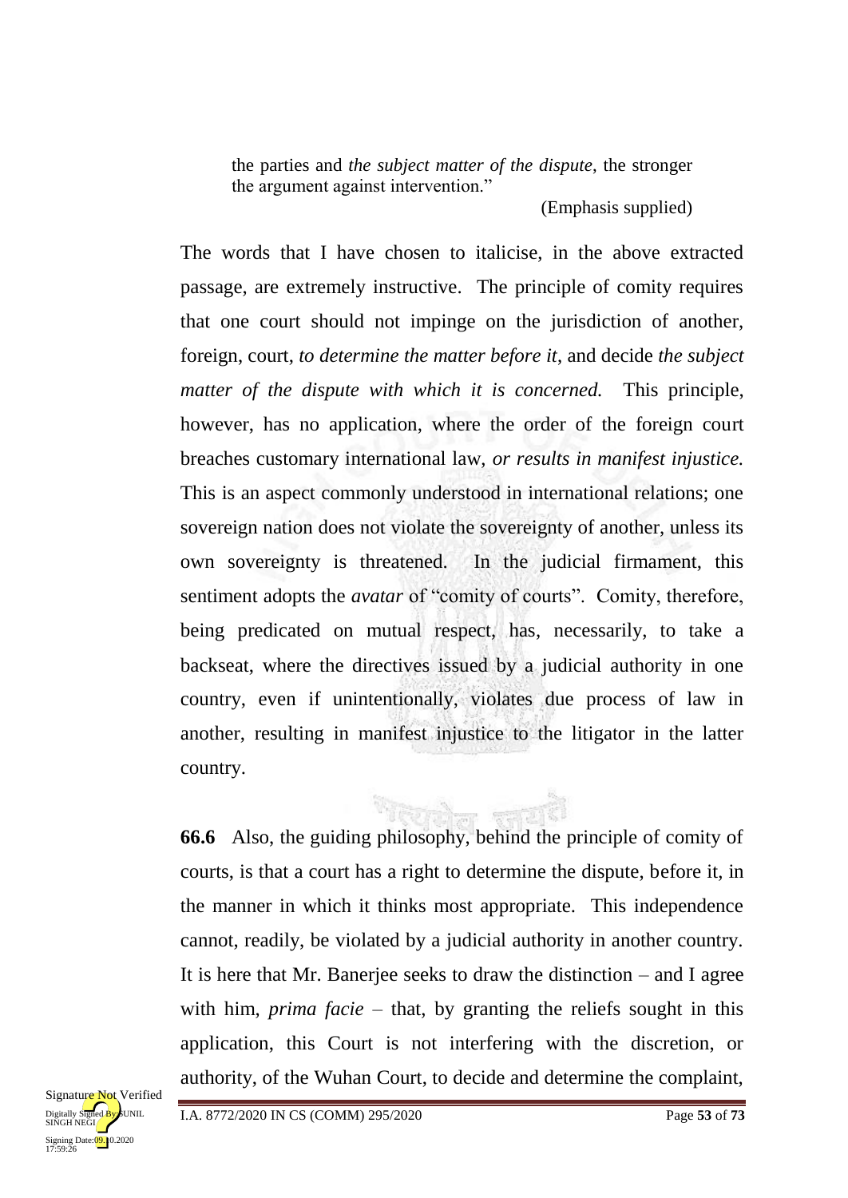the parties and *the subject matter of the dispute*, the stronger the argument against intervention."

(Emphasis supplied)

The words that I have chosen to italicise, in the above extracted passage, are extremely instructive. The principle of comity requires that one court should not impinge on the jurisdiction of another, foreign, court, *to determine the matter before it*, and decide *the subject matter of the dispute with which it is concerned.* This principle, however, has no application, where the order of the foreign court breaches customary international law, *or results in manifest injustice.* This is an aspect commonly understood in international relations; one sovereign nation does not violate the sovereignty of another, unless its own sovereignty is threatened. In the judicial firmament, this sentiment adopts the *avatar* of "comity of courts". Comity, therefore, being predicated on mutual respect, has, necessarily, to take a backseat, where the directives issued by a judicial authority in one country, even if unintentionally, violates due process of law in another, resulting in manifest injustice to the litigator in the latter country.

**66.6** Also, the guiding philosophy, behind the principle of comity of courts, is that a court has a right to determine the dispute, before it, in the manner in which it thinks most appropriate. This independence cannot, readily, be violated by a judicial authority in another country. It is here that Mr. Banerjee seeks to draw the distinction – and I agree with him, *prima facie* – that, by granting the reliefs sought in this application, this Court is not interfering with the discretion, or authority, of the Wuhan Court, to decide and determine the complaint,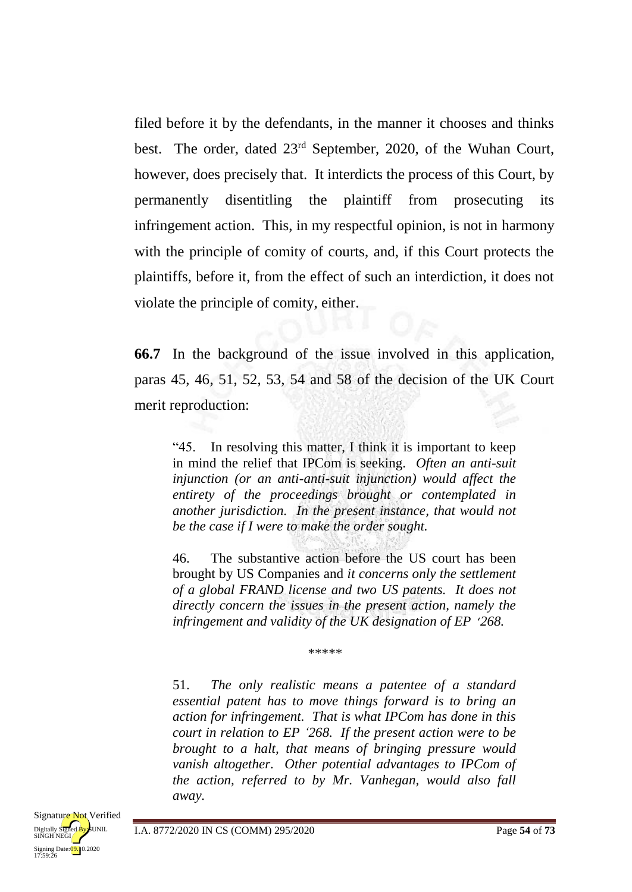filed before it by the defendants, in the manner it chooses and thinks best. The order, dated 23rd September, 2020, of the Wuhan Court, however, does precisely that. It interdicts the process of this Court, by permanently disentitling the plaintiff from prosecuting its infringement action. This, in my respectful opinion, is not in harmony with the principle of comity of courts, and, if this Court protects the plaintiffs, before it, from the effect of such an interdiction, it does not violate the principle of comity, either.

**66.7** In the background of the issue involved in this application, paras 45, 46, 51, 52, 53, 54 and 58 of the decision of the UK Court merit reproduction:

> "45. In resolving this matter, I think it is important to keep in mind the relief that IPCom is seeking. *Often an anti-suit injunction (or an anti-anti-suit injunction) would affect the entirety of the proceedings brought or contemplated in another jurisdiction. In the present instance, that would not be the case if I were to make the order sought.*
>
> 46. The substantive action before the US court has been brought by US Companies and *it concerns only the settlement of a global FRAND license and two US patents. It does not directly concern the issues in the present action, namely the infringement and validity of the UK designation of EP '268.*
>
> \*\*\*\*\*
>
> 51. *The only realistic means a patentee of a standard essential patent has to move things forward is to bring an action for infringement. That is what IPCom has done in this court in relation to EP '268. If the present action were to be brought to a halt, that means of bringing pressure would vanish altogether. Other potential advantages to IPCom of the action, referred to by Mr. Vanhegan, would also fall away.*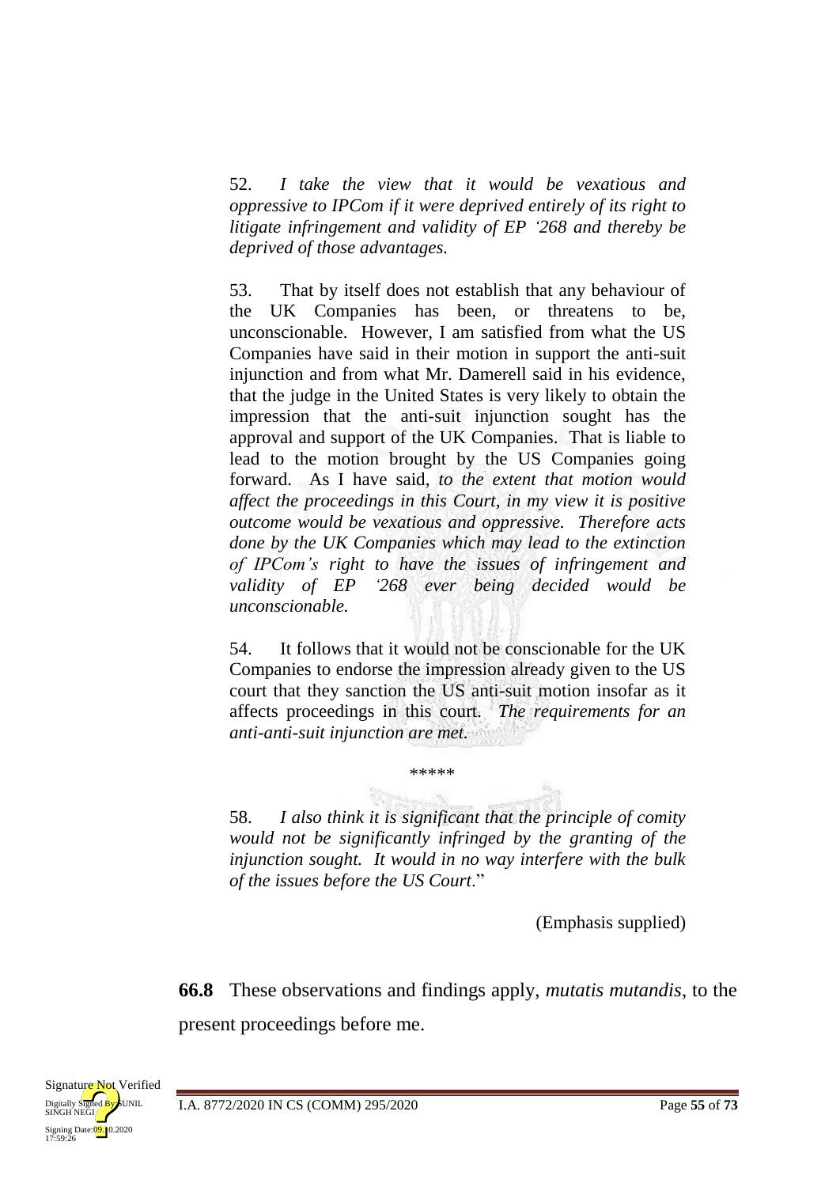52. *I take the view that it would be vexatious and oppressive to IPCom if it were deprived entirely of its right to litigate infringement and validity of EP '268 and thereby be deprived of those advantages.*

53. That by itself does not establish that any behaviour of the UK Companies has been, or threatens to be, unconscionable. However, I am satisfied from what the US Companies have said in their motion in support the anti-suit injunction and from what Mr. Damerell said in his evidence, that the judge in the United States is very likely to obtain the impression that the anti-suit injunction sought has the approval and support of the UK Companies. That is liable to lead to the motion brought by the US Companies going forward. As I have said, *to the extent that motion would affect the proceedings in this Court, in my view it is positive outcome would be vexatious and oppressive. Therefore acts done by the UK Companies which may lead to the extinction of IPCom's right to have the issues of infringement and validity of EP '268 ever being decided would be unconscionable.*

54. It follows that it would not be conscionable for the UK Companies to endorse the impression already given to the US court that they sanction the US anti-suit motion insofar as it affects proceedings in this court. *The requirements for an anti-anti-suit injunction are met.*

\*\*\*\*\*

58. *I also think it is significant that the principle of comity would not be significantly infringed by the granting of the injunction sought. It would in no way interfere with the bulk of the issues before the US Court*."

(Emphasis supplied)

**66.8** These observations and findings apply, *mutatis mutandis*, to the present proceedings before me.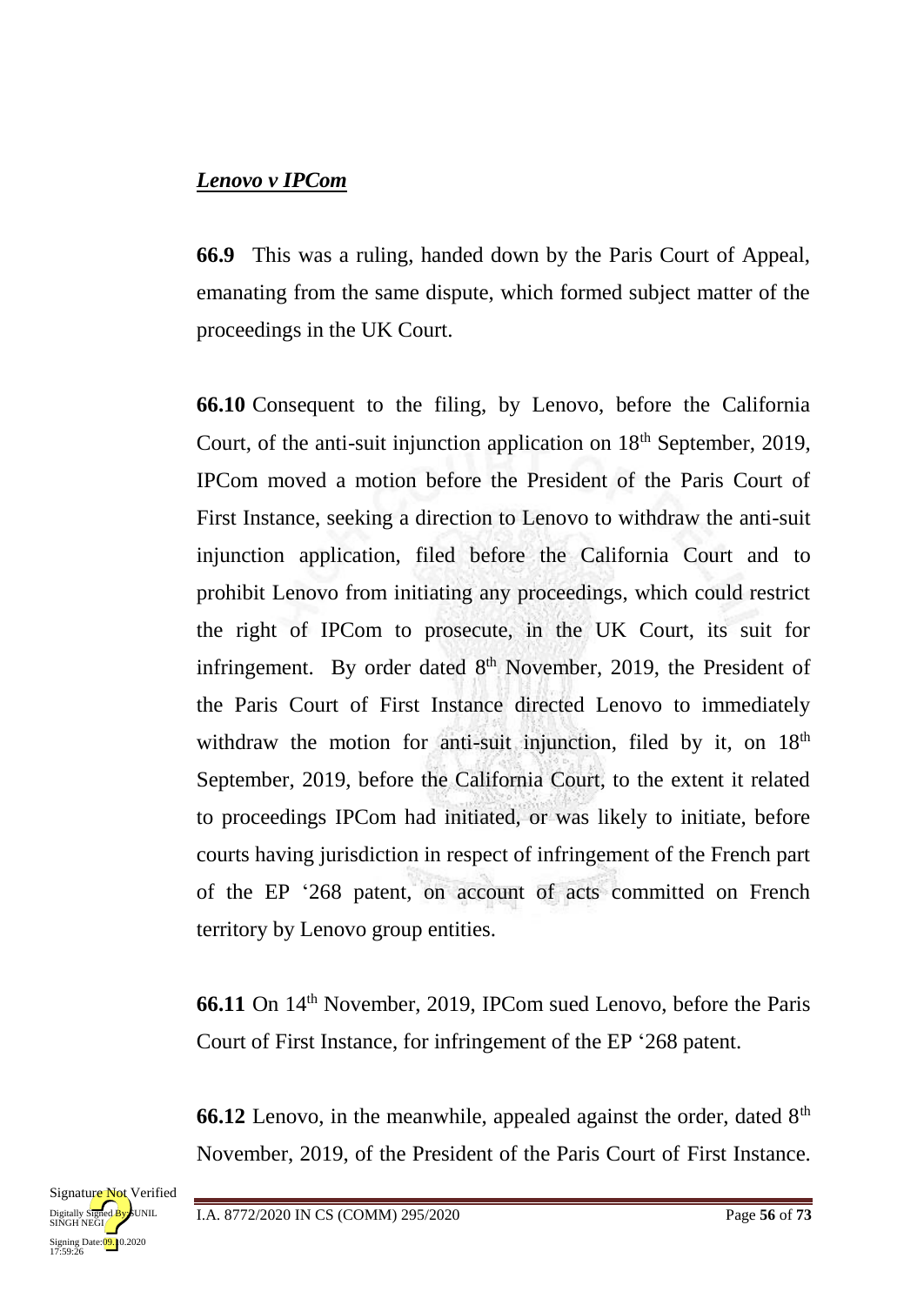***<u>Lenovo v IPCom</u>***

**66.9** This was a ruling, handed down by the Paris Court of Appeal, emanating from the same dispute, which formed subject matter of the proceedings in the UK Court.

**66.10** Consequent to the filing, by Lenovo, before the California Court, of the anti-suit injunction application on 18th September, 2019, IPCom moved a motion before the President of the Paris Court of First Instance, seeking a direction to Lenovo to withdraw the anti-suit injunction application, filed before the California Court and to prohibit Lenovo from initiating any proceedings, which could restrict the right of IPCom to prosecute, in the UK Court, its suit for infringement. By order dated 8th November, 2019, the President of the Paris Court of First Instance directed Lenovo to immediately withdraw the motion for anti-suit injunction, filed by it, on 18th September, 2019, before the California Court, to the extent it related to proceedings IPCom had initiated, or was likely to initiate, before courts having jurisdiction in respect of infringement of the French part of the EP '268 patent, on account of acts committed on French territory by Lenovo group entities.

**66.11** On 14th November, 2019, IPCom sued Lenovo, before the Paris Court of First Instance, for infringement of the EP '268 patent.

**66.12** Lenovo, in the meanwhile, appealed against the order, dated 8th November, 2019, of the President of the Paris Court of First Instance.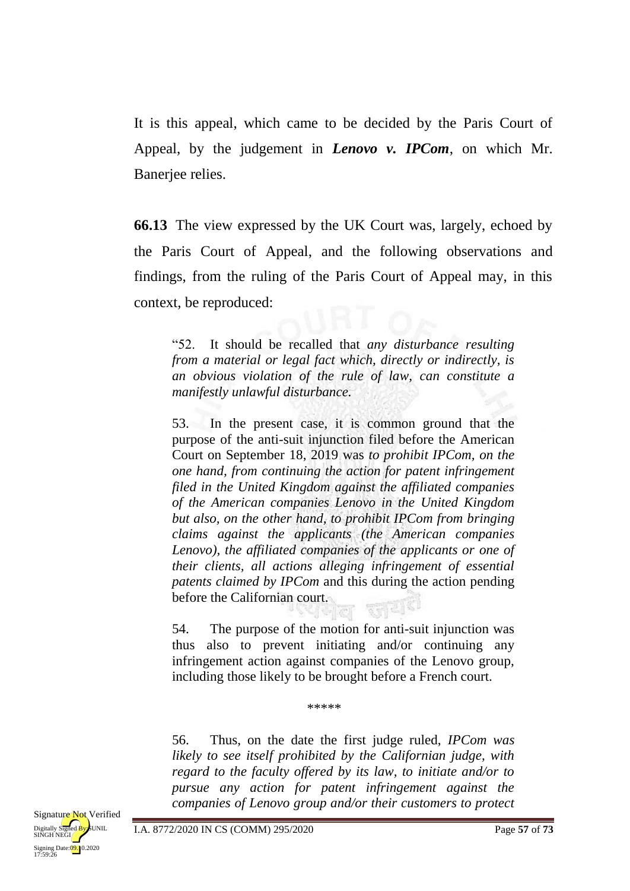It is this appeal, which came to be decided by the Paris Court of Appeal, by the judgement in ***Lenovo v. IPCom***, on which Mr. Banerjee relies.

**66.13** The view expressed by the UK Court was, largely, echoed by the Paris Court of Appeal, and the following observations and findings, from the ruling of the Paris Court of Appeal may, in this context, be reproduced:

> "52. It should be recalled that *any disturbance resulting from a material or legal fact which, directly or indirectly, is an obvious violation of the rule of law, can constitute a manifestly unlawful disturbance.*
>
> 53. In the present case, it is common ground that the purpose of the anti-suit injunction filed before the American Court on September 18, 2019 was *to prohibit IPCom, on the one hand, from continuing the action for patent infringement filed in the United Kingdom against the affiliated companies of the American companies Lenovo in the United Kingdom but also, on the other hand, to prohibit IPCom from bringing claims against the applicants (the American companies Lenovo), the affiliated companies of the applicants or one of their clients, all actions alleging infringement of essential patents claimed by IPCom* and this during the action pending before the Californian court.
>
> 54. The purpose of the motion for anti-suit injunction was thus also to prevent initiating and/or continuing any infringement action against companies of the Lenovo group, including those likely to be brought before a French court.
>
> \*\*\*\*\*
>
> 56. Thus, on the date the first judge ruled, *IPCom was likely to see itself prohibited by the Californian judge, with regard to the faculty offered by its law, to initiate and/or to pursue any action for patent infringement against the companies of Lenovo group and/or their customers to protect*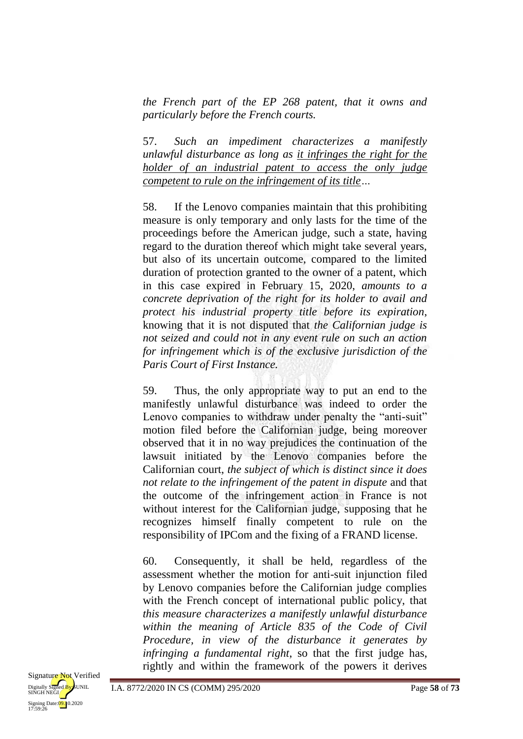*the French part of the EP 268 patent, that it owns and particularly before the French courts.*

57. *Such an impediment characterizes a manifestly unlawful disturbance as long as it infringes the right for the holder of an industrial patent to access the only judge competent to rule on the infringement of its title…*

58. If the Lenovo companies maintain that this prohibiting measure is only temporary and only lasts for the time of the proceedings before the American judge, such a state, having regard to the duration thereof which might take several years, but also of its uncertain outcome, compared to the limited duration of protection granted to the owner of a patent, which in this case expired in February 15, 2020, *amounts to a concrete deprivation of the right for its holder to avail and protect his industrial property title before its expiration*, knowing that it is not disputed that *the Californian judge is not seized and could not in any event rule on such an action for infringement which is of the exclusive jurisdiction of the Paris Court of First Instance.*

59. Thus, the only appropriate way to put an end to the manifestly unlawful disturbance was indeed to order the Lenovo companies to withdraw under penalty the "anti-suit" motion filed before the Californian judge, being moreover observed that it in no way prejudices the continuation of the lawsuit initiated by the Lenovo companies before the Californian court, *the subject of which is distinct since it does not relate to the infringement of the patent in dispute* and that the outcome of the infringement action in France is not without interest for the Californian judge, supposing that he recognizes himself finally competent to rule on the responsibility of IPCom and the fixing of a FRAND license.

60. Consequently, it shall be held, regardless of the assessment whether the motion for anti-suit injunction filed by Lenovo companies before the Californian judge complies with the French concept of international public policy, that *this measure characterizes a manifestly unlawful disturbance within the meaning of Article 835 of the Code of Civil Procedure, in view of the disturbance it generates by infringing a fundamental right*, so that the first judge has, rightly and within the framework of the powers it derives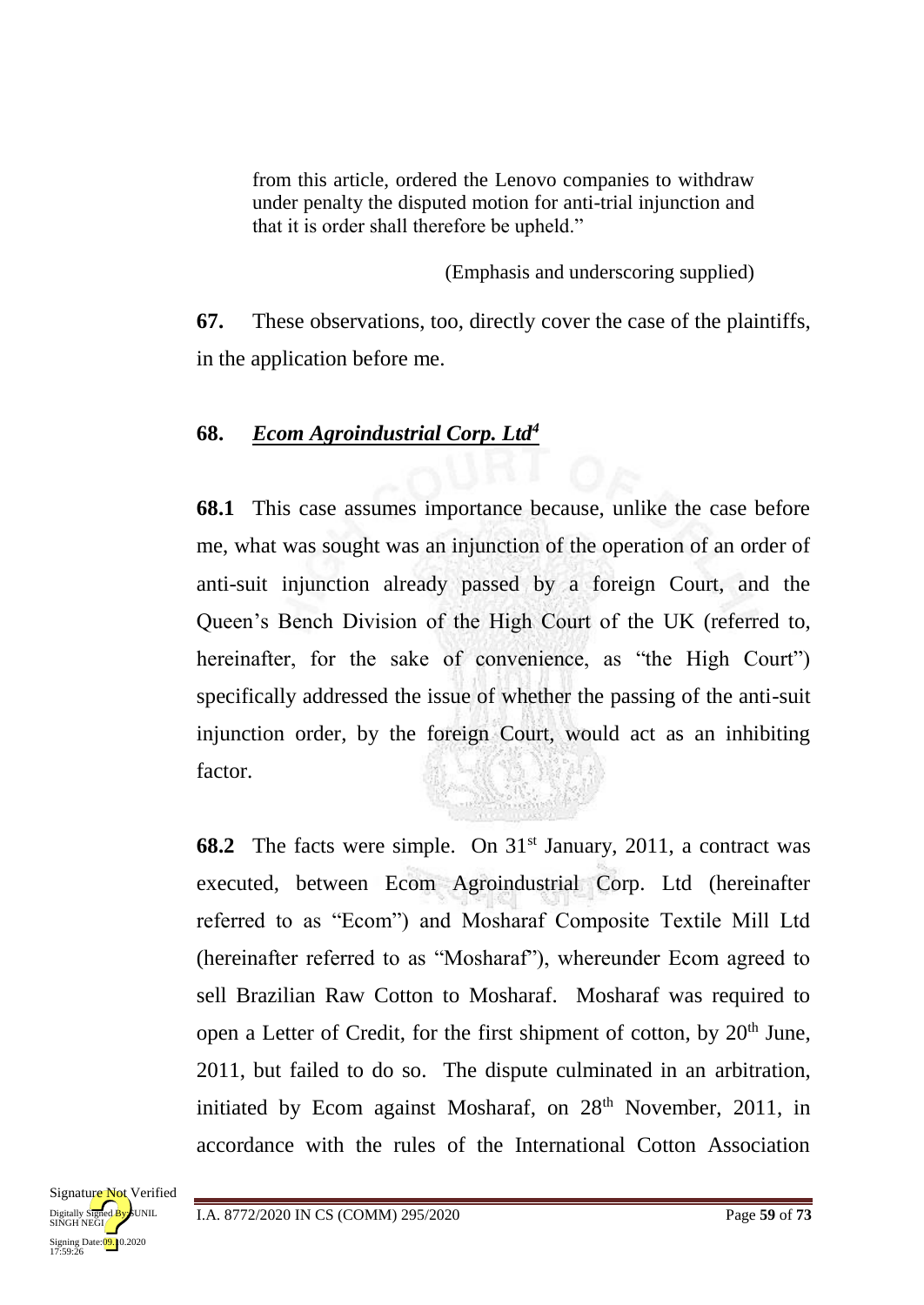from this article, ordered the Lenovo companies to withdraw under penalty the disputed motion for anti-trial injunction and that it is order shall therefore be upheld."

(Emphasis and underscoring supplied)

**67.** These observations, too, directly cover the case of the plaintiffs, in the application before me.

**68.** ***Ecom Agroindustrial Corp. Ltd***[4]

**68.1** This case assumes importance because, unlike the case before me, what was sought was an injunction of the operation of an order of anti-suit injunction already passed by a foreign Court, and the Queen's Bench Division of the High Court of the UK (referred to, hereinafter, for the sake of convenience, as "the High Court") specifically addressed the issue of whether the passing of the anti-suit injunction order, by the foreign Court, would act as an inhibiting factor.

**68.2** The facts were simple. On 31[st] January, 2011, a contract was executed, between Ecom Agroindustrial Corp. Ltd (hereinafter referred to as "Ecom") and Mosharaf Composite Textile Mill Ltd (hereinafter referred to as "Mosharaf"), whereunder Ecom agreed to sell Brazilian Raw Cotton to Mosharaf. Mosharaf was required to open a Letter of Credit, for the first shipment of cotton, by 20[th] June, 2011, but failed to do so. The dispute culminated in an arbitration, initiated by Ecom against Mosharaf, on 28[th] November, 2011, in accordance with the rules of the International Cotton Association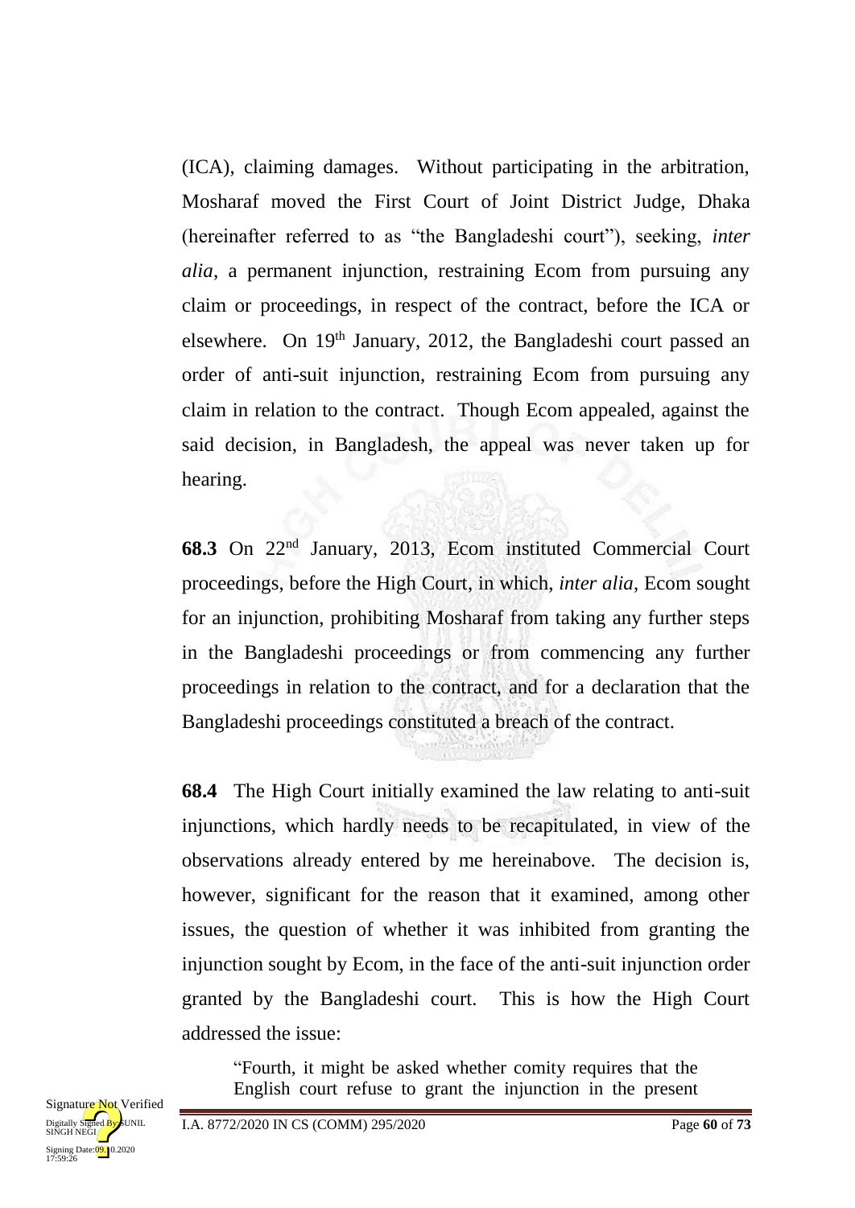(ICA), claiming damages. Without participating in the arbitration, Mosharaf moved the First Court of Joint District Judge, Dhaka (hereinafter referred to as "the Bangladeshi court"), seeking, *inter alia*, a permanent injunction, restraining Ecom from pursuing any claim or proceedings, in respect of the contract, before the ICA or elsewhere. On 19th January, 2012, the Bangladeshi court passed an order of anti-suit injunction, restraining Ecom from pursuing any claim in relation to the contract. Though Ecom appealed, against the said decision, in Bangladesh, the appeal was never taken up for hearing.

**68.3** On 22nd January, 2013, Ecom instituted Commercial Court proceedings, before the High Court, in which, *inter alia*, Ecom sought for an injunction, prohibiting Mosharaf from taking any further steps in the Bangladeshi proceedings or from commencing any further proceedings in relation to the contract, and for a declaration that the Bangladeshi proceedings constituted a breach of the contract.

**68.4** The High Court initially examined the law relating to anti-suit injunctions, which hardly needs to be recapitulated, in view of the observations already entered by me hereinabove. The decision is, however, significant for the reason that it examined, among other issues, the question of whether it was inhibited from granting the injunction sought by Ecom, in the face of the anti-suit injunction order granted by the Bangladeshi court. This is how the High Court addressed the issue:

> "Fourth, it might be asked whether comity requires that the English court refuse to grant the injunction in the present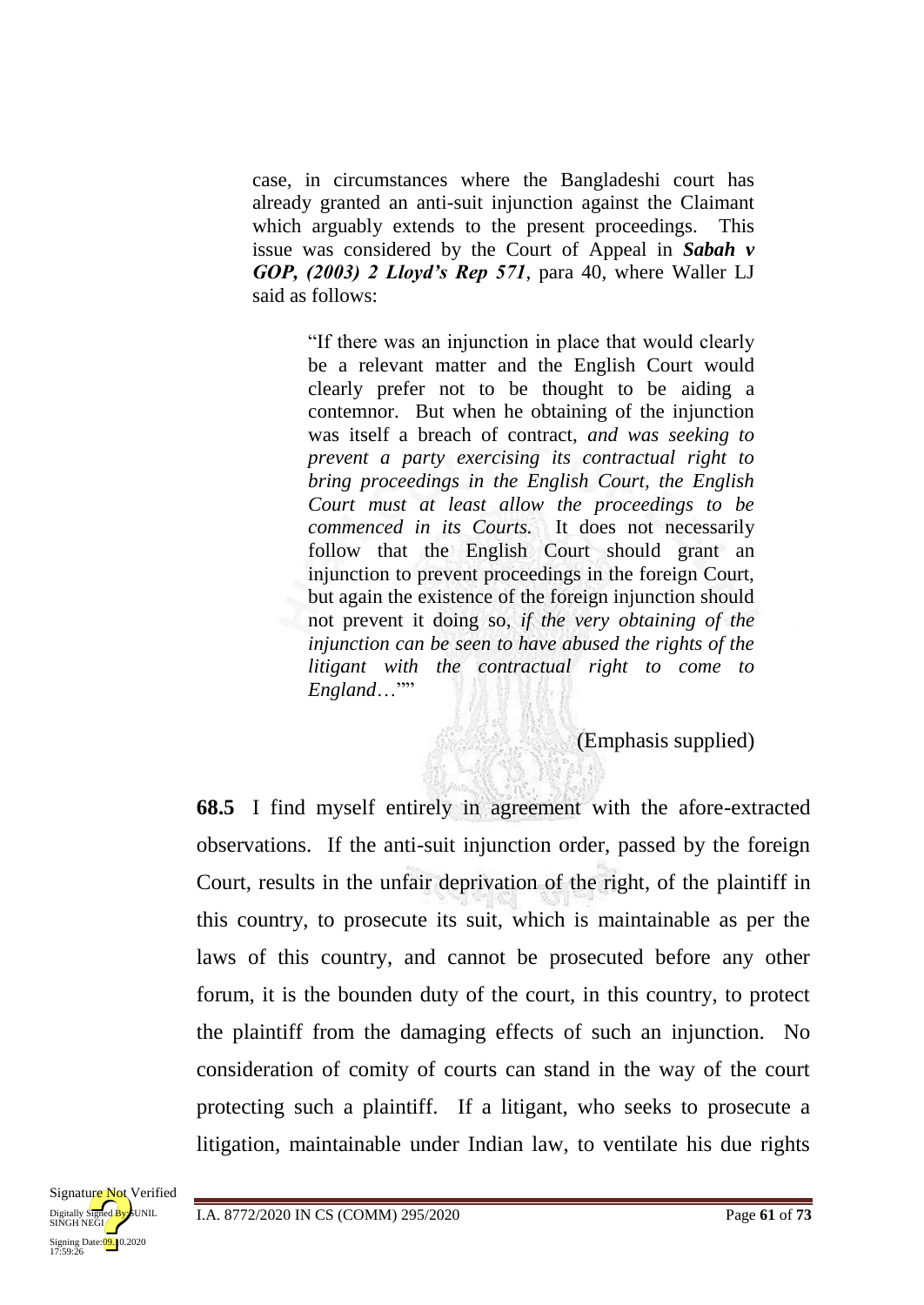case, in circumstances where the Bangladeshi court has already granted an anti-suit injunction against the Claimant which arguably extends to the present proceedings. This issue was considered by the Court of Appeal in ***Sabah v GOP, (2003) 2 Lloyd's Rep 571***, para 40, where Waller LJ said as follows:

> "If there was an injunction in place that would clearly be a relevant matter and the English Court would clearly prefer not to be thought to be aiding a contemnor. But when he obtaining of the injunction was itself a breach of contract, *and was seeking to prevent a party exercising its contractual right to bring proceedings in the English Court, the English Court must at least allow the proceedings to be commenced in its Courts.* It does not necessarily follow that the English Court should grant an injunction to prevent proceedings in the foreign Court, but again the existence of the foreign injunction should not prevent it doing so, *if the very obtaining of the injunction can be seen to have abused the rights of the litigant with the contractual right to come to England*…""

(Emphasis supplied)

**68.5** I find myself entirely in agreement with the afore-extracted observations. If the anti-suit injunction order, passed by the foreign Court, results in the unfair deprivation of the right, of the plaintiff in this country, to prosecute its suit, which is maintainable as per the laws of this country, and cannot be prosecuted before any other forum, it is the bounden duty of the court, in this country, to protect the plaintiff from the damaging effects of such an injunction. No consideration of comity of courts can stand in the way of the court protecting such a plaintiff. If a litigant, who seeks to prosecute a litigation, maintainable under Indian law, to ventilate his due rights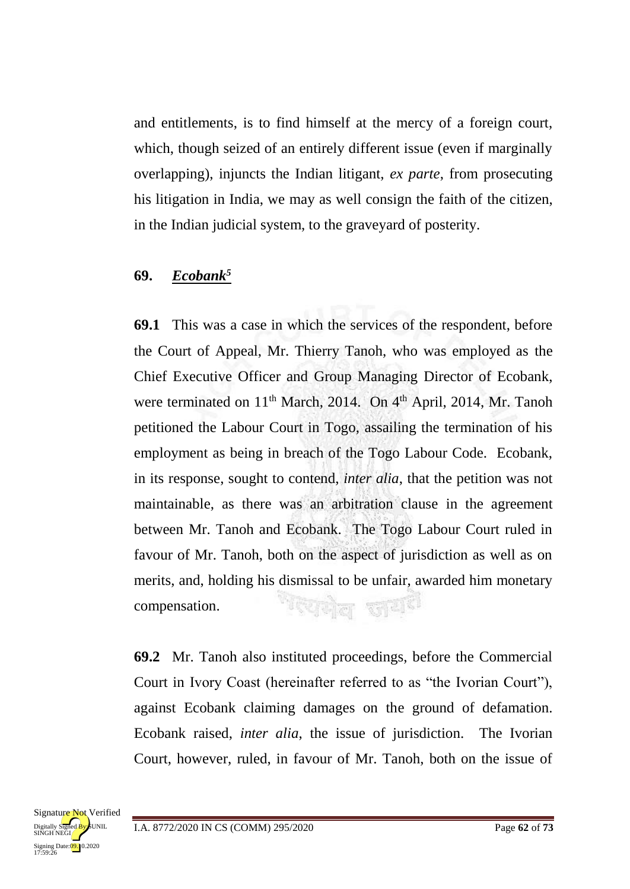and entitlements, is to find himself at the mercy of a foreign court, which, though seized of an entirely different issue (even if marginally overlapping), injuncts the Indian litigant, *ex parte*, from prosecuting his litigation in India, we may as well consign the faith of the citizen, in the Indian judicial system, to the graveyard of posterity.

**69.** ***Ecobank***[5]

**69.1** This was a case in which the services of the respondent, before the Court of Appeal, Mr. Thierry Tanoh, who was employed as the Chief Executive Officer and Group Managing Director of Ecobank, were terminated on 11th March, 2014. On 4th April, 2014, Mr. Tanoh petitioned the Labour Court in Togo, assailing the termination of his employment as being in breach of the Togo Labour Code. Ecobank, in its response, sought to contend, *inter alia*, that the petition was not maintainable, as there was an arbitration clause in the agreement between Mr. Tanoh and Ecobank. The Togo Labour Court ruled in favour of Mr. Tanoh, both on the aspect of jurisdiction as well as on merits, and, holding his dismissal to be unfair, awarded him monetary compensation.

**69.2** Mr. Tanoh also instituted proceedings, before the Commercial Court in Ivory Coast (hereinafter referred to as "the Ivorian Court"), against Ecobank claiming damages on the ground of defamation. Ecobank raised, *inter alia*, the issue of jurisdiction. The Ivorian Court, however, ruled, in favour of Mr. Tanoh, both on the issue of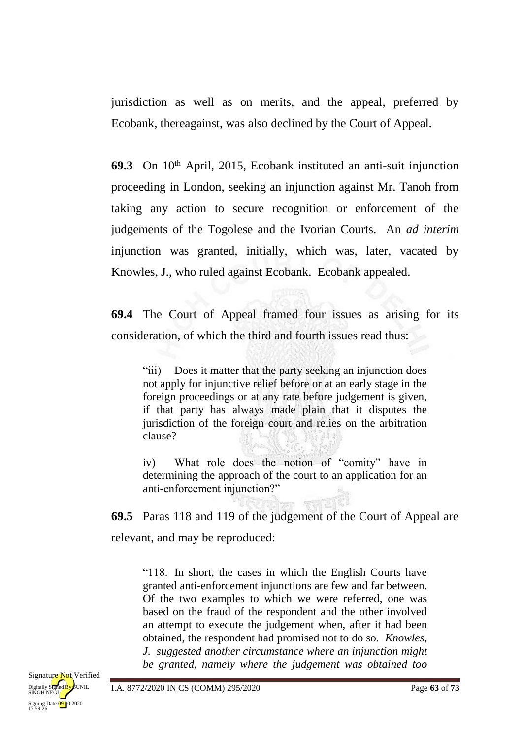jurisdiction as well as on merits, and the appeal, preferred by Ecobank, thereagainst, was also declined by the Court of Appeal.

**69.3** On 10th April, 2015, Ecobank instituted an anti-suit injunction proceeding in London, seeking an injunction against Mr. Tanoh from taking any action to secure recognition or enforcement of the judgements of the Togolese and the Ivorian Courts. An *ad interim* injunction was granted, initially, which was, later, vacated by Knowles, J., who ruled against Ecobank. Ecobank appealed.

**69.4** The Court of Appeal framed four issues as arising for its consideration, of which the third and fourth issues read thus:

> "iii) Does it matter that the party seeking an injunction does not apply for injunctive relief before or at an early stage in the foreign proceedings or at any rate before judgement is given, if that party has always made plain that it disputes the jurisdiction of the foreign court and relies on the arbitration clause?
>
> iv) What role does the notion of "comity" have in determining the approach of the court to an application for an anti-enforcement injunction?"

**69.5** Paras 118 and 119 of the judgement of the Court of Appeal are relevant, and may be reproduced:

> "118. In short, the cases in which the English Courts have granted anti-enforcement injunctions are few and far between. Of the two examples to which we were referred, one was based on the fraud of the respondent and the other involved an attempt to execute the judgement when, after it had been obtained, the respondent had promised not to do so. *Knowles, J. suggested another circumstance where an injunction might be granted, namely where the judgement was obtained too*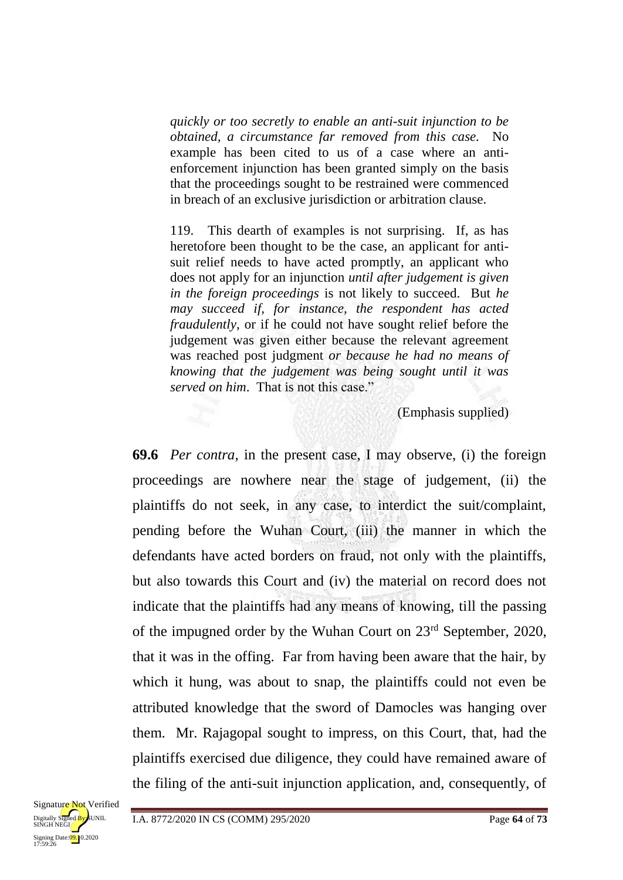> *quickly or too secretly to enable an anti-suit injunction to be obtained, a circumstance far removed from this case.* No example has been cited to us of a case where an anti-enforcement injunction has been granted simply on the basis that the proceedings sought to be restrained were commenced in breach of an exclusive jurisdiction or arbitration clause.
>
> 119. This dearth of examples is not surprising. If, as has heretofore been thought to be the case, an applicant for anti-suit relief needs to have acted promptly, an applicant who does not apply for an injunction *until after judgement is given in the foreign proceedings* is not likely to succeed. But *he may succeed if, for instance, the respondent has acted fraudulently,* or if he could not have sought relief before the judgement was given either because the relevant agreement was reached post judgment *or because he had no means of knowing that the judgement was being sought until it was served on him*. That is not this case."
>
> (Emphasis supplied)

**69.6** *Per contra*, in the present case, I may observe, (i) the foreign proceedings are nowhere near the stage of judgement, (ii) the plaintiffs do not seek, in any case, to interdict the suit/complaint, pending before the Wuhan Court, (iii) the manner in which the defendants have acted borders on fraud, not only with the plaintiffs, but also towards this Court and (iv) the material on record does not indicate that the plaintiffs had any means of knowing, till the passing of the impugned order by the Wuhan Court on 23rd September, 2020, that it was in the offing. Far from having been aware that the hair, by which it hung, was about to snap, the plaintiffs could not even be attributed knowledge that the sword of Damocles was hanging over them. Mr. Rajagopal sought to impress, on this Court, that, had the plaintiffs exercised due diligence, they could have remained aware of the filing of the anti-suit injunction application, and, consequently, of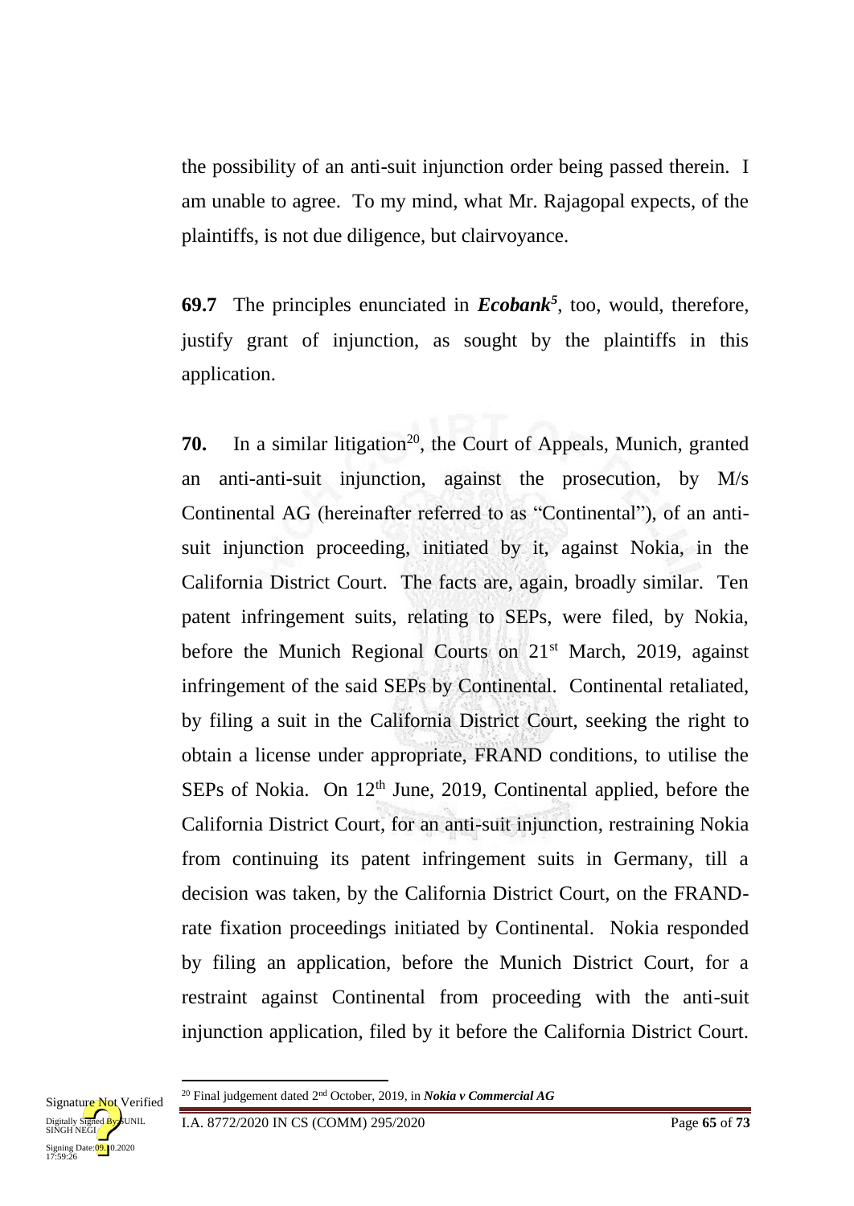the possibility of an anti-suit injunction order being passed therein. I am unable to agree. To my mind, what Mr. Rajagopal expects, of the plaintiffs, is not due diligence, but clairvoyance.

**69.7** The principles enunciated in ***Ecobank***[5], too, would, therefore, justify grant of injunction, as sought by the plaintiffs in this application.

**70.** In a similar litigation[20], the Court of Appeals, Munich, granted an anti-anti-suit injunction, against the prosecution, by M/s Continental AG (hereinafter referred to as "Continental"), of an anti-suit injunction proceeding, initiated by it, against Nokia, in the California District Court. The facts are, again, broadly similar. Ten patent infringement suits, relating to SEPs, were filed, by Nokia, before the Munich Regional Courts on 21st March, 2019, against infringement of the said SEPs by Continental. Continental retaliated, by filing a suit in the California District Court, seeking the right to obtain a license under appropriate, FRAND conditions, to utilise the SEPs of Nokia. On 12th June, 2019, Continental applied, before the California District Court, for an anti-suit injunction, restraining Nokia from continuing its patent infringement suits in Germany, till a decision was taken, by the California District Court, on the FRAND-rate fixation proceedings initiated by Continental. Nokia responded by filing an application, before the Munich District Court, for a restraint against Continental from proceeding with the anti-suit injunction application, filed by it before the California District Court.

---

[20] Final judgement dated 2nd October, 2019, in ***Nokia v Commercial AG***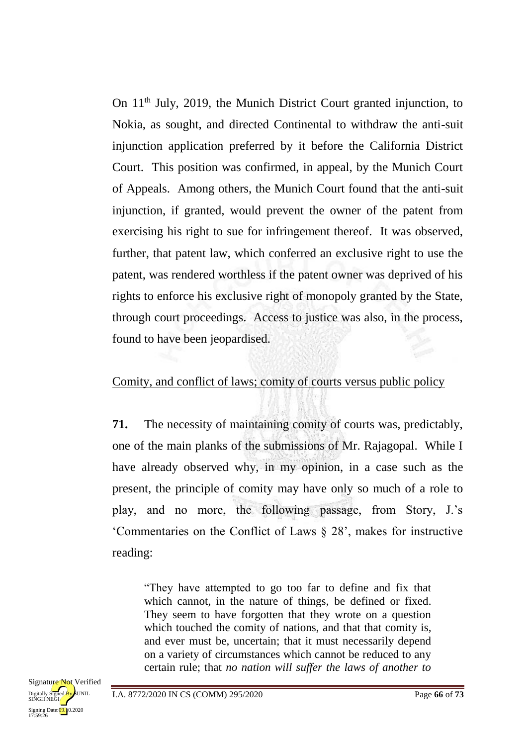On 11th July, 2019, the Munich District Court granted injunction, to Nokia, as sought, and directed Continental to withdraw the anti-suit injunction application preferred by it before the California District Court. This position was confirmed, in appeal, by the Munich Court of Appeals. Among others, the Munich Court found that the anti-suit injunction, if granted, would prevent the owner of the patent from exercising his right to sue for infringement thereof. It was observed, further, that patent law, which conferred an exclusive right to use the patent, was rendered worthless if the patent owner was deprived of his rights to enforce his exclusive right of monopoly granted by the State, through court proceedings. Access to justice was also, in the process, found to have been jeopardised.

<u>Comity, and conflict of laws; comity of courts versus public policy</u>

**71.** The necessity of maintaining comity of courts was, predictably, one of the main planks of the submissions of Mr. Rajagopal. While I have already observed why, in my opinion, in a case such as the present, the principle of comity may have only so much of a role to play, and no more, the following passage, from Story, J.'s 'Commentaries on the Conflict of Laws § 28', makes for instructive reading:

> "They have attempted to go too far to define and fix that which cannot, in the nature of things, be defined or fixed. They seem to have forgotten that they wrote on a question which touched the comity of nations, and that that comity is, and ever must be, uncertain; that it must necessarily depend on a variety of circumstances which cannot be reduced to any certain rule; that *no nation will suffer the laws of another to*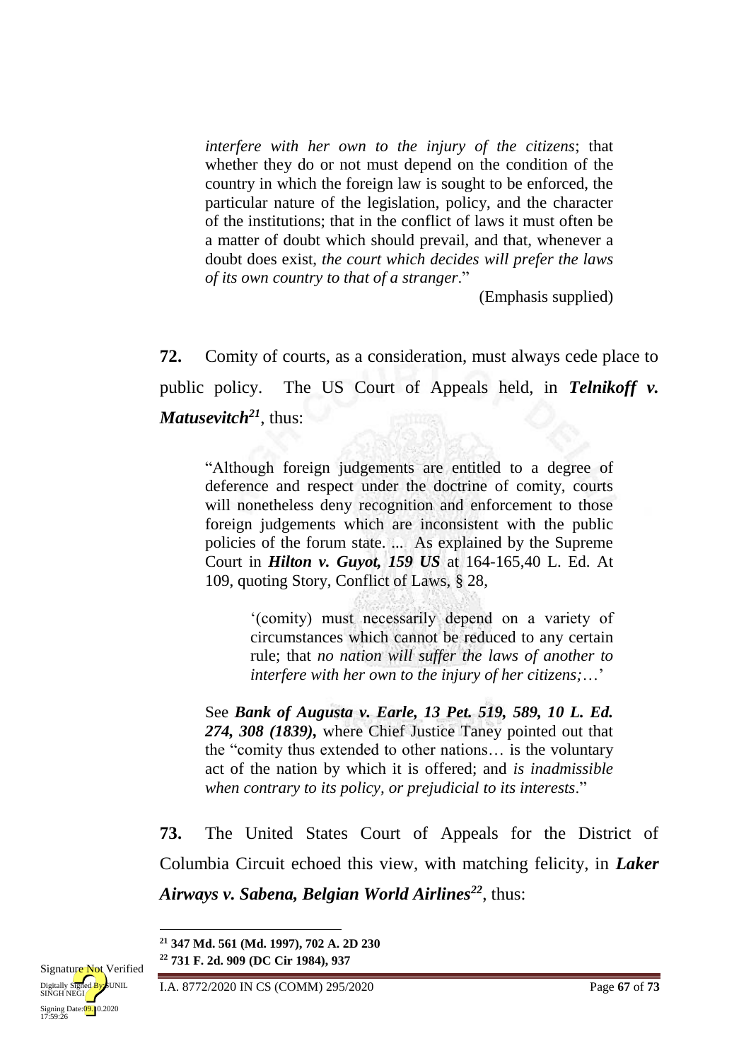> *interfere with her own to the injury of the citizens*; that whether they do or not must depend on the condition of the country in which the foreign law is sought to be enforced, the particular nature of the legislation, policy, and the character of the institutions; that in the conflict of laws it must often be a matter of doubt which should prevail, and that, whenever a doubt does exist, *the court which decides will prefer the laws of its own country to that of a stranger*."
>
> (Emphasis supplied)

**72.** Comity of courts, as a consideration, must always cede place to public policy. The US Court of Appeals held, in ***Telnikoff v. Matusevitch***[21], thus:

> "Although foreign judgements are entitled to a degree of deference and respect under the doctrine of comity, courts will nonetheless deny recognition and enforcement to those foreign judgements which are inconsistent with the public policies of the forum state. ... As explained by the Supreme Court in ***Hilton v. Guyot, 159 US*** at 164-165,40 L. Ed. At 109, quoting Story, Conflict of Laws, § 28,
>
> > '(comity) must necessarily depend on a variety of circumstances which cannot be reduced to any certain rule; that *no nation will suffer the laws of another to interfere with her own to the injury of her citizens;*…'
>
> See ***Bank of Augusta v. Earle, 13 Pet. 519, 589, 10 L. Ed. 274, 308 (1839),*** where Chief Justice Taney pointed out that the "comity thus extended to other nations… is the voluntary act of the nation by which it is offered; and *is inadmissible when contrary to its policy, or prejudicial to its interests*."

**73.** The United States Court of Appeals for the District of Columbia Circuit echoed this view, with matching felicity, in ***Laker Airways v. Sabena, Belgian World Airlines***[22], thus:

---

[21] **347 Md. 561 (Md. 1997), 702 A. 2D 230**

[22] **731 F. 2d. 909 (DC Cir 1984), 937**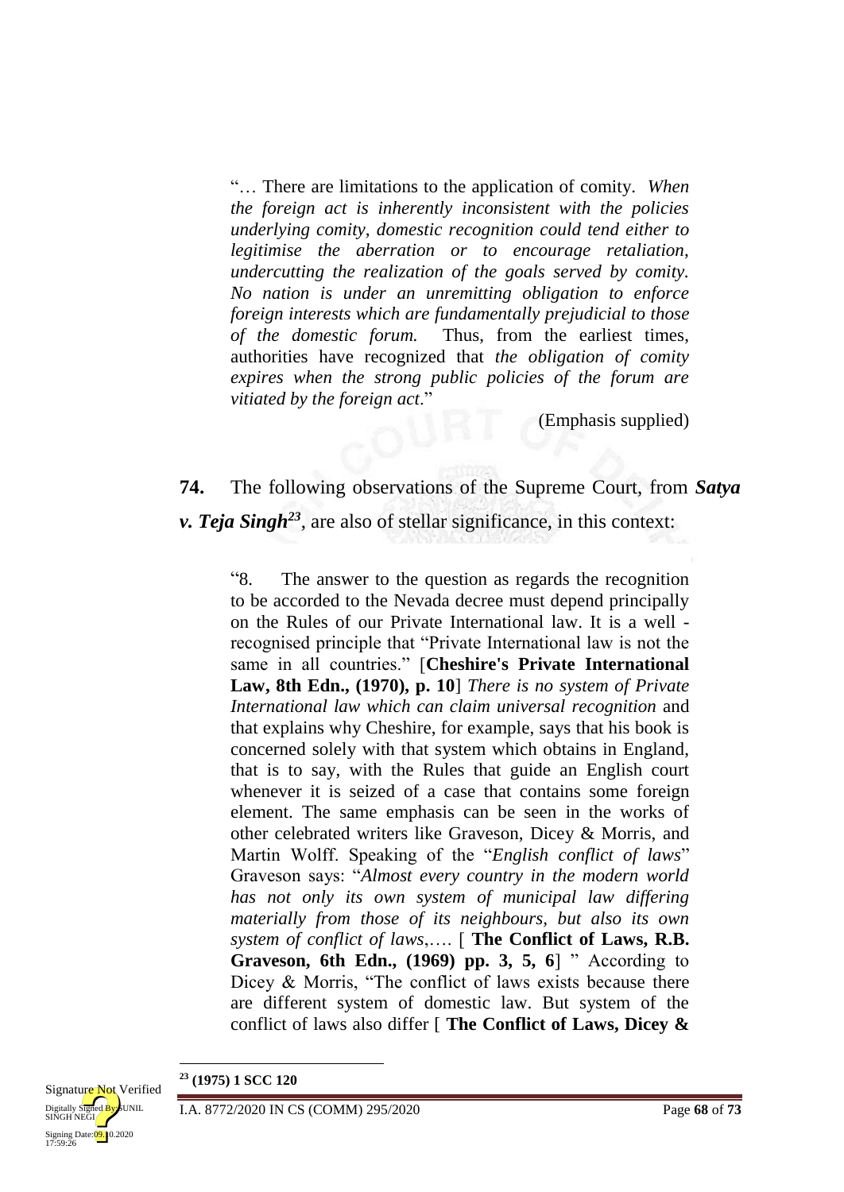"… There are limitations to the application of comity. *When the foreign act is inherently inconsistent with the policies underlying comity, domestic recognition could tend either to legitimise the aberration or to encourage retaliation, undercutting the realization of the goals served by comity. No nation is under an unremitting obligation to enforce foreign interests which are fundamentally prejudicial to those of the domestic forum.* Thus, from the earliest times, authorities have recognized that *the obligation of comity expires when the strong public policies of the forum are vitiated by the foreign act*."

(Emphasis supplied)

**74.** The following observations of the Supreme Court, from ***Satya v. Teja Singh***[23], are also of stellar significance, in this context:

> "8. The answer to the question as regards the recognition to be accorded to the Nevada decree must depend principally on the Rules of our Private International law. It is a well - recognised principle that "Private International law is not the same in all countries." [**Cheshire's Private International Law, 8th Edn., (1970), p. 10**] *There is no system of Private International law which can claim universal recognition* and that explains why Cheshire, for example, says that his book is concerned solely with that system which obtains in England, that is to say, with the Rules that guide an English court whenever it is seized of a case that contains some foreign element. The same emphasis can be seen in the works of other celebrated writers like Graveson, Dicey & Morris, and Martin Wolff. Speaking of the "*English conflict of laws*" Graveson says: "*Almost every country in the modern world has not only its own system of municipal law differing materially from those of its neighbours, but also its own system of conflict of laws*,…. [ **The Conflict of Laws, R.B. Graveson, 6th Edn., (1969) pp. 3, 5, 6**] " According to Dicey & Morris, "The conflict of laws exists because there are different system of domestic law. But system of the conflict of laws also differ [ **The Conflict of Laws, Dicey &**

---

[23] **(1975) 1 SCC 120**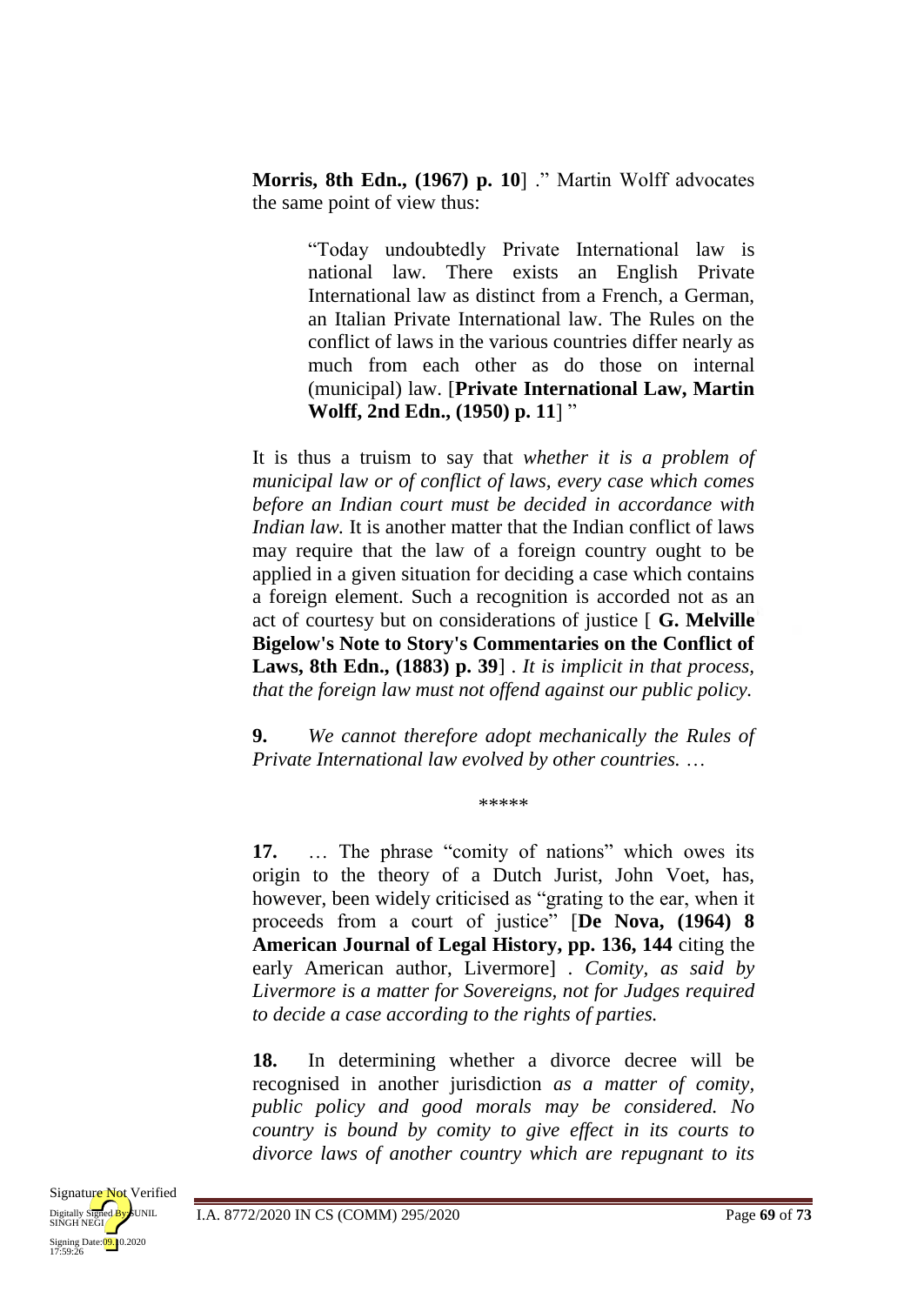**Morris, 8th Edn., (1967) p. 10**] ." Martin Wolff advocates the same point of view thus:

> "Today undoubtedly Private International law is national law. There exists an English Private International law as distinct from a French, a German, an Italian Private International law. The Rules on the conflict of laws in the various countries differ nearly as much from each other as do those on internal (municipal) law. [**Private International Law, Martin Wolff, 2nd Edn., (1950) p. 11**] "

It is thus a truism to say that *whether it is a problem of municipal law or of conflict of laws, every case which comes before an Indian court must be decided in accordance with Indian law.* It is another matter that the Indian conflict of laws may require that the law of a foreign country ought to be applied in a given situation for deciding a case which contains a foreign element. Such a recognition is accorded not as an act of courtesy but on considerations of justice [ **G. Melville Bigelow's Note to Story's Commentaries on the Conflict of Laws, 8th Edn., (1883) p. 39**] . *It is implicit in that process, that the foreign law must not offend against our public policy.*

**9.** *We cannot therefore adopt mechanically the Rules of Private International law evolved by other countries.* …

\*\*\*\*\*

**17.** … The phrase "comity of nations" which owes its origin to the theory of a Dutch Jurist, John Voet, has, however, been widely criticised as "grating to the ear, when it proceeds from a court of justice" [**De Nova, (1964) 8 American Journal of Legal History, pp. 136, 144** citing the early American author, Livermore] . *Comity, as said by Livermore is a matter for Sovereigns, not for Judges required to decide a case according to the rights of parties.*

**18.** In determining whether a divorce decree will be recognised in another jurisdiction *as a matter of comity, public policy and good morals may be considered. No country is bound by comity to give effect in its courts to divorce laws of another country which are repugnant to its*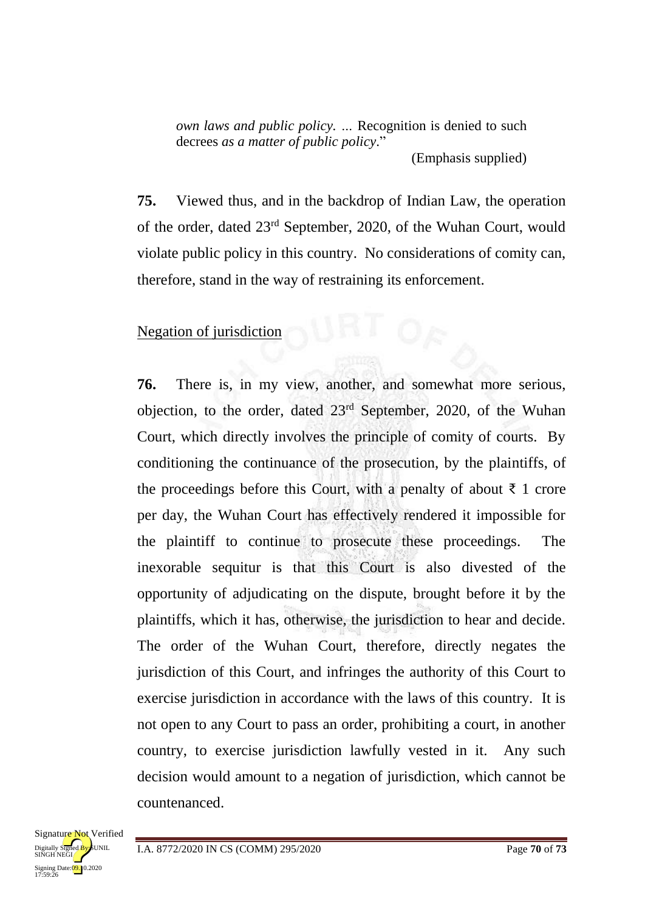> *own laws and public policy. …* Recognition is denied to such decrees *as a matter of public policy*."
>
> (Emphasis supplied)

**75.** Viewed thus, and in the backdrop of Indian Law, the operation of the order, dated 23rd September, 2020, of the Wuhan Court, would violate public policy in this country. No considerations of comity can, therefore, stand in the way of restraining its enforcement.

Negation of jurisdiction

**76.** There is, in my view, another, and somewhat more serious, objection, to the order, dated 23rd September, 2020, of the Wuhan Court, which directly involves the principle of comity of courts. By conditioning the continuance of the prosecution, by the plaintiffs, of the proceedings before this Court, with a penalty of about ₹ 1 crore per day, the Wuhan Court has effectively rendered it impossible for the plaintiff to continue to prosecute these proceedings. The inexorable sequitur is that this Court is also divested of the opportunity of adjudicating on the dispute, brought before it by the plaintiffs, which it has, otherwise, the jurisdiction to hear and decide. The order of the Wuhan Court, therefore, directly negates the jurisdiction of this Court, and infringes the authority of this Court to exercise jurisdiction in accordance with the laws of this country. It is not open to any Court to pass an order, prohibiting a court, in another country, to exercise jurisdiction lawfully vested in it. Any such decision would amount to a negation of jurisdiction, which cannot be countenanced.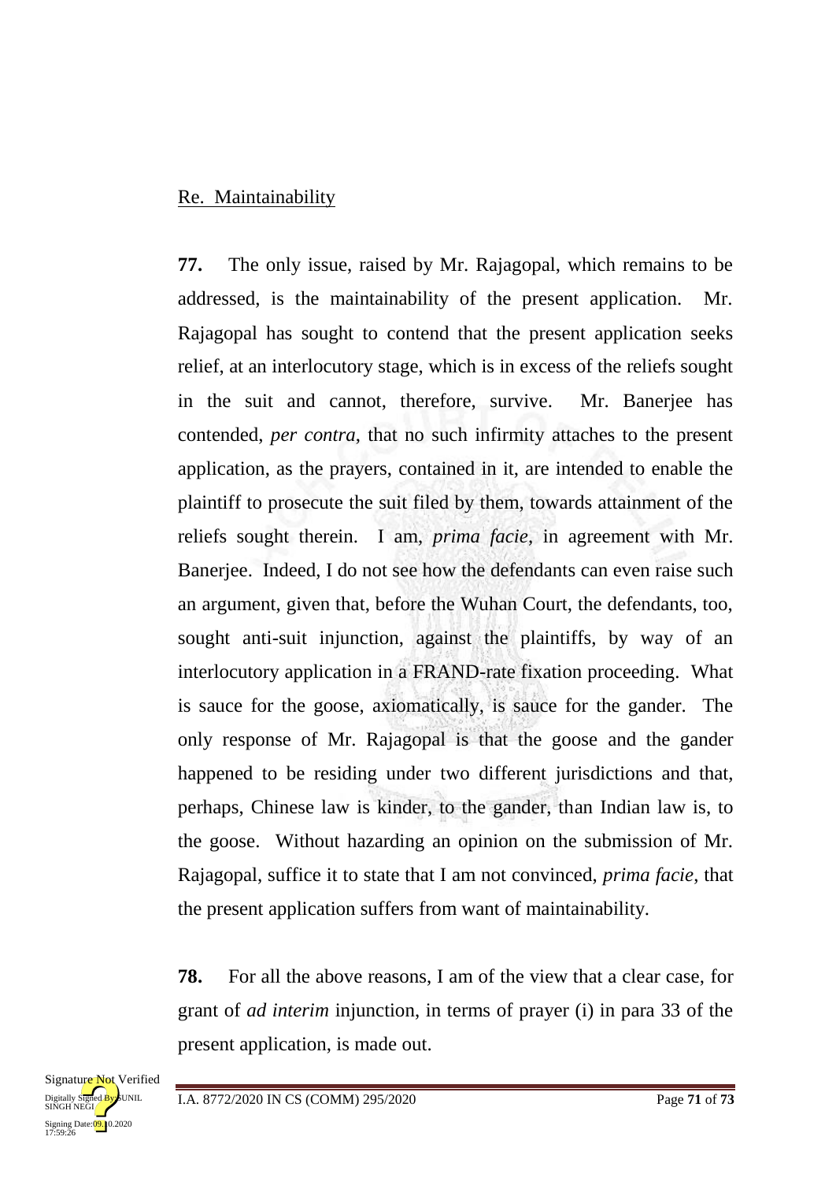Re. Maintainability

**77.** The only issue, raised by Mr. Rajagopal, which remains to be addressed, is the maintainability of the present application. Mr. Rajagopal has sought to contend that the present application seeks relief, at an interlocutory stage, which is in excess of the reliefs sought in the suit and cannot, therefore, survive. Mr. Banerjee has contended, *per contra*, that no such infirmity attaches to the present application, as the prayers, contained in it, are intended to enable the plaintiff to prosecute the suit filed by them, towards attainment of the reliefs sought therein. I am, *prima facie*, in agreement with Mr. Banerjee. Indeed, I do not see how the defendants can even raise such an argument, given that, before the Wuhan Court, the defendants, too, sought anti-suit injunction, against the plaintiffs, by way of an interlocutory application in a FRAND-rate fixation proceeding. What is sauce for the goose, axiomatically, is sauce for the gander. The only response of Mr. Rajagopal is that the goose and the gander happened to be residing under two different jurisdictions and that, perhaps, Chinese law is kinder, to the gander, than Indian law is, to the goose. Without hazarding an opinion on the submission of Mr. Rajagopal, suffice it to state that I am not convinced, *prima facie*, that the present application suffers from want of maintainability.

**78.** For all the above reasons, I am of the view that a clear case, for grant of *ad interim* injunction, in terms of prayer (i) in para 33 of the present application, is made out.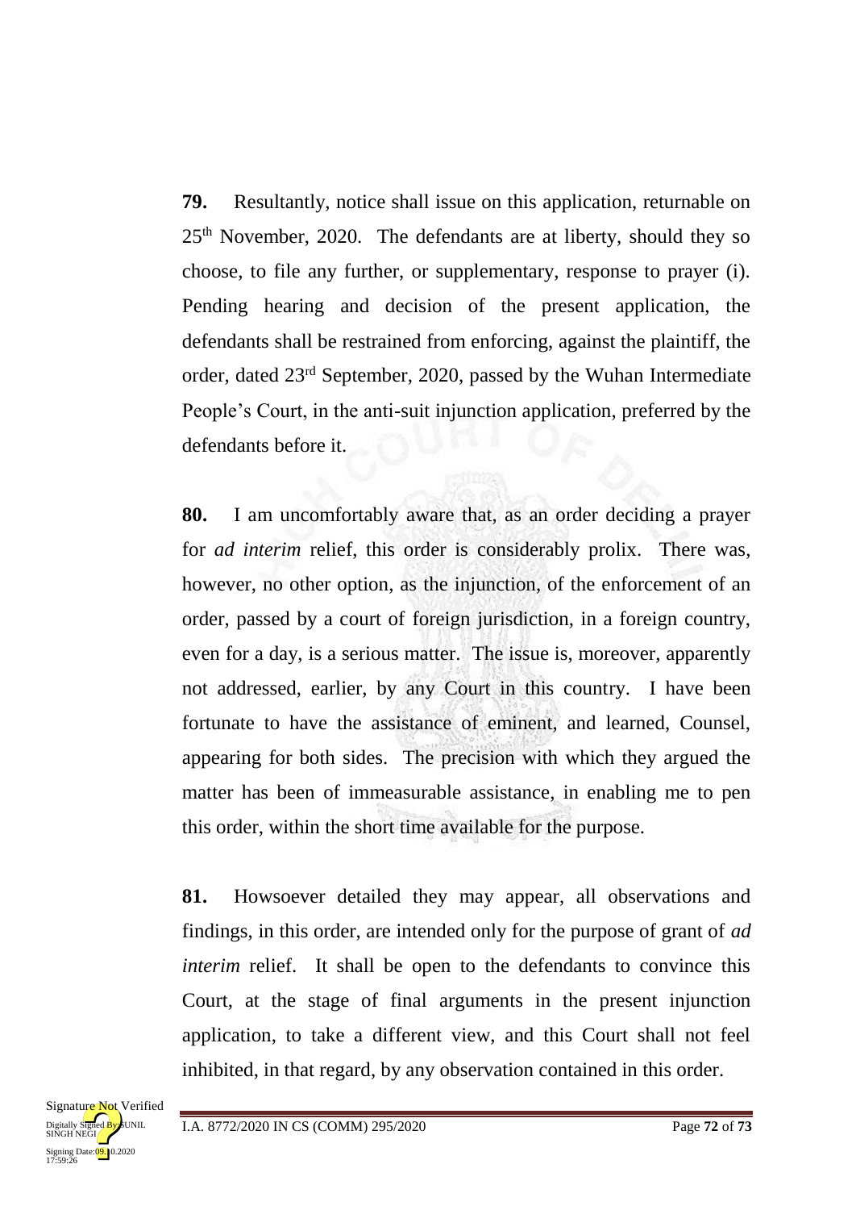**79.** Resultantly, notice shall issue on this application, returnable on 25th November, 2020. The defendants are at liberty, should they so choose, to file any further, or supplementary, response to prayer (i). Pending hearing and decision of the present application, the defendants shall be restrained from enforcing, against the plaintiff, the order, dated 23rd September, 2020, passed by the Wuhan Intermediate People's Court, in the anti-suit injunction application, preferred by the defendants before it.

**80.** I am uncomfortably aware that, as an order deciding a prayer for *ad interim* relief, this order is considerably prolix. There was, however, no other option, as the injunction, of the enforcement of an order, passed by a court of foreign jurisdiction, in a foreign country, even for a day, is a serious matter. The issue is, moreover, apparently not addressed, earlier, by any Court in this country. I have been fortunate to have the assistance of eminent, and learned, Counsel, appearing for both sides. The precision with which they argued the matter has been of immeasurable assistance, in enabling me to pen this order, within the short time available for the purpose.

**81.** Howsoever detailed they may appear, all observations and findings, in this order, are intended only for the purpose of grant of *ad interim* relief. It shall be open to the defendants to convince this Court, at the stage of final arguments in the present injunction application, to take a different view, and this Court shall not feel inhibited, in that regard, by any observation contained in this order.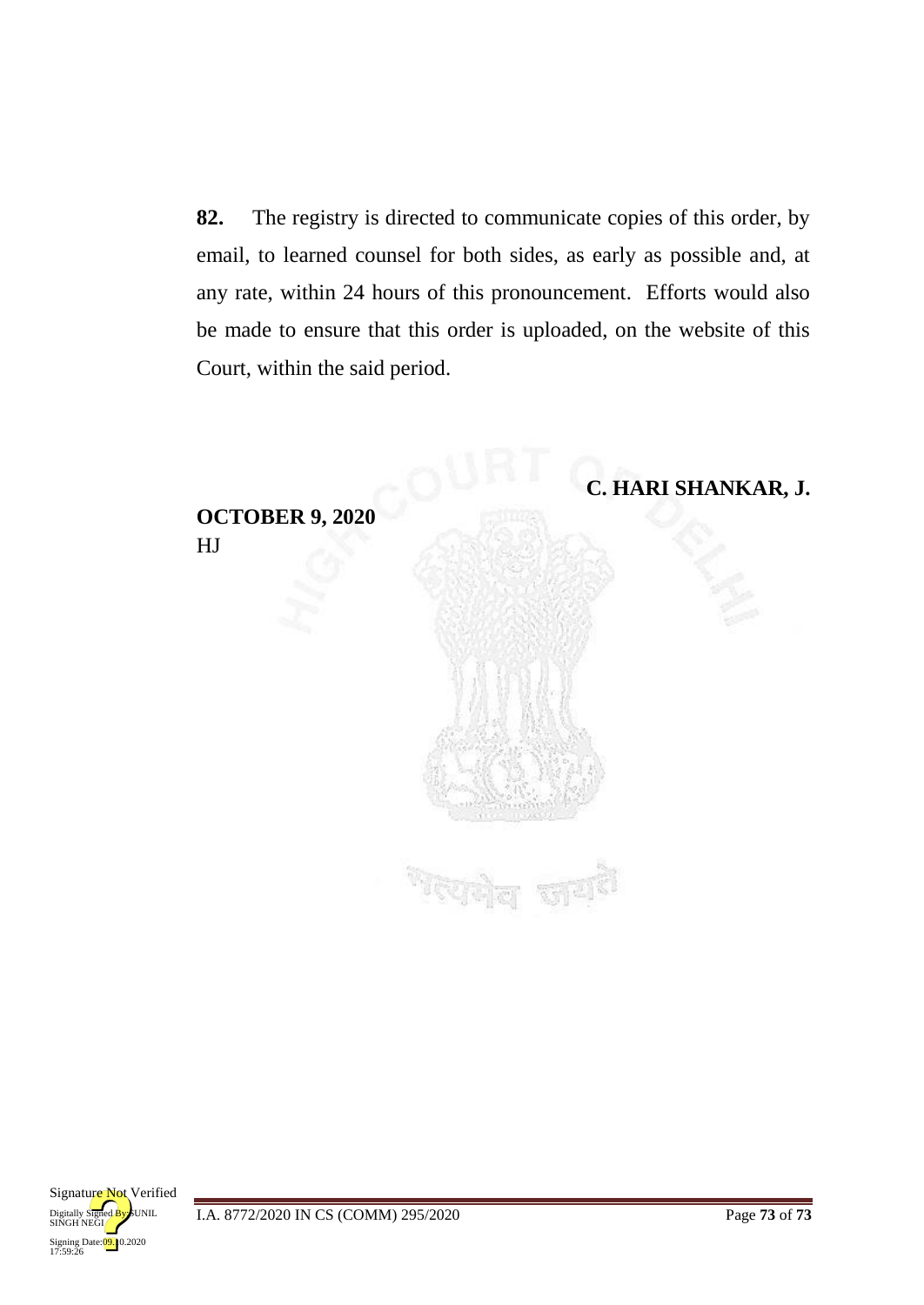**82.** The registry is directed to communicate copies of this order, by email, to learned counsel for both sides, as early as possible and, at any rate, within 24 hours of this pronouncement. Efforts would also be made to ensure that this order is uploaded, on the website of this Court, within the said period.

**C. HARI SHANKAR, J.**

**OCTOBER 9, 2020**

HJ